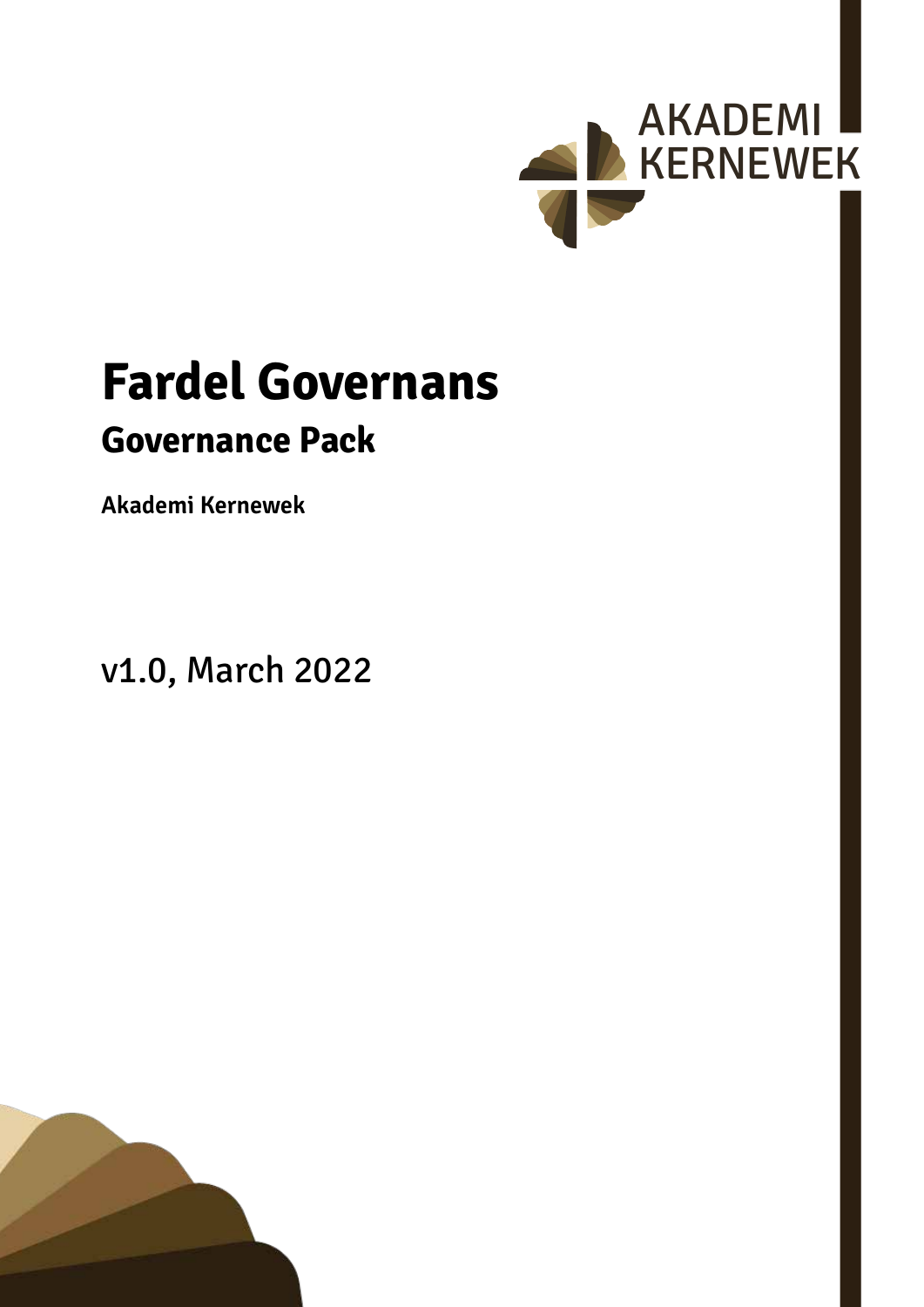AKADEMI KERNEWEK

# Fardel Governans

## Governance Pack

**Akademi Kernewek**

v1.0, March 2022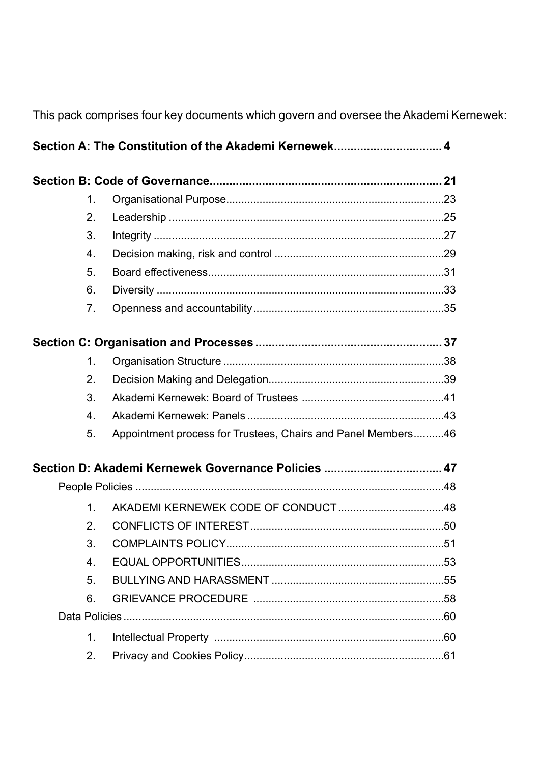This pack comprises four key documents which govern and oversee the Akademi Kernewek:

**Section A: The Constitution of the Akademi Kernewek................................ 4**

**Section B: Code of Governance...................................................................... 21**

1. Organisational Purpose.......................................................................23
2. Leadership ..........................................................................................25
3. Integrity ...............................................................................................27
4. Decision making, risk and control .......................................................29
5. Board effectiveness.............................................................................31
6. Diversity ..............................................................................................33
7. Openness and accountability..............................................................35

**Section C: Organisation and Processes ........................................................ 37**

1. Organisation Structure ........................................................................38
2. Decision Making and Delegation.........................................................39
3. Akademi Kernewek: Board of Trustees ..............................................41
4. Akademi Kernewek: Panels ................................................................43
5. Appointment process for Trustees, Chairs and Panel Members..........46

**Section D: Akademi Kernewek Governance Policies ................................... 47**

People Policies ....................................................................................................48

1. AKADEMI KERNEWEK CODE OF CONDUCT..................................48
2. CONFLICTS OF INTEREST...............................................................50
3. COMPLAINTS POLICY.......................................................................51
4. EQUAL OPPORTUNITIES..................................................................53
5. BULLYING AND HARASSMENT ........................................................55
6. GRIEVANCE PROCEDURE ..............................................................58

Data Policies .........................................................................................................60

1. Intellectual Property ............................................................................60
2. Privacy and Cookies Policy.................................................................61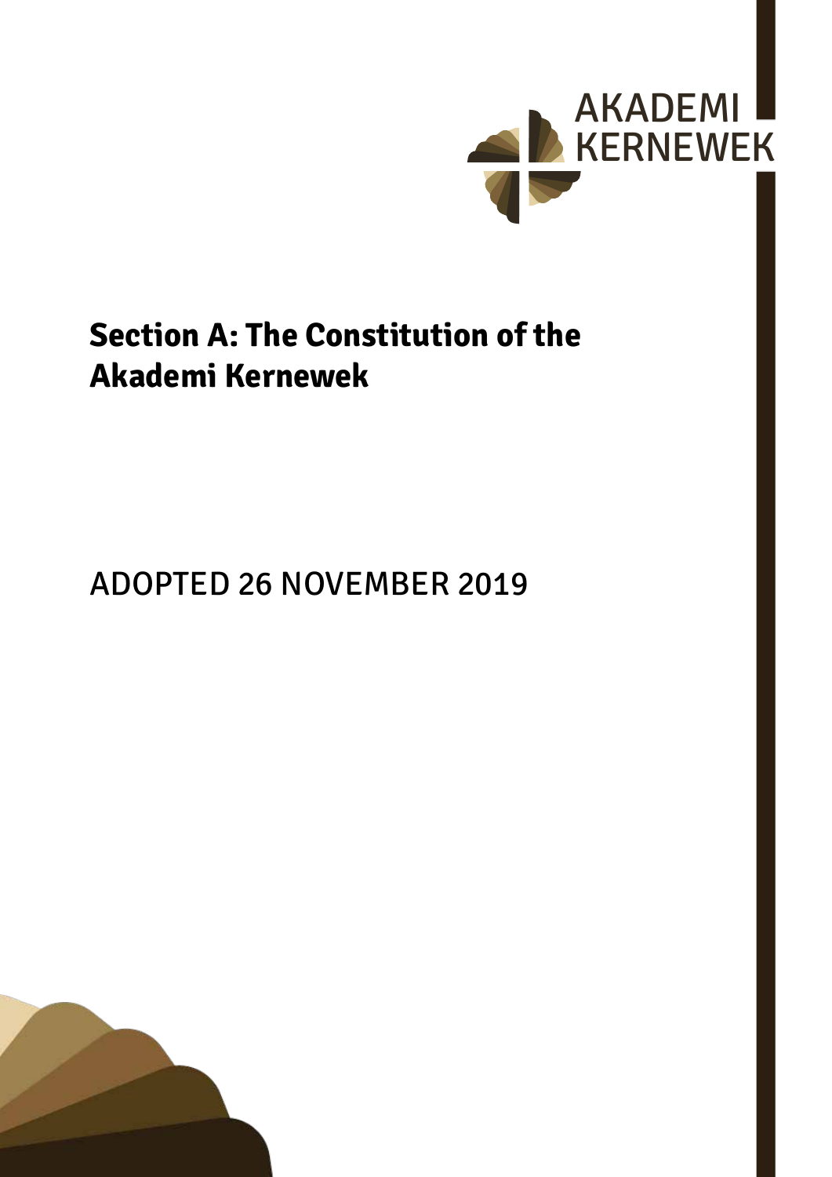# Section A: The Constitution of the Akademi Kernewek

ADOPTED 26 NOVEMBER 2019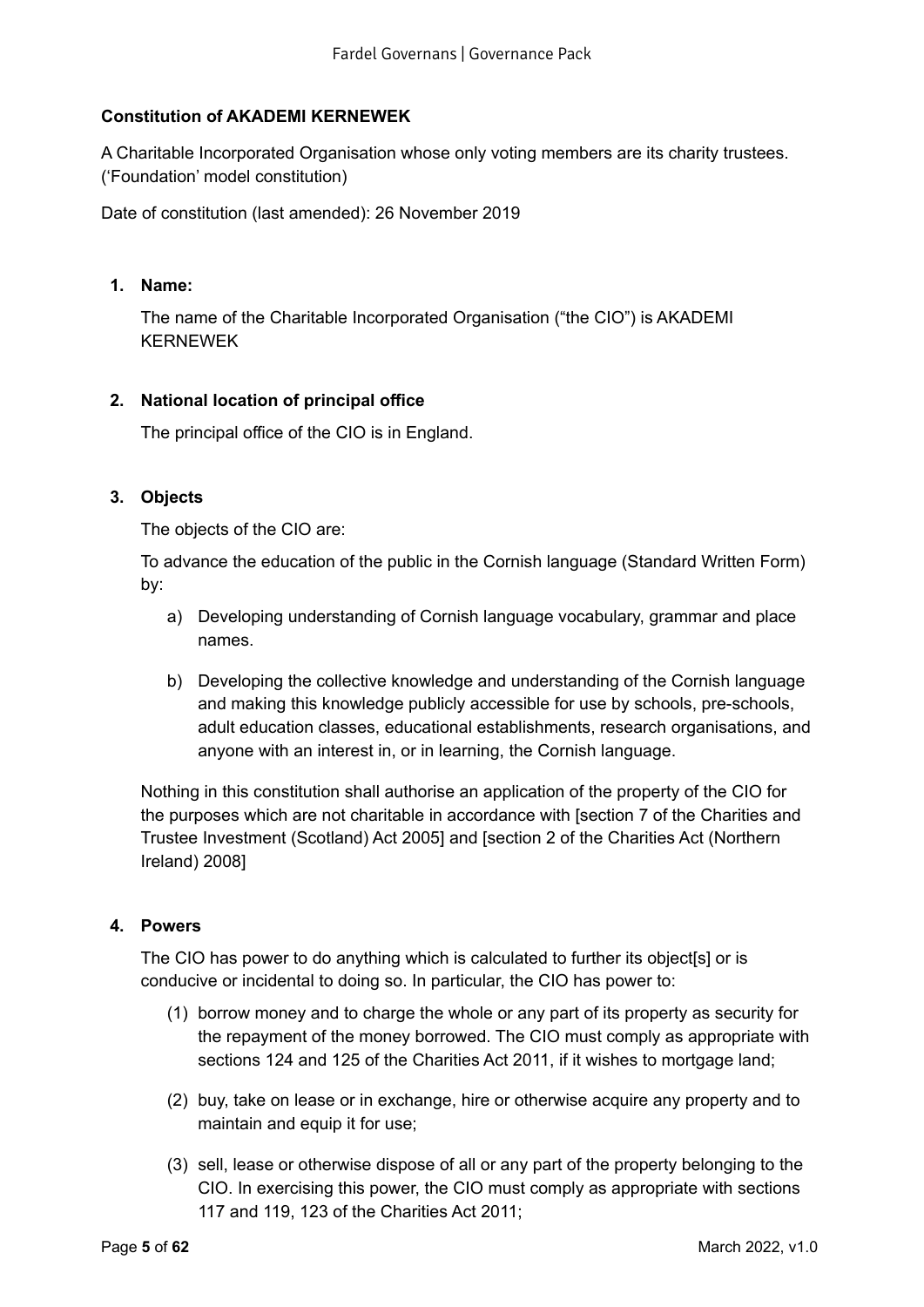**Constitution of AKADEMI KERNEWEK**

A Charitable Incorporated Organisation whose only voting members are its charity trustees. ('Foundation' model constitution)

Date of constitution (last amended): 26 November 2019

1. **Name:**

   The name of the Charitable Incorporated Organisation ("the CIO") is AKADEMI KERNEWEK

2. **National location of principal office**

   The principal office of the CIO is in England.

3. **Objects**

   The objects of the CIO are:

   To advance the education of the public in the Cornish language (Standard Written Form) by:

   a) Developing understanding of Cornish language vocabulary, grammar and place names.

   b) Developing the collective knowledge and understanding of the Cornish language and making this knowledge publicly accessible for use by schools, pre-schools, adult education classes, educational establishments, research organisations, and anyone with an interest in, or in learning, the Cornish language.

   Nothing in this constitution shall authorise an application of the property of the CIO for the purposes which are not charitable in accordance with [section 7 of the Charities and Trustee Investment (Scotland) Act 2005] and [section 2 of the Charities Act (Northern Ireland) 2008]

4. **Powers**

   The CIO has power to do anything which is calculated to further its object[s] or is conducive or incidental to doing so. In particular, the CIO has power to:

   (1) borrow money and to charge the whole or any part of its property as security for the repayment of the money borrowed. The CIO must comply as appropriate with sections 124 and 125 of the Charities Act 2011, if it wishes to mortgage land;

   (2) buy, take on lease or in exchange, hire or otherwise acquire any property and to maintain and equip it for use;

   (3) sell, lease or otherwise dispose of all or any part of the property belonging to the CIO. In exercising this power, the CIO must comply as appropriate with sections 117 and 119, 123 of the Charities Act 2011;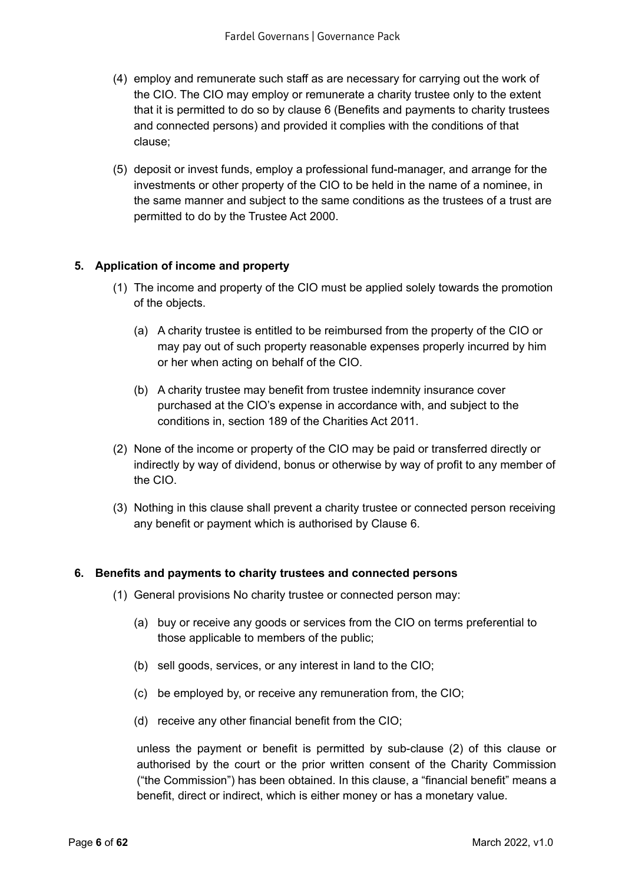(4) employ and remunerate such staff as are necessary for carrying out the work of the CIO. The CIO may employ or remunerate a charity trustee only to the extent that it is permitted to do so by clause 6 (Benefits and payments to charity trustees and connected persons) and provided it complies with the conditions of that clause;

(5) deposit or invest funds, employ a professional fund-manager, and arrange for the investments or other property of the CIO to be held in the name of a nominee, in the same manner and subject to the same conditions as the trustees of a trust are permitted to do by the Trustee Act 2000.

## 5. Application of income and property

(1) The income and property of the CIO must be applied solely towards the promotion of the objects.

(a) A charity trustee is entitled to be reimbursed from the property of the CIO or may pay out of such property reasonable expenses properly incurred by him or her when acting on behalf of the CIO.

(b) A charity trustee may benefit from trustee indemnity insurance cover purchased at the CIO's expense in accordance with, and subject to the conditions in, section 189 of the Charities Act 2011.

(2) None of the income or property of the CIO may be paid or transferred directly or indirectly by way of dividend, bonus or otherwise by way of profit to any member of the CIO.

(3) Nothing in this clause shall prevent a charity trustee or connected person receiving any benefit or payment which is authorised by Clause 6.

## 6. Benefits and payments to charity trustees and connected persons

(1) General provisions No charity trustee or connected person may:

(a) buy or receive any goods or services from the CIO on terms preferential to those applicable to members of the public;

(b) sell goods, services, or any interest in land to the CIO;

(c) be employed by, or receive any remuneration from, the CIO;

(d) receive any other financial benefit from the CIO;

unless the payment or benefit is permitted by sub-clause (2) of this clause or authorised by the court or the prior written consent of the Charity Commission ("the Commission") has been obtained. In this clause, a "financial benefit" means a benefit, direct or indirect, which is either money or has a monetary value.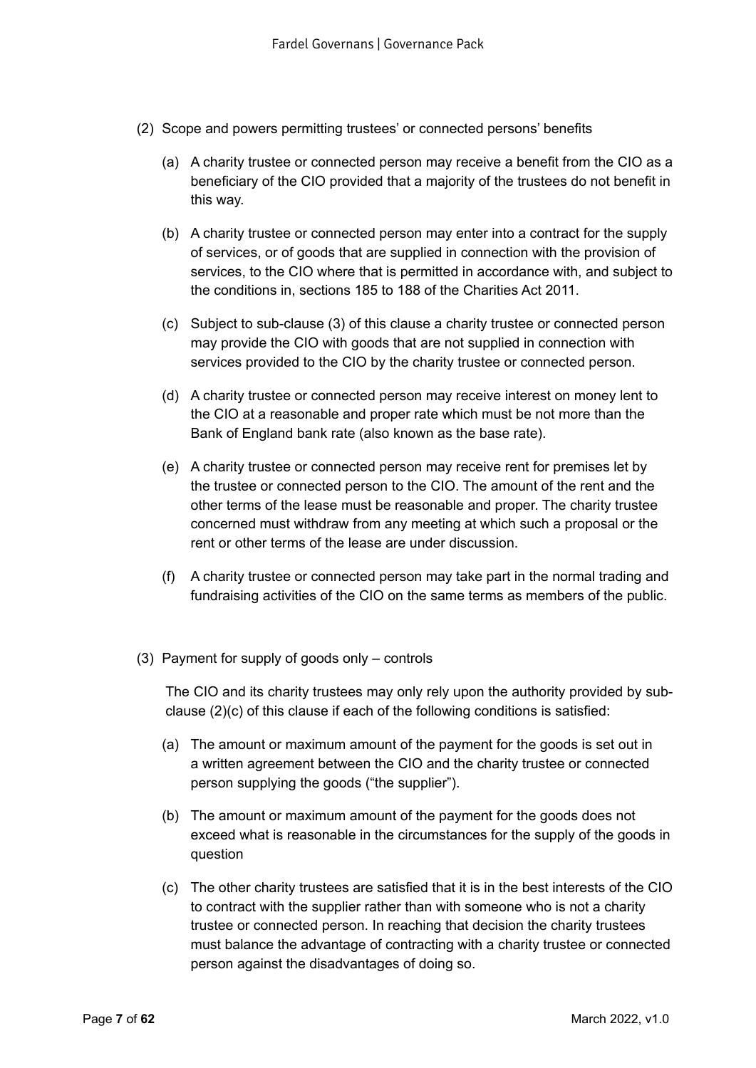(2) Scope and powers permitting trustees' or connected persons' benefits

(a) A charity trustee or connected person may receive a benefit from the CIO as a beneficiary of the CIO provided that a majority of the trustees do not benefit in this way.

(b) A charity trustee or connected person may enter into a contract for the supply of services, or of goods that are supplied in connection with the provision of services, to the CIO where that is permitted in accordance with, and subject to the conditions in, sections 185 to 188 of the Charities Act 2011.

(c) Subject to sub-clause (3) of this clause a charity trustee or connected person may provide the CIO with goods that are not supplied in connection with services provided to the CIO by the charity trustee or connected person.

(d) A charity trustee or connected person may receive interest on money lent to the CIO at a reasonable and proper rate which must be not more than the Bank of England bank rate (also known as the base rate).

(e) A charity trustee or connected person may receive rent for premises let by the trustee or connected person to the CIO. The amount of the rent and the other terms of the lease must be reasonable and proper. The charity trustee concerned must withdraw from any meeting at which such a proposal or the rent or other terms of the lease are under discussion.

(f) A charity trustee or connected person may take part in the normal trading and fundraising activities of the CIO on the same terms as members of the public.

(3) Payment for supply of goods only – controls

The CIO and its charity trustees may only rely upon the authority provided by sub-clause (2)(c) of this clause if each of the following conditions is satisfied:

(a) The amount or maximum amount of the payment for the goods is set out in a written agreement between the CIO and the charity trustee or connected person supplying the goods ("the supplier").

(b) The amount or maximum amount of the payment for the goods does not exceed what is reasonable in the circumstances for the supply of the goods in question

(c) The other charity trustees are satisfied that it is in the best interests of the CIO to contract with the supplier rather than with someone who is not a charity trustee or connected person. In reaching that decision the charity trustees must balance the advantage of contracting with a charity trustee or connected person against the disadvantages of doing so.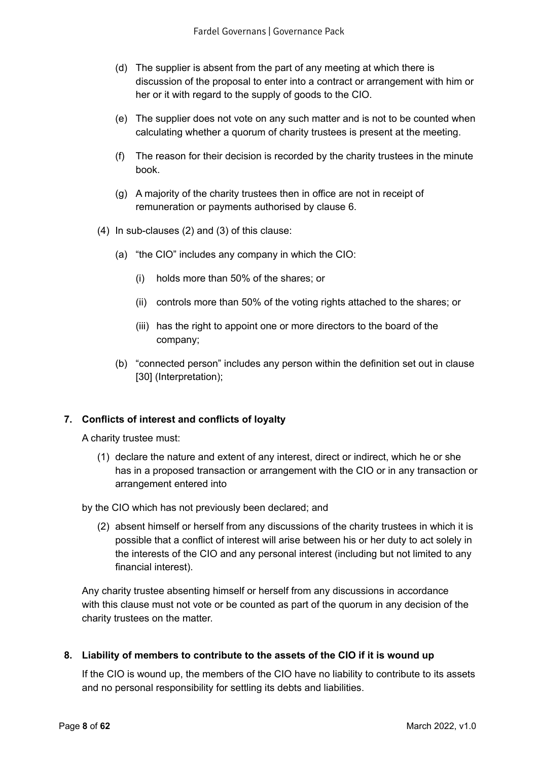(d) The supplier is absent from the part of any meeting at which there is discussion of the proposal to enter into a contract or arrangement with him or her or it with regard to the supply of goods to the CIO.

(e) The supplier does not vote on any such matter and is not to be counted when calculating whether a quorum of charity trustees is present at the meeting.

(f) The reason for their decision is recorded by the charity trustees in the minute book.

(g) A majority of the charity trustees then in office are not in receipt of remuneration or payments authorised by clause 6.

(4) In sub-clauses (2) and (3) of this clause:

(a) "the CIO" includes any company in which the CIO:

(i) holds more than 50% of the shares; or

(ii) controls more than 50% of the voting rights attached to the shares; or

(iii) has the right to appoint one or more directors to the board of the company;

(b) "connected person" includes any person within the definition set out in clause [30] (Interpretation);

**7. Conflicts of interest and conflicts of loyalty**

A charity trustee must:

(1) declare the nature and extent of any interest, direct or indirect, which he or she has in a proposed transaction or arrangement with the CIO or in any transaction or arrangement entered into

by the CIO which has not previously been declared; and

(2) absent himself or herself from any discussions of the charity trustees in which it is possible that a conflict of interest will arise between his or her duty to act solely in the interests of the CIO and any personal interest (including but not limited to any financial interest).

Any charity trustee absenting himself or herself from any discussions in accordance with this clause must not vote or be counted as part of the quorum in any decision of the charity trustees on the matter.

**8. Liability of members to contribute to the assets of the CIO if it is wound up**

If the CIO is wound up, the members of the CIO have no liability to contribute to its assets and no personal responsibility for settling its debts and liabilities.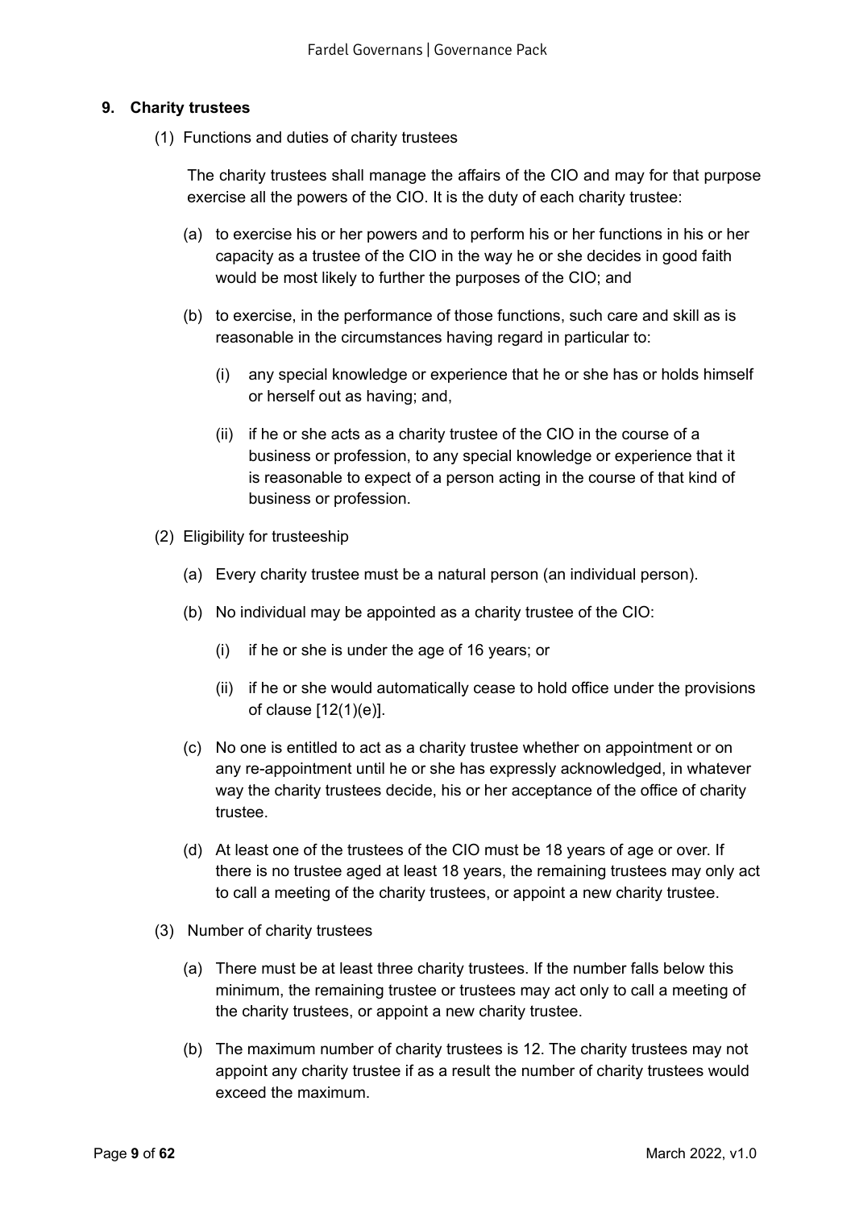## 9. Charity trustees

(1) Functions and duties of charity trustees

The charity trustees shall manage the affairs of the CIO and may for that purpose exercise all the powers of the CIO. It is the duty of each charity trustee:

(a) to exercise his or her powers and to perform his or her functions in his or her capacity as a trustee of the CIO in the way he or she decides in good faith would be most likely to further the purposes of the CIO; and

(b) to exercise, in the performance of those functions, such care and skill as is reasonable in the circumstances having regard in particular to:

(i) any special knowledge or experience that he or she has or holds himself or herself out as having; and,

(ii) if he or she acts as a charity trustee of the CIO in the course of a business or profession, to any special knowledge or experience that it is reasonable to expect of a person acting in the course of that kind of business or profession.

(2) Eligibility for trusteeship

(a) Every charity trustee must be a natural person (an individual person).

(b) No individual may be appointed as a charity trustee of the CIO:

(i) if he or she is under the age of 16 years; or

(ii) if he or she would automatically cease to hold office under the provisions of clause [12(1)(e)].

(c) No one is entitled to act as a charity trustee whether on appointment or on any re-appointment until he or she has expressly acknowledged, in whatever way the charity trustees decide, his or her acceptance of the office of charity trustee.

(d) At least one of the trustees of the CIO must be 18 years of age or over. If there is no trustee aged at least 18 years, the remaining trustees may only act to call a meeting of the charity trustees, or appoint a new charity trustee.

(3) Number of charity trustees

(a) There must be at least three charity trustees. If the number falls below this minimum, the remaining trustee or trustees may act only to call a meeting of the charity trustees, or appoint a new charity trustee.

(b) The maximum number of charity trustees is 12. The charity trustees may not appoint any charity trustee if as a result the number of charity trustees would exceed the maximum.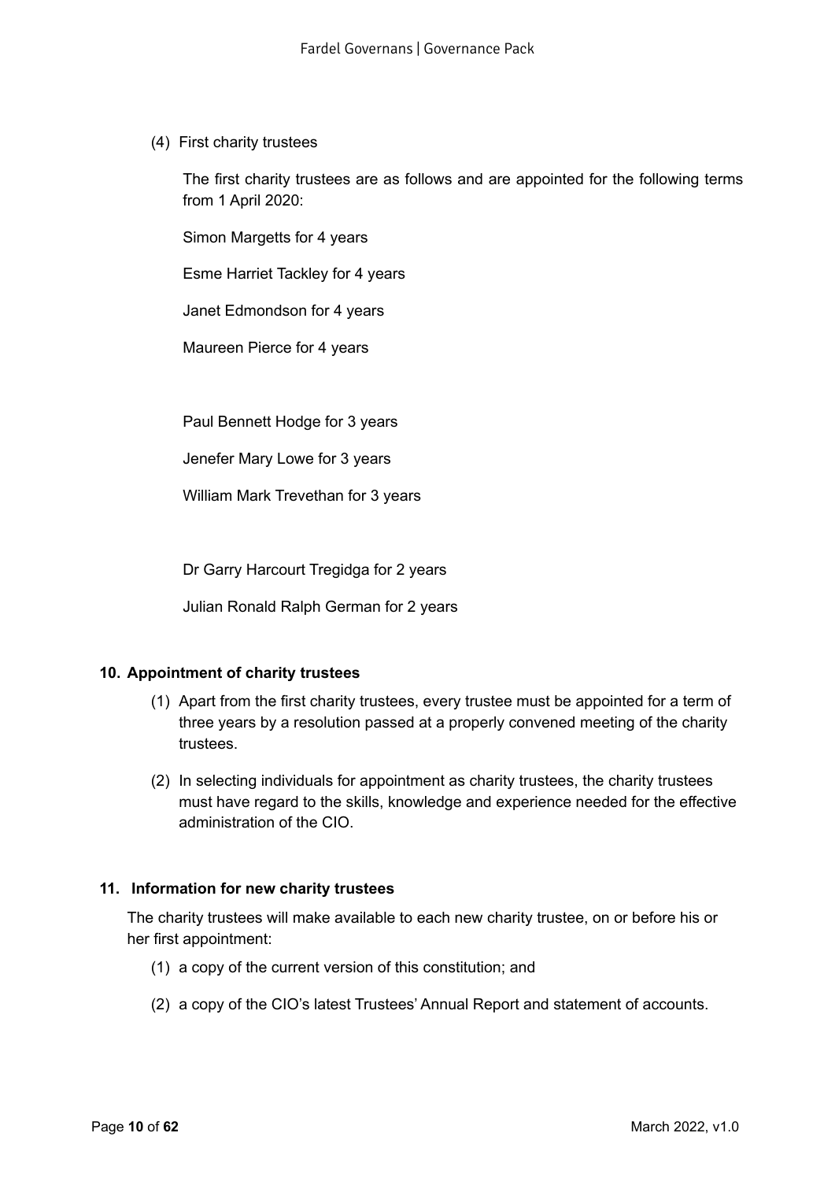(4) First charity trustees

The first charity trustees are as follows and are appointed for the following terms from 1 April 2020:

Simon Margetts for 4 years

Esme Harriet Tackley for 4 years

Janet Edmondson for 4 years

Maureen Pierce for 4 years

Paul Bennett Hodge for 3 years

Jenefer Mary Lowe for 3 years

William Mark Trevethan for 3 years

Dr Garry Harcourt Tregidga for 2 years

Julian Ronald Ralph German for 2 years

**10. Appointment of charity trustees**

(1) Apart from the first charity trustees, every trustee must be appointed for a term of three years by a resolution passed at a properly convened meeting of the charity trustees.

(2) In selecting individuals for appointment as charity trustees, the charity trustees must have regard to the skills, knowledge and experience needed for the effective administration of the CIO.

**11. Information for new charity trustees**

The charity trustees will make available to each new charity trustee, on or before his or her first appointment:

(1) a copy of the current version of this constitution; and

(2) a copy of the CIO's latest Trustees' Annual Report and statement of accounts.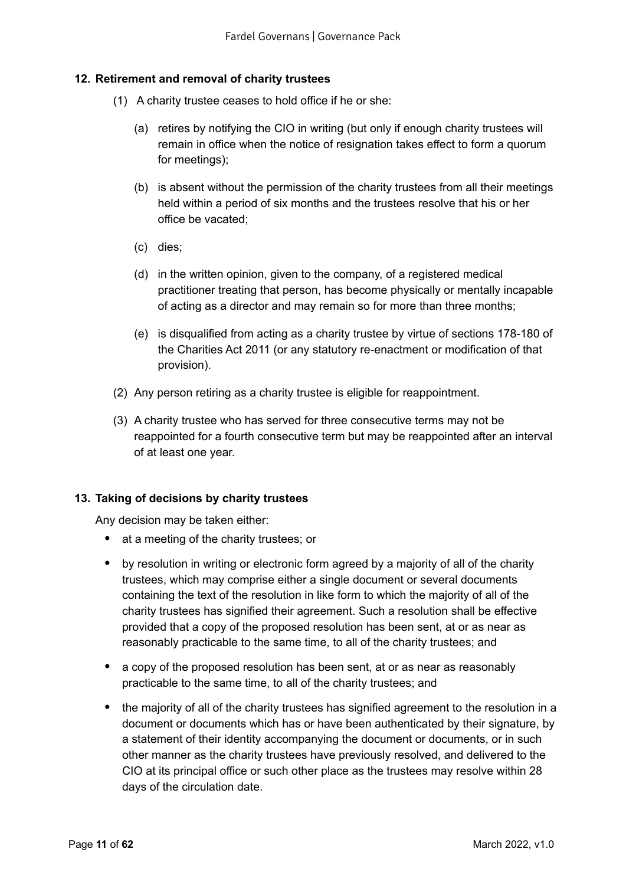## 12. Retirement and removal of charity trustees

(1) A charity trustee ceases to hold office if he or she:

(a) retires by notifying the CIO in writing (but only if enough charity trustees will remain in office when the notice of resignation takes effect to form a quorum for meetings);

(b) is absent without the permission of the charity trustees from all their meetings held within a period of six months and the trustees resolve that his or her office be vacated;

(c) dies;

(d) in the written opinion, given to the company, of a registered medical practitioner treating that person, has become physically or mentally incapable of acting as a director and may remain so for more than three months;

(e) is disqualified from acting as a charity trustee by virtue of sections 178-180 of the Charities Act 2011 (or any statutory re-enactment or modification of that provision).

(2) Any person retiring as a charity trustee is eligible for reappointment.

(3) A charity trustee who has served for three consecutive terms may not be reappointed for a fourth consecutive term but may be reappointed after an interval of at least one year.

## 13. Taking of decisions by charity trustees

Any decision may be taken either:

- at a meeting of the charity trustees; or
- by resolution in writing or electronic form agreed by a majority of all of the charity trustees, which may comprise either a single document or several documents containing the text of the resolution in like form to which the majority of all of the charity trustees has signified their agreement. Such a resolution shall be effective provided that a copy of the proposed resolution has been sent, at or as near as reasonably practicable to the same time, to all of the charity trustees; and
- a copy of the proposed resolution has been sent, at or as near as reasonably practicable to the same time, to all of the charity trustees; and
- the majority of all of the charity trustees has signified agreement to the resolution in a document or documents which has or have been authenticated by their signature, by a statement of their identity accompanying the document or documents, or in such other manner as the charity trustees have previously resolved, and delivered to the CIO at its principal office or such other place as the trustees may resolve within 28 days of the circulation date.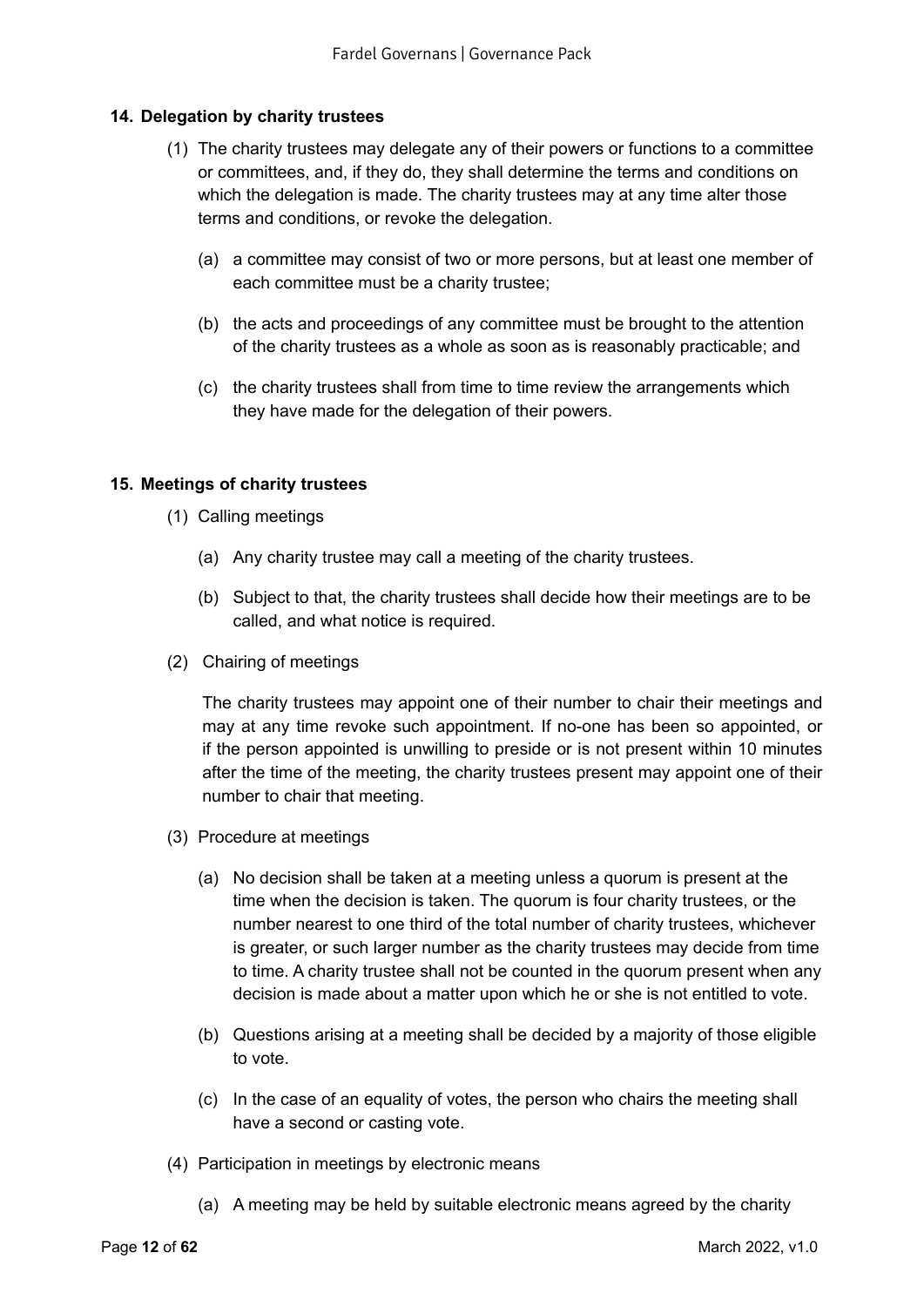## 14. Delegation by charity trustees

(1) The charity trustees may delegate any of their powers or functions to a committee or committees, and, if they do, they shall determine the terms and conditions on which the delegation is made. The charity trustees may at any time alter those terms and conditions, or revoke the delegation.

  (a) a committee may consist of two or more persons, but at least one member of each committee must be a charity trustee;

  (b) the acts and proceedings of any committee must be brought to the attention of the charity trustees as a whole as soon as is reasonably practicable; and

  (c) the charity trustees shall from time to time review the arrangements which they have made for the delegation of their powers.

## 15. Meetings of charity trustees

(1) Calling meetings

  (a) Any charity trustee may call a meeting of the charity trustees.

  (b) Subject to that, the charity trustees shall decide how their meetings are to be called, and what notice is required.

(2) Chairing of meetings

The charity trustees may appoint one of their number to chair their meetings and may at any time revoke such appointment. If no-one has been so appointed, or if the person appointed is unwilling to preside or is not present within 10 minutes after the time of the meeting, the charity trustees present may appoint one of their number to chair that meeting.

(3) Procedure at meetings

  (a) No decision shall be taken at a meeting unless a quorum is present at the time when the decision is taken. The quorum is four charity trustees, or the number nearest to one third of the total number of charity trustees, whichever is greater, or such larger number as the charity trustees may decide from time to time. A charity trustee shall not be counted in the quorum present when any decision is made about a matter upon which he or she is not entitled to vote.

  (b) Questions arising at a meeting shall be decided by a majority of those eligible to vote.

  (c) In the case of an equality of votes, the person who chairs the meeting shall have a second or casting vote.

(4) Participation in meetings by electronic means

  (a) A meeting may be held by suitable electronic means agreed by the charity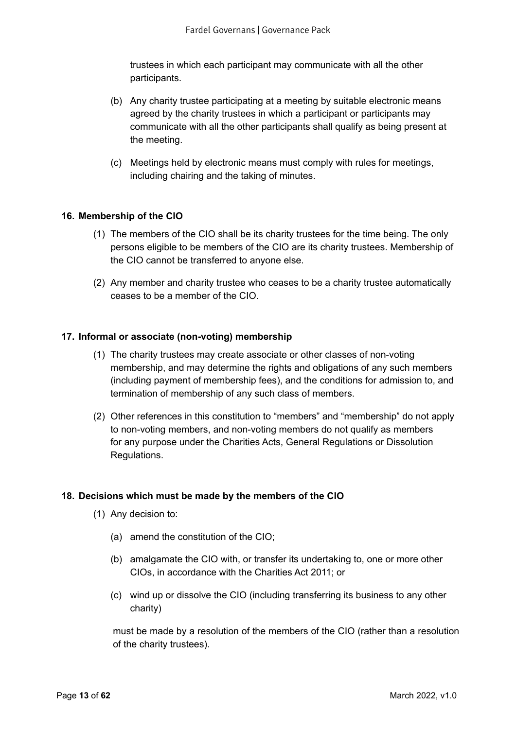trustees in which each participant may communicate with all the other participants.

(b) Any charity trustee participating at a meeting by suitable electronic means agreed by the charity trustees in which a participant or participants may communicate with all the other participants shall qualify as being present at the meeting.

(c) Meetings held by electronic means must comply with rules for meetings, including chairing and the taking of minutes.

### 16. Membership of the CIO

(1) The members of the CIO shall be its charity trustees for the time being. The only persons eligible to be members of the CIO are its charity trustees. Membership of the CIO cannot be transferred to anyone else.

(2) Any member and charity trustee who ceases to be a charity trustee automatically ceases to be a member of the CIO.

### 17. Informal or associate (non-voting) membership

(1) The charity trustees may create associate or other classes of non-voting membership, and may determine the rights and obligations of any such members (including payment of membership fees), and the conditions for admission to, and termination of membership of any such class of members.

(2) Other references in this constitution to "members" and "membership" do not apply to non-voting members, and non-voting members do not qualify as members for any purpose under the Charities Acts, General Regulations or Dissolution Regulations.

### 18. Decisions which must be made by the members of the CIO

(1) Any decision to:

(a) amend the constitution of the CIO;

(b) amalgamate the CIO with, or transfer its undertaking to, one or more other CIOs, in accordance with the Charities Act 2011; or

(c) wind up or dissolve the CIO (including transferring its business to any other charity)

must be made by a resolution of the members of the CIO (rather than a resolution of the charity trustees).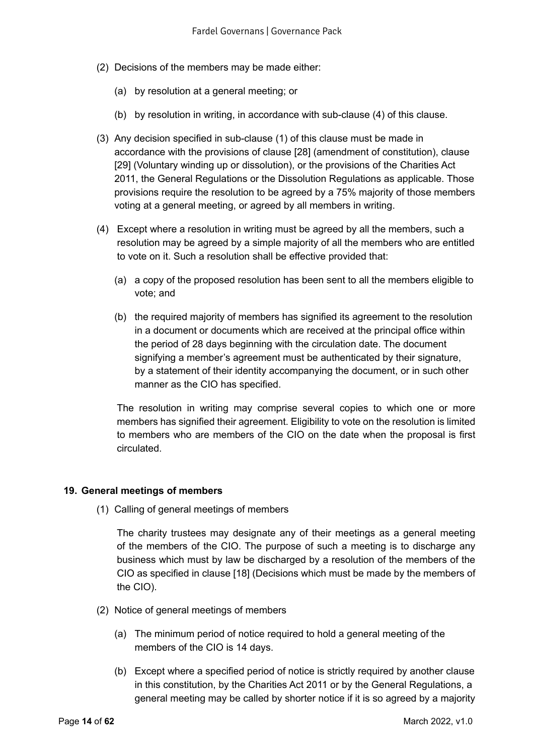(2) Decisions of the members may be made either:

   (a) by resolution at a general meeting; or

   (b) by resolution in writing, in accordance with sub-clause (4) of this clause.

(3) Any decision specified in sub-clause (1) of this clause must be made in accordance with the provisions of clause [28] (amendment of constitution), clause [29] (Voluntary winding up or dissolution), or the provisions of the Charities Act 2011, the General Regulations or the Dissolution Regulations as applicable. Those provisions require the resolution to be agreed by a 75% majority of those members voting at a general meeting, or agreed by all members in writing.

(4) Except where a resolution in writing must be agreed by all the members, such a resolution may be agreed by a simple majority of all the members who are entitled to vote on it. Such a resolution shall be effective provided that:

   (a) a copy of the proposed resolution has been sent to all the members eligible to vote; and

   (b) the required majority of members has signified its agreement to the resolution in a document or documents which are received at the principal office within the period of 28 days beginning with the circulation date. The document signifying a member's agreement must be authenticated by their signature, by a statement of their identity accompanying the document, or in such other manner as the CIO has specified.

   The resolution in writing may comprise several copies to which one or more members has signified their agreement. Eligibility to vote on the resolution is limited to members who are members of the CIO on the date when the proposal is first circulated.

**19. General meetings of members**

(1) Calling of general meetings of members

   The charity trustees may designate any of their meetings as a general meeting of the members of the CIO. The purpose of such a meeting is to discharge any business which must by law be discharged by a resolution of the members of the CIO as specified in clause [18] (Decisions which must be made by the members of the CIO).

(2) Notice of general meetings of members

   (a) The minimum period of notice required to hold a general meeting of the members of the CIO is 14 days.

   (b) Except where a specified period of notice is strictly required by another clause in this constitution, by the Charities Act 2011 or by the General Regulations, a general meeting may be called by shorter notice if it is so agreed by a majority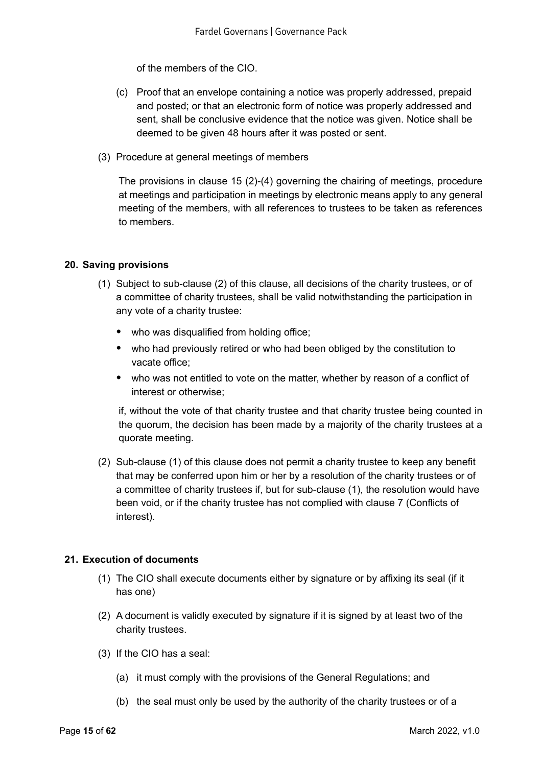of the members of the CIO.

(c) Proof that an envelope containing a notice was properly addressed, prepaid and posted; or that an electronic form of notice was properly addressed and sent, shall be conclusive evidence that the notice was given. Notice shall be deemed to be given 48 hours after it was posted or sent.

(3) Procedure at general meetings of members

The provisions in clause 15 (2)-(4) governing the chairing of meetings, procedure at meetings and participation in meetings by electronic means apply to any general meeting of the members, with all references to trustees to be taken as references to members.

## 20. Saving provisions

(1) Subject to sub-clause (2) of this clause, all decisions of the charity trustees, or of a committee of charity trustees, shall be valid notwithstanding the participation in any vote of a charity trustee:

- who was disqualified from holding office;
- who had previously retired or who had been obliged by the constitution to vacate office;
- who was not entitled to vote on the matter, whether by reason of a conflict of interest or otherwise;

if, without the vote of that charity trustee and that charity trustee being counted in the quorum, the decision has been made by a majority of the charity trustees at a quorate meeting.

(2) Sub-clause (1) of this clause does not permit a charity trustee to keep any benefit that may be conferred upon him or her by a resolution of the charity trustees or of a committee of charity trustees if, but for sub-clause (1), the resolution would have been void, or if the charity trustee has not complied with clause 7 (Conflicts of interest).

## 21. Execution of documents

(1) The CIO shall execute documents either by signature or by affixing its seal (if it has one)

(2) A document is validly executed by signature if it is signed by at least two of the charity trustees.

(3) If the CIO has a seal:

(a) it must comply with the provisions of the General Regulations; and

(b) the seal must only be used by the authority of the charity trustees or of a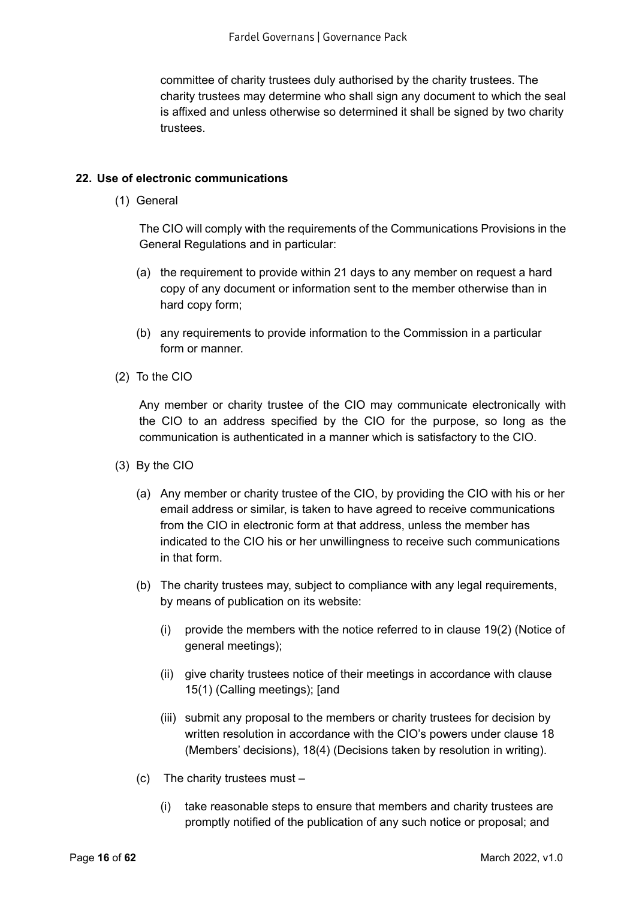committee of charity trustees duly authorised by the charity trustees. The charity trustees may determine who shall sign any document to which the seal is affixed and unless otherwise so determined it shall be signed by two charity trustees.

**22. Use of electronic communications**

(1) General

The CIO will comply with the requirements of the Communications Provisions in the General Regulations and in particular:

(a) the requirement to provide within 21 days to any member on request a hard copy of any document or information sent to the member otherwise than in hard copy form;

(b) any requirements to provide information to the Commission in a particular form or manner.

(2) To the CIO

Any member or charity trustee of the CIO may communicate electronically with the CIO to an address specified by the CIO for the purpose, so long as the communication is authenticated in a manner which is satisfactory to the CIO.

(3) By the CIO

(a) Any member or charity trustee of the CIO, by providing the CIO with his or her email address or similar, is taken to have agreed to receive communications from the CIO in electronic form at that address, unless the member has indicated to the CIO his or her unwillingness to receive such communications in that form.

(b) The charity trustees may, subject to compliance with any legal requirements, by means of publication on its website:

(i) provide the members with the notice referred to in clause 19(2) (Notice of general meetings);

(ii) give charity trustees notice of their meetings in accordance with clause 15(1) (Calling meetings); [and

(iii) submit any proposal to the members or charity trustees for decision by written resolution in accordance with the CIO's powers under clause 18 (Members' decisions), 18(4) (Decisions taken by resolution in writing).

(c) The charity trustees must –

(i) take reasonable steps to ensure that members and charity trustees are promptly notified of the publication of any such notice or proposal; and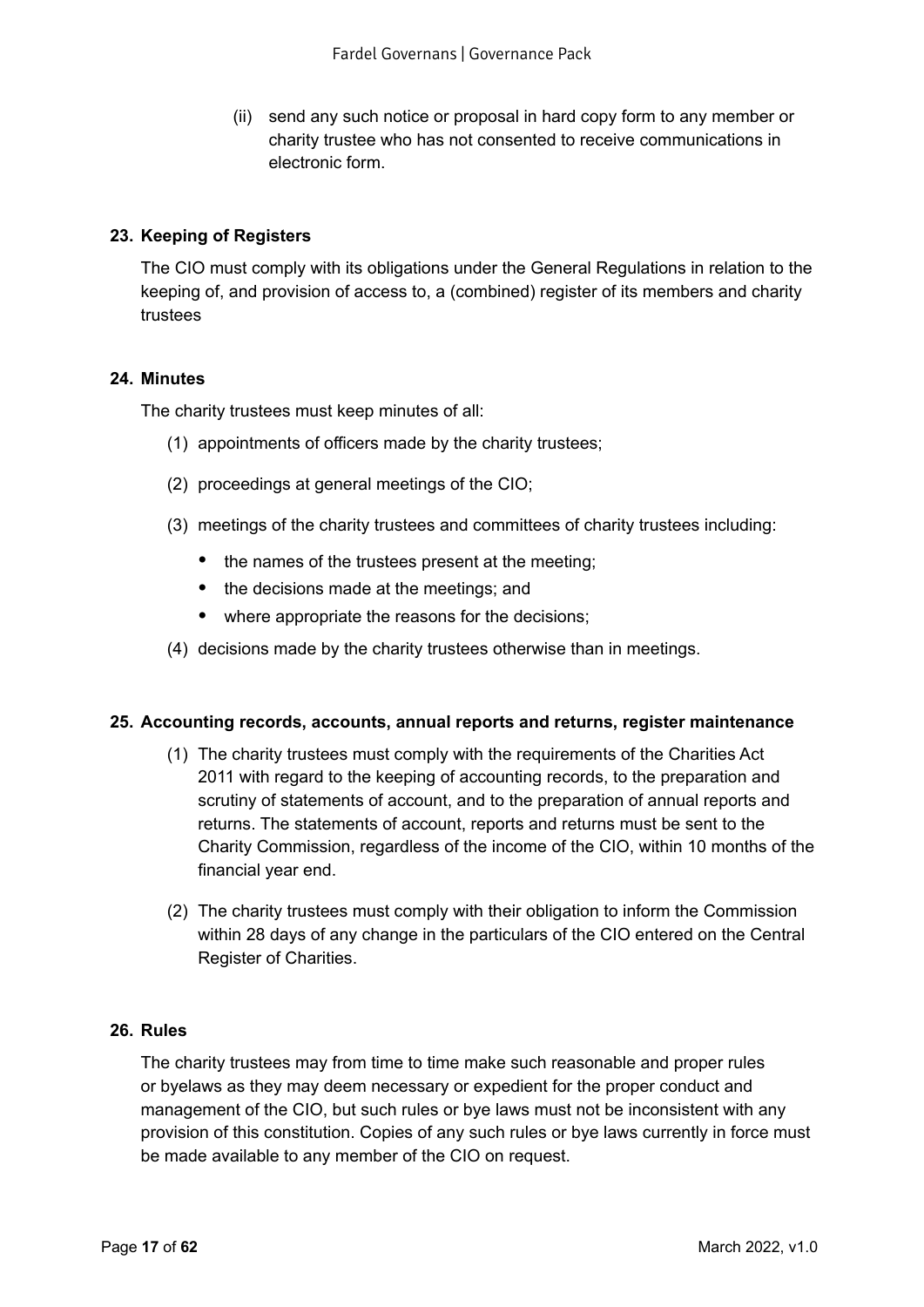(ii) send any such notice or proposal in hard copy form to any member or charity trustee who has not consented to receive communications in electronic form.

### 23. Keeping of Registers

The CIO must comply with its obligations under the General Regulations in relation to the keeping of, and provision of access to, a (combined) register of its members and charity trustees

### 24. Minutes

The charity trustees must keep minutes of all:

(1) appointments of officers made by the charity trustees;

(2) proceedings at general meetings of the CIO;

(3) meetings of the charity trustees and committees of charity trustees including:

- the names of the trustees present at the meeting;
- the decisions made at the meetings; and
- where appropriate the reasons for the decisions;

(4) decisions made by the charity trustees otherwise than in meetings.

### 25. Accounting records, accounts, annual reports and returns, register maintenance

(1) The charity trustees must comply with the requirements of the Charities Act 2011 with regard to the keeping of accounting records, to the preparation and scrutiny of statements of account, and to the preparation of annual reports and returns. The statements of account, reports and returns must be sent to the Charity Commission, regardless of the income of the CIO, within 10 months of the financial year end.

(2) The charity trustees must comply with their obligation to inform the Commission within 28 days of any change in the particulars of the CIO entered on the Central Register of Charities.

### 26. Rules

The charity trustees may from time to time make such reasonable and proper rules or byelaws as they may deem necessary or expedient for the proper conduct and management of the CIO, but such rules or bye laws must not be inconsistent with any provision of this constitution. Copies of any such rules or bye laws currently in force must be made available to any member of the CIO on request.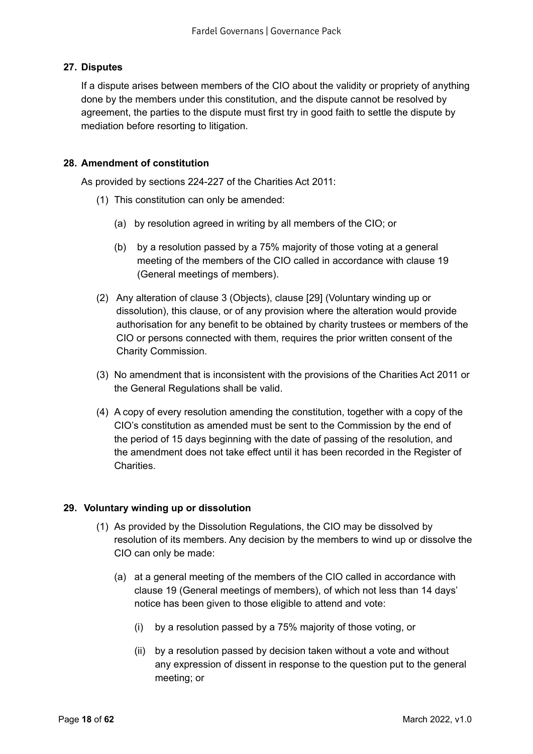## 27. Disputes

If a dispute arises between members of the CIO about the validity or propriety of anything done by the members under this constitution, and the dispute cannot be resolved by agreement, the parties to the dispute must first try in good faith to settle the dispute by mediation before resorting to litigation.

## 28. Amendment of constitution

As provided by sections 224-227 of the Charities Act 2011:

(1) This constitution can only be amended:

(a) by resolution agreed in writing by all members of the CIO; or

(b) by a resolution passed by a 75% majority of those voting at a general meeting of the members of the CIO called in accordance with clause 19 (General meetings of members).

(2) Any alteration of clause 3 (Objects), clause [29] (Voluntary winding up or dissolution), this clause, or of any provision where the alteration would provide authorisation for any benefit to be obtained by charity trustees or members of the CIO or persons connected with them, requires the prior written consent of the Charity Commission.

(3) No amendment that is inconsistent with the provisions of the Charities Act 2011 or the General Regulations shall be valid.

(4) A copy of every resolution amending the constitution, together with a copy of the CIO's constitution as amended must be sent to the Commission by the end of the period of 15 days beginning with the date of passing of the resolution, and the amendment does not take effect until it has been recorded in the Register of Charities.

## 29. Voluntary winding up or dissolution

(1) As provided by the Dissolution Regulations, the CIO may be dissolved by resolution of its members. Any decision by the members to wind up or dissolve the CIO can only be made:

(a) at a general meeting of the members of the CIO called in accordance with clause 19 (General meetings of members), of which not less than 14 days' notice has been given to those eligible to attend and vote:

(i) by a resolution passed by a 75% majority of those voting, or

(ii) by a resolution passed by decision taken without a vote and without any expression of dissent in response to the question put to the general meeting; or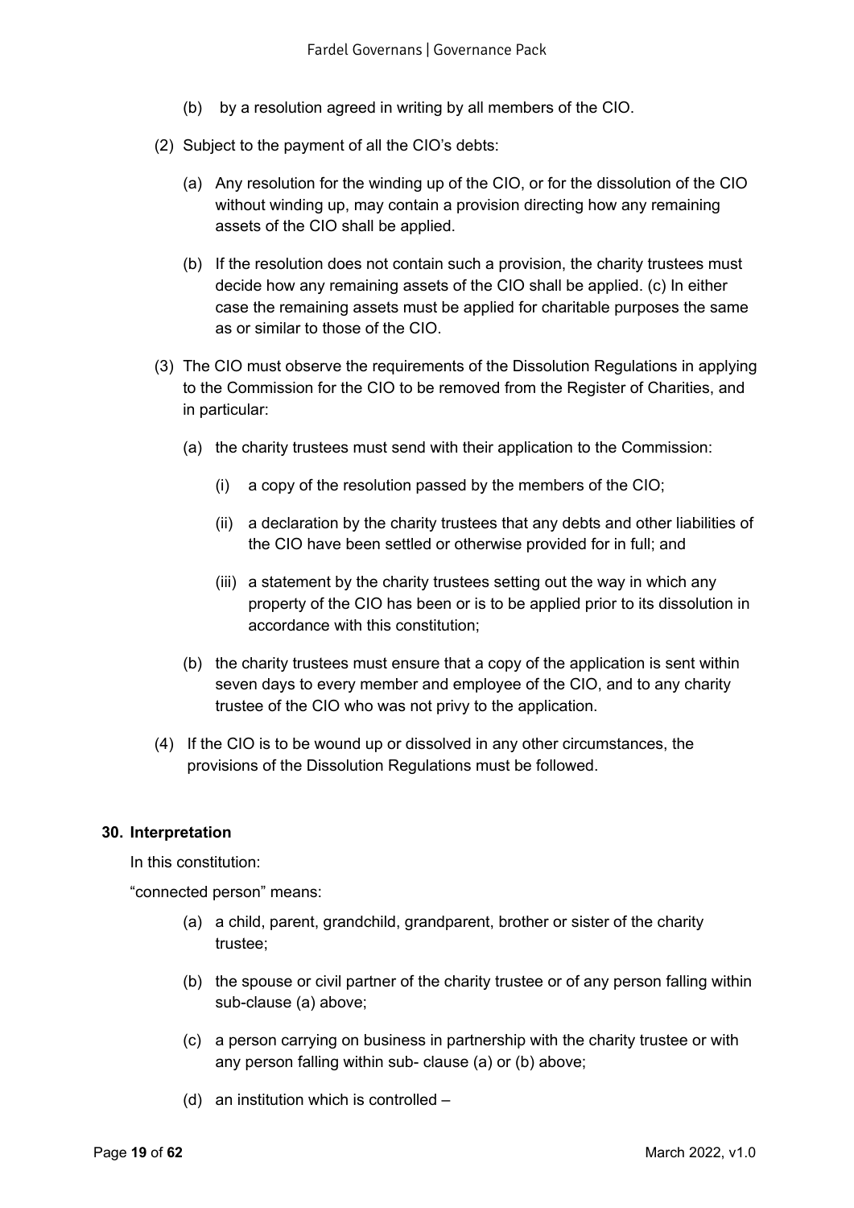(b) by a resolution agreed in writing by all members of the CIO.

(2) Subject to the payment of all the CIO's debts:

(a) Any resolution for the winding up of the CIO, or for the dissolution of the CIO without winding up, may contain a provision directing how any remaining assets of the CIO shall be applied.

(b) If the resolution does not contain such a provision, the charity trustees must decide how any remaining assets of the CIO shall be applied. (c) In either case the remaining assets must be applied for charitable purposes the same as or similar to those of the CIO.

(3) The CIO must observe the requirements of the Dissolution Regulations in applying to the Commission for the CIO to be removed from the Register of Charities, and in particular:

(a) the charity trustees must send with their application to the Commission:

(i) a copy of the resolution passed by the members of the CIO;

(ii) a declaration by the charity trustees that any debts and other liabilities of the CIO have been settled or otherwise provided for in full; and

(iii) a statement by the charity trustees setting out the way in which any property of the CIO has been or is to be applied prior to its dissolution in accordance with this constitution;

(b) the charity trustees must ensure that a copy of the application is sent within seven days to every member and employee of the CIO, and to any charity trustee of the CIO who was not privy to the application.

(4) If the CIO is to be wound up or dissolved in any other circumstances, the provisions of the Dissolution Regulations must be followed.

**30. Interpretation**

In this constitution:

"connected person" means:

(a) a child, parent, grandchild, grandparent, brother or sister of the charity trustee;

(b) the spouse or civil partner of the charity trustee or of any person falling within sub-clause (a) above;

(c) a person carrying on business in partnership with the charity trustee or with any person falling within sub- clause (a) or (b) above;

(d) an institution which is controlled –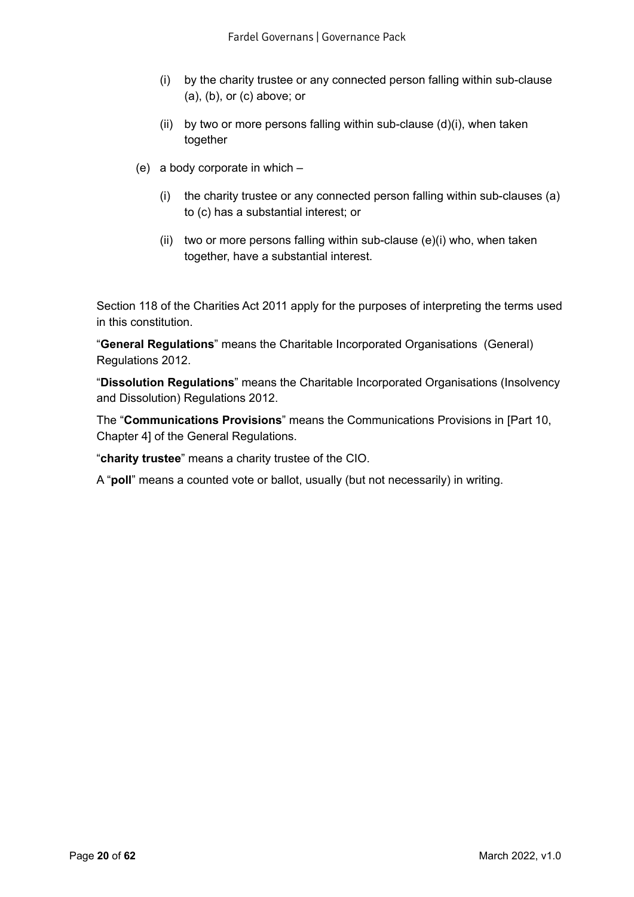- (i) by the charity trustee or any connected person falling within sub-clause (a), (b), or (c) above; or
   - (ii) by two or more persons falling within sub-clause (d)(i), when taken together

- (e) a body corporate in which –
   - (i) the charity trustee or any connected person falling within sub-clauses (a) to (c) has a substantial interest; or
   - (ii) two or more persons falling within sub-clause (e)(i) who, when taken together, have a substantial interest.

Section 118 of the Charities Act 2011 apply for the purposes of interpreting the terms used in this constitution.

"**General Regulations**" means the Charitable Incorporated Organisations (General) Regulations 2012.

"**Dissolution Regulations**" means the Charitable Incorporated Organisations (Insolvency and Dissolution) Regulations 2012.

The "**Communications Provisions**" means the Communications Provisions in [Part 10, Chapter 4] of the General Regulations.

"**charity trustee**" means a charity trustee of the CIO.

A "**poll**" means a counted vote or ballot, usually (but not necessarily) in writing.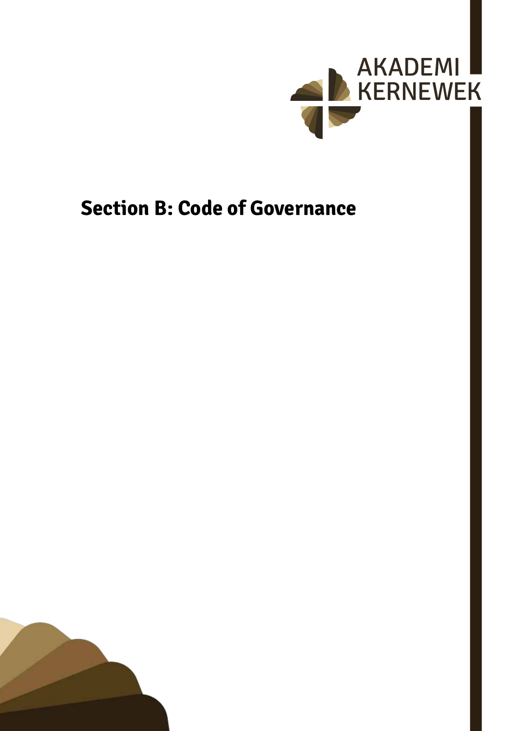# Section B: Code of Governance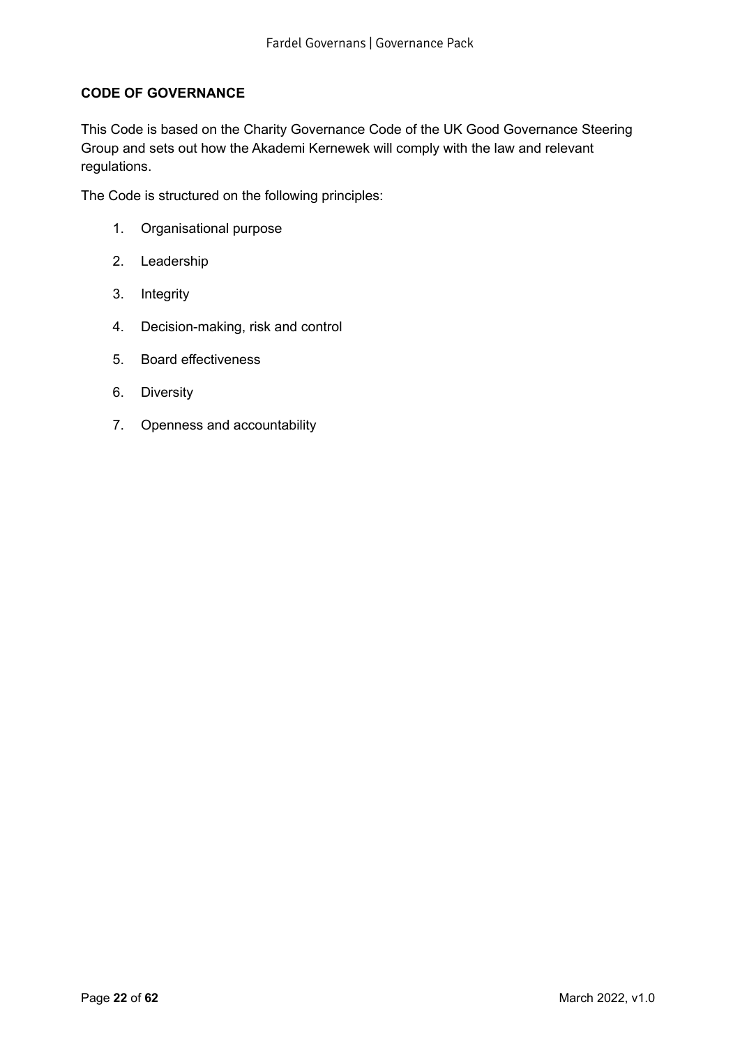**CODE OF GOVERNANCE**

This Code is based on the Charity Governance Code of the UK Good Governance Steering Group and sets out how the Akademi Kernewek will comply with the law and relevant regulations.

The Code is structured on the following principles:

1. Organisational purpose
2. Leadership
3. Integrity
4. Decision-making, risk and control
5. Board effectiveness
6. Diversity
7. Openness and accountability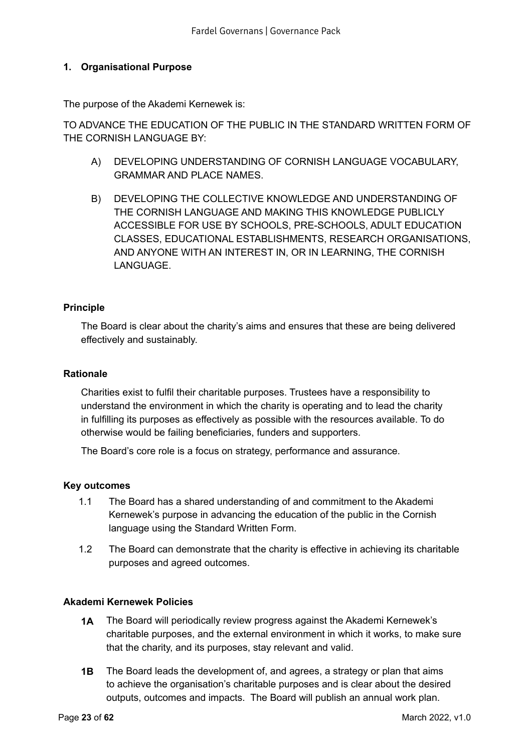## 1. Organisational Purpose

The purpose of the Akademi Kernewek is:

TO ADVANCE THE EDUCATION OF THE PUBLIC IN THE STANDARD WRITTEN FORM OF THE CORNISH LANGUAGE BY:

A) DEVELOPING UNDERSTANDING OF CORNISH LANGUAGE VOCABULARY, GRAMMAR AND PLACE NAMES.

B) DEVELOPING THE COLLECTIVE KNOWLEDGE AND UNDERSTANDING OF THE CORNISH LANGUAGE AND MAKING THIS KNOWLEDGE PUBLICLY ACCESSIBLE FOR USE BY SCHOOLS, PRE-SCHOOLS, ADULT EDUCATION CLASSES, EDUCATIONAL ESTABLISHMENTS, RESEARCH ORGANISATIONS, AND ANYONE WITH AN INTEREST IN, OR IN LEARNING, THE CORNISH LANGUAGE.

### Principle

The Board is clear about the charity's aims and ensures that these are being delivered effectively and sustainably.

### Rationale

Charities exist to fulfil their charitable purposes. Trustees have a responsibility to understand the environment in which the charity is operating and to lead the charity in fulfilling its purposes as effectively as possible with the resources available. To do otherwise would be failing beneficiaries, funders and supporters.

The Board's core role is a focus on strategy, performance and assurance.

### Key outcomes

1.1 The Board has a shared understanding of and commitment to the Akademi Kernewek's purpose in advancing the education of the public in the Cornish language using the Standard Written Form.

1.2 The Board can demonstrate that the charity is effective in achieving its charitable purposes and agreed outcomes.

### Akademi Kernewek Policies

**1A** The Board will periodically review progress against the Akademi Kernewek's charitable purposes, and the external environment in which it works, to make sure that the charity, and its purposes, stay relevant and valid.

**1B** The Board leads the development of, and agrees, a strategy or plan that aims to achieve the organisation's charitable purposes and is clear about the desired outputs, outcomes and impacts. The Board will publish an annual work plan.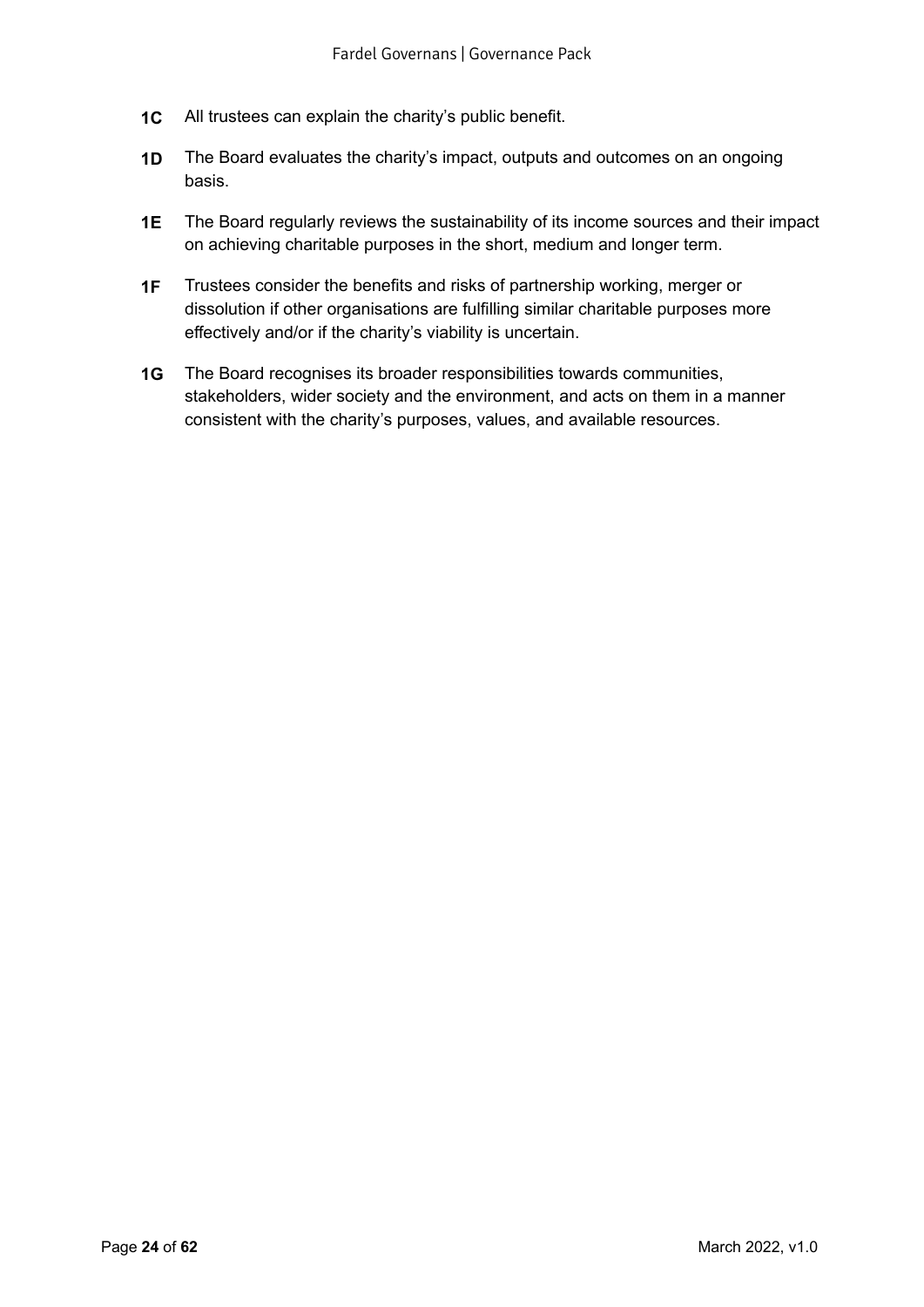**1C** All trustees can explain the charity's public benefit.

**1D** The Board evaluates the charity's impact, outputs and outcomes on an ongoing basis.

**1E** The Board regularly reviews the sustainability of its income sources and their impact on achieving charitable purposes in the short, medium and longer term.

**1F** Trustees consider the benefits and risks of partnership working, merger or dissolution if other organisations are fulfilling similar charitable purposes more effectively and/or if the charity's viability is uncertain.

**1G** The Board recognises its broader responsibilities towards communities, stakeholders, wider society and the environment, and acts on them in a manner consistent with the charity's purposes, values, and available resources.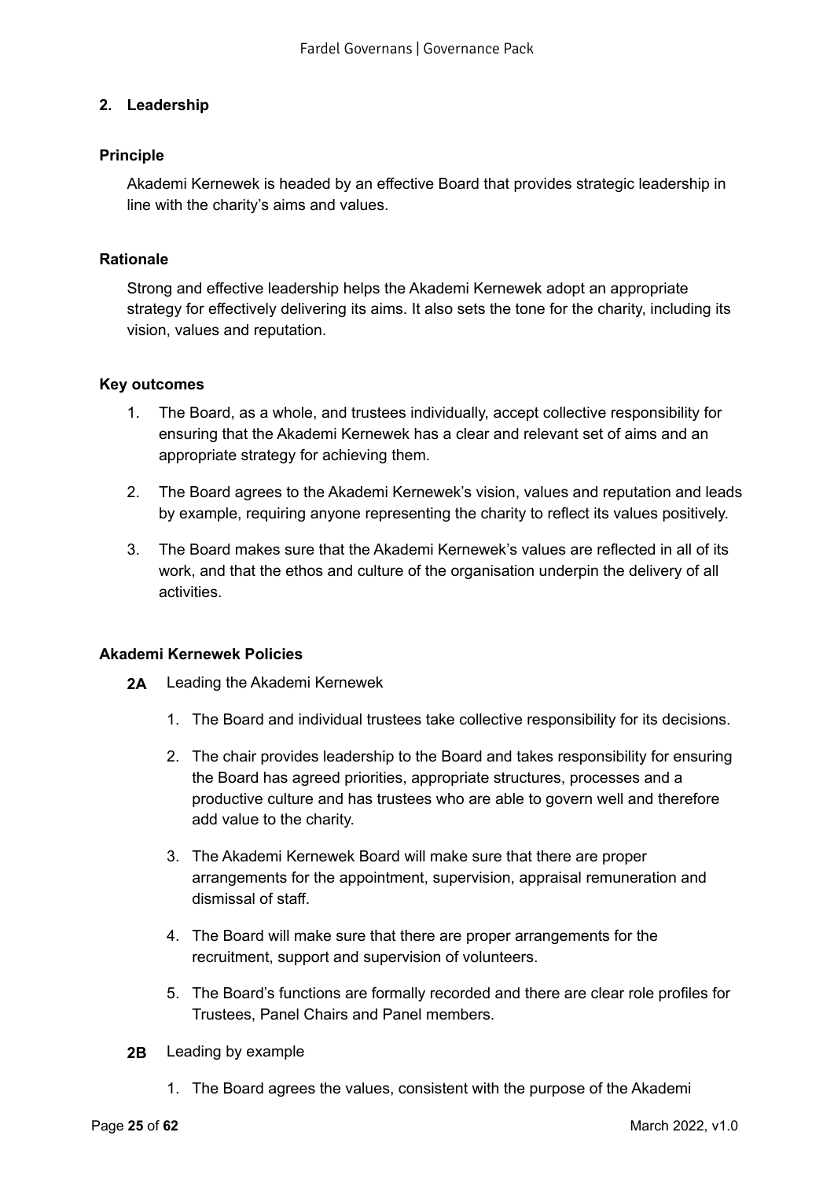## 2. Leadership

### Principle

Akademi Kernewek is headed by an effective Board that provides strategic leadership in line with the charity's aims and values.

### Rationale

Strong and effective leadership helps the Akademi Kernewek adopt an appropriate strategy for effectively delivering its aims. It also sets the tone for the charity, including its vision, values and reputation.

### Key outcomes

1. The Board, as a whole, and trustees individually, accept collective responsibility for ensuring that the Akademi Kernewek has a clear and relevant set of aims and an appropriate strategy for achieving them.
2. The Board agrees to the Akademi Kernewek's vision, values and reputation and leads by example, requiring anyone representing the charity to reflect its values positively.
3. The Board makes sure that the Akademi Kernewek's values are reflected in all of its work, and that the ethos and culture of the organisation underpin the delivery of all activities.

### Akademi Kernewek Policies

**2A** Leading the Akademi Kernewek

1. The Board and individual trustees take collective responsibility for its decisions.
2. The chair provides leadership to the Board and takes responsibility for ensuring the Board has agreed priorities, appropriate structures, processes and a productive culture and has trustees who are able to govern well and therefore add value to the charity.
3. The Akademi Kernewek Board will make sure that there are proper arrangements for the appointment, supervision, appraisal remuneration and dismissal of staff.
4. The Board will make sure that there are proper arrangements for the recruitment, support and supervision of volunteers.
5. The Board's functions are formally recorded and there are clear role profiles for Trustees, Panel Chairs and Panel members.

**2B** Leading by example

1. The Board agrees the values, consistent with the purpose of the Akademi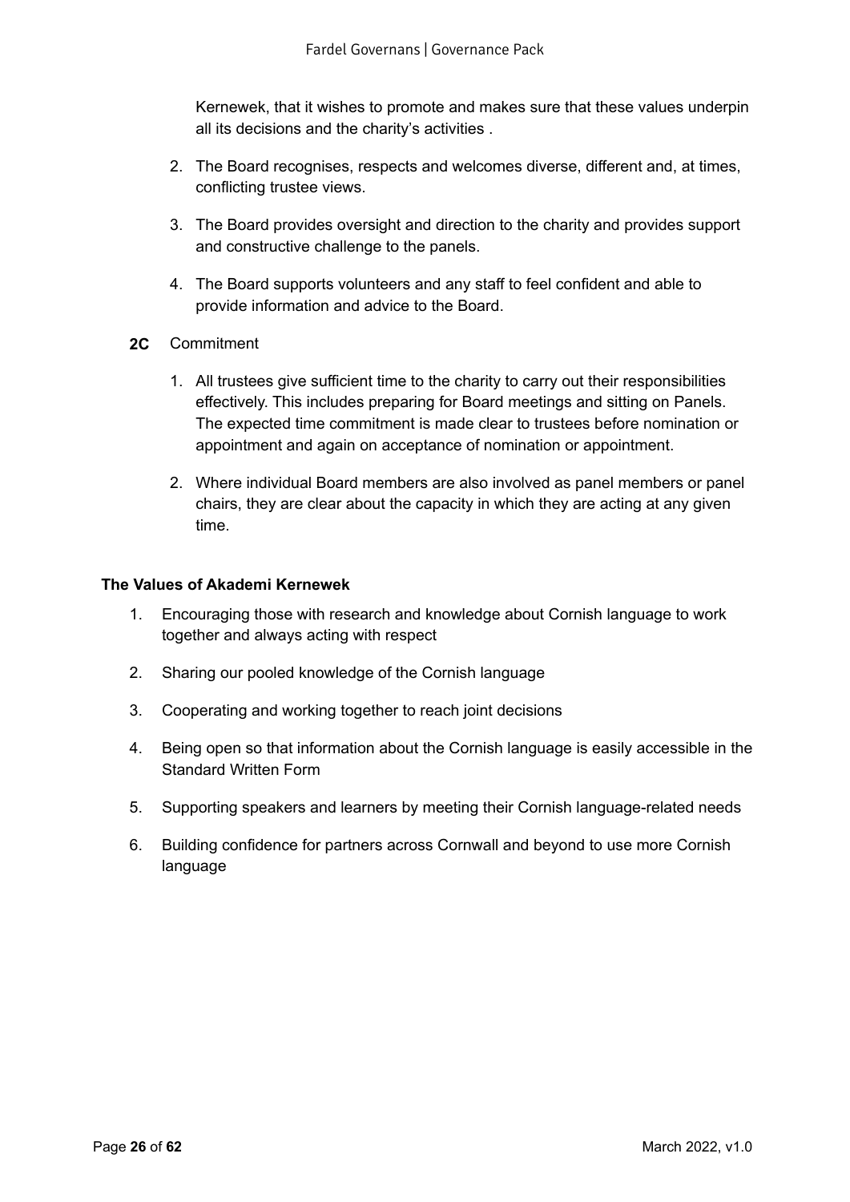Kernewek, that it wishes to promote and makes sure that these values underpin all its decisions and the charity's activities .

2. The Board recognises, respects and welcomes diverse, different and, at times, conflicting trustee views.

3. The Board provides oversight and direction to the charity and provides support and constructive challenge to the panels.

4. The Board supports volunteers and any staff to feel confident and able to provide information and advice to the Board.

**2C** Commitment

1. All trustees give sufficient time to the charity to carry out their responsibilities effectively. This includes preparing for Board meetings and sitting on Panels. The expected time commitment is made clear to trustees before nomination or appointment and again on acceptance of nomination or appointment.

2. Where individual Board members are also involved as panel members or panel chairs, they are clear about the capacity in which they are acting at any given time.

**The Values of Akademi Kernewek**

1. Encouraging those with research and knowledge about Cornish language to work together and always acting with respect

2. Sharing our pooled knowledge of the Cornish language

3. Cooperating and working together to reach joint decisions

4. Being open so that information about the Cornish language is easily accessible in the Standard Written Form

5. Supporting speakers and learners by meeting their Cornish language-related needs

6. Building confidence for partners across Cornwall and beyond to use more Cornish language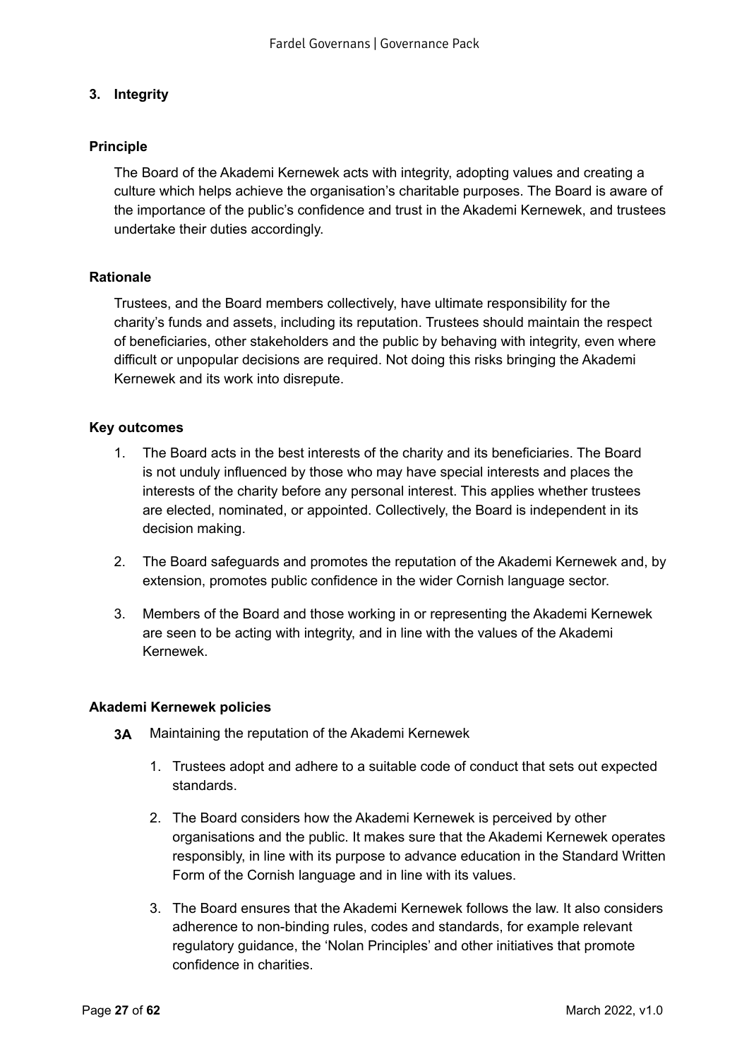## 3. Integrity

### Principle

The Board of the Akademi Kernewek acts with integrity, adopting values and creating a culture which helps achieve the organisation's charitable purposes. The Board is aware of the importance of the public's confidence and trust in the Akademi Kernewek, and trustees undertake their duties accordingly.

### Rationale

Trustees, and the Board members collectively, have ultimate responsibility for the charity's funds and assets, including its reputation. Trustees should maintain the respect of beneficiaries, other stakeholders and the public by behaving with integrity, even where difficult or unpopular decisions are required. Not doing this risks bringing the Akademi Kernewek and its work into disrepute.

### Key outcomes

1. The Board acts in the best interests of the charity and its beneficiaries. The Board is not unduly influenced by those who may have special interests and places the interests of the charity before any personal interest. This applies whether trustees are elected, nominated, or appointed. Collectively, the Board is independent in its decision making.

2. The Board safeguards and promotes the reputation of the Akademi Kernewek and, by extension, promotes public confidence in the wider Cornish language sector.

3. Members of the Board and those working in or representing the Akademi Kernewek are seen to be acting with integrity, and in line with the values of the Akademi Kernewek.

### Akademi Kernewek policies

**3A** Maintaining the reputation of the Akademi Kernewek

1. Trustees adopt and adhere to a suitable code of conduct that sets out expected standards.

2. The Board considers how the Akademi Kernewek is perceived by other organisations and the public. It makes sure that the Akademi Kernewek operates responsibly, in line with its purpose to advance education in the Standard Written Form of the Cornish language and in line with its values.

3. The Board ensures that the Akademi Kernewek follows the law. It also considers adherence to non-binding rules, codes and standards, for example relevant regulatory guidance, the 'Nolan Principles' and other initiatives that promote confidence in charities.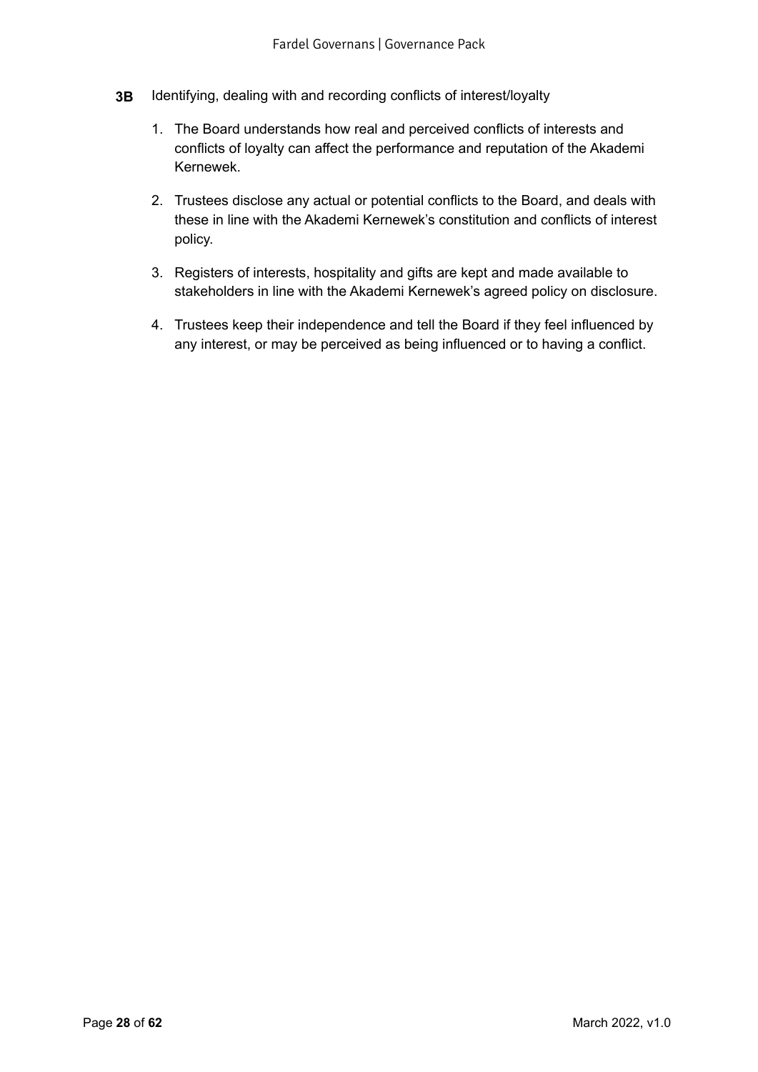**3B** Identifying, dealing with and recording conflicts of interest/loyalty

1. The Board understands how real and perceived conflicts of interests and conflicts of loyalty can affect the performance and reputation of the Akademi Kernewek.
2. Trustees disclose any actual or potential conflicts to the Board, and deals with these in line with the Akademi Kernewek's constitution and conflicts of interest policy.
3. Registers of interests, hospitality and gifts are kept and made available to stakeholders in line with the Akademi Kernewek's agreed policy on disclosure.
4. Trustees keep their independence and tell the Board if they feel influenced by any interest, or may be perceived as being influenced or to having a conflict.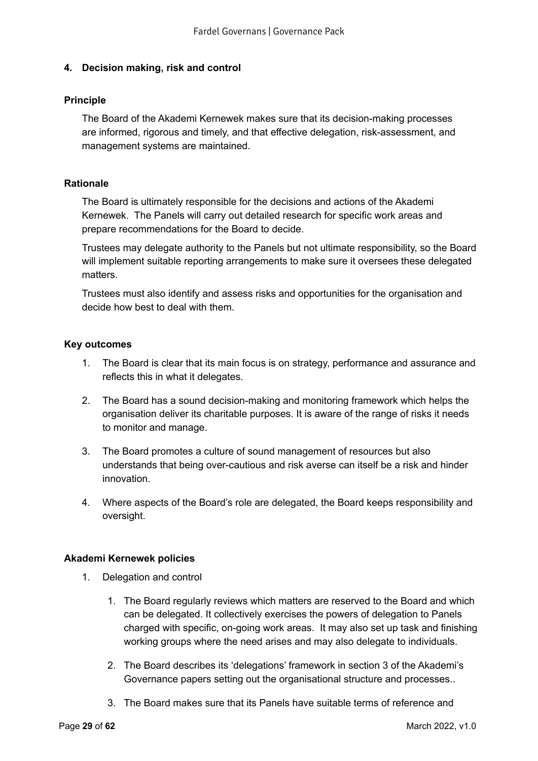## 4. Decision making, risk and control

### Principle

The Board of the Akademi Kernewek makes sure that its decision-making processes are informed, rigorous and timely, and that effective delegation, risk-assessment, and management systems are maintained.

### Rationale

The Board is ultimately responsible for the decisions and actions of the Akademi Kernewek. The Panels will carry out detailed research for specific work areas and prepare recommendations for the Board to decide.

Trustees may delegate authority to the Panels but not ultimate responsibility, so the Board will implement suitable reporting arrangements to make sure it oversees these delegated matters.

Trustees must also identify and assess risks and opportunities for the organisation and decide how best to deal with them.

### Key outcomes

1. The Board is clear that its main focus is on strategy, performance and assurance and reflects this in what it delegates.
2. The Board has a sound decision-making and monitoring framework which helps the organisation deliver its charitable purposes. It is aware of the range of risks it needs to monitor and manage.
3. The Board promotes a culture of sound management of resources but also understands that being over-cautious and risk averse can itself be a risk and hinder innovation.
4. Where aspects of the Board's role are delegated, the Board keeps responsibility and oversight.

### Akademi Kernewek policies

1. Delegation and control
    1. The Board regularly reviews which matters are reserved to the Board and which can be delegated. It collectively exercises the powers of delegation to Panels charged with specific, on-going work areas. It may also set up task and finishing working groups where the need arises and may also delegate to individuals.
    2. The Board describes its 'delegations' framework in section 3 of the Akademi's Governance papers setting out the organisational structure and processes..
    3. The Board makes sure that its Panels have suitable terms of reference and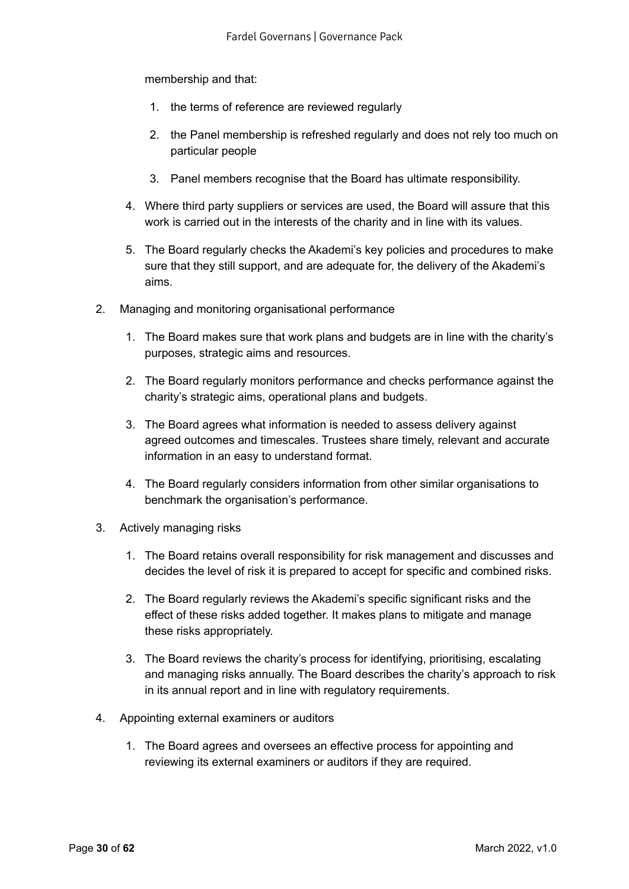membership and that:

1. the terms of reference are reviewed regularly
2. the Panel membership is refreshed regularly and does not rely too much on particular people
3. Panel members recognise that the Board has ultimate responsibility.

4. Where third party suppliers or services are used, the Board will assure that this work is carried out in the interests of the charity and in line with its values.
5. The Board regularly checks the Akademi's key policies and procedures to make sure that they still support, and are adequate for, the delivery of the Akademi's aims.

2. Managing and monitoring organisational performance
   1. The Board makes sure that work plans and budgets are in line with the charity's purposes, strategic aims and resources.
   2. The Board regularly monitors performance and checks performance against the charity's strategic aims, operational plans and budgets.
   3. The Board agrees what information is needed to assess delivery against agreed outcomes and timescales. Trustees share timely, relevant and accurate information in an easy to understand format.
   4. The Board regularly considers information from other similar organisations to benchmark the organisation's performance.
3. Actively managing risks
   1. The Board retains overall responsibility for risk management and discusses and decides the level of risk it is prepared to accept for specific and combined risks.
   2. The Board regularly reviews the Akademi's specific significant risks and the effect of these risks added together. It makes plans to mitigate and manage these risks appropriately.
   3. The Board reviews the charity's process for identifying, prioritising, escalating and managing risks annually. The Board describes the charity's approach to risk in its annual report and in line with regulatory requirements.
4. Appointing external examiners or auditors
   1. The Board agrees and oversees an effective process for appointing and reviewing its external examiners or auditors if they are required.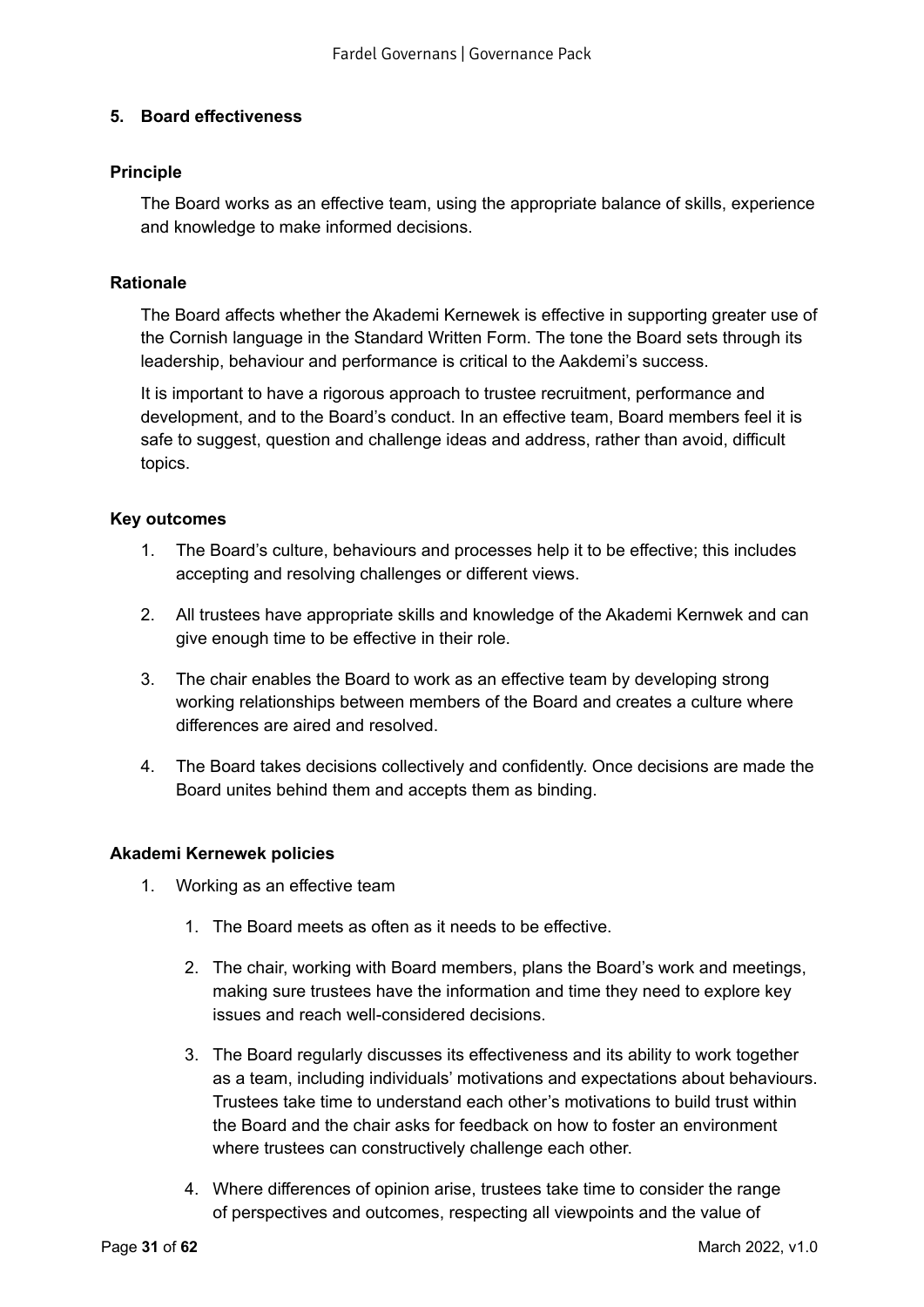## 5. Board effectiveness

### Principle

The Board works as an effective team, using the appropriate balance of skills, experience and knowledge to make informed decisions.

### Rationale

The Board affects whether the Akademi Kernewek is effective in supporting greater use of the Cornish language in the Standard Written Form. The tone the Board sets through its leadership, behaviour and performance is critical to the Aakdemi's success.

It is important to have a rigorous approach to trustee recruitment, performance and development, and to the Board's conduct. In an effective team, Board members feel it is safe to suggest, question and challenge ideas and address, rather than avoid, difficult topics.

### Key outcomes

1. The Board's culture, behaviours and processes help it to be effective; this includes accepting and resolving challenges or different views.
2. All trustees have appropriate skills and knowledge of the Akademi Kernwek and can give enough time to be effective in their role.
3. The chair enables the Board to work as an effective team by developing strong working relationships between members of the Board and creates a culture where differences are aired and resolved.
4. The Board takes decisions collectively and confidently. Once decisions are made the Board unites behind them and accepts them as binding.

### Akademi Kernewek policies

1. Working as an effective team
   1. The Board meets as often as it needs to be effective.
   2. The chair, working with Board members, plans the Board's work and meetings, making sure trustees have the information and time they need to explore key issues and reach well-considered decisions.
   3. The Board regularly discusses its effectiveness and its ability to work together as a team, including individuals' motivations and expectations about behaviours. Trustees take time to understand each other's motivations to build trust within the Board and the chair asks for feedback on how to foster an environment where trustees can constructively challenge each other.
   4. Where differences of opinion arise, trustees take time to consider the range of perspectives and outcomes, respecting all viewpoints and the value of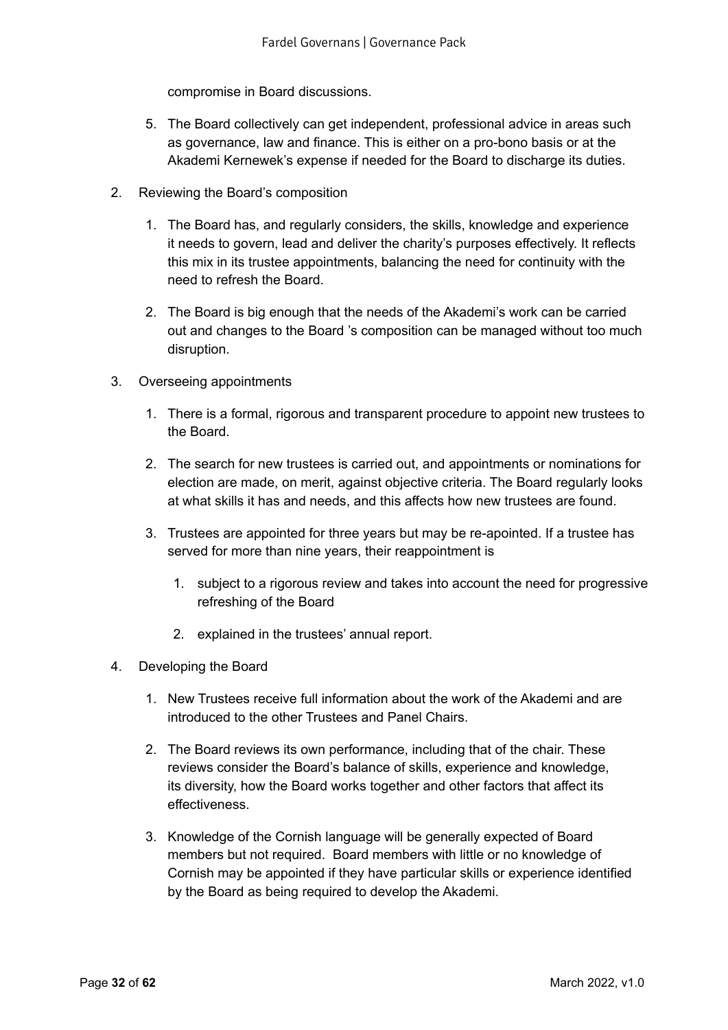compromise in Board discussions.

5. The Board collectively can get independent, professional advice in areas such as governance, law and finance. This is either on a pro-bono basis or at the Akademi Kernewek's expense if needed for the Board to discharge its duties.

2. Reviewing the Board's composition

    1. The Board has, and regularly considers, the skills, knowledge and experience it needs to govern, lead and deliver the charity's purposes effectively. It reflects this mix in its trustee appointments, balancing the need for continuity with the need to refresh the Board.

    2. The Board is big enough that the needs of the Akademi's work can be carried out and changes to the Board 's composition can be managed without too much disruption.

3. Overseeing appointments

    1. There is a formal, rigorous and transparent procedure to appoint new trustees to the Board.

    2. The search for new trustees is carried out, and appointments or nominations for election are made, on merit, against objective criteria. The Board regularly looks at what skills it has and needs, and this affects how new trustees are found.

    3. Trustees are appointed for three years but may be re-apointed. If a trustee has served for more than nine years, their reappointment is

        1. subject to a rigorous review and takes into account the need for progressive refreshing of the Board

        2. explained in the trustees' annual report.

4. Developing the Board

    1. New Trustees receive full information about the work of the Akademi and are introduced to the other Trustees and Panel Chairs.

    2. The Board reviews its own performance, including that of the chair. These reviews consider the Board's balance of skills, experience and knowledge, its diversity, how the Board works together and other factors that affect its effectiveness.

    3. Knowledge of the Cornish language will be generally expected of Board members but not required. Board members with little or no knowledge of Cornish may be appointed if they have particular skills or experience identified by the Board as being required to develop the Akademi.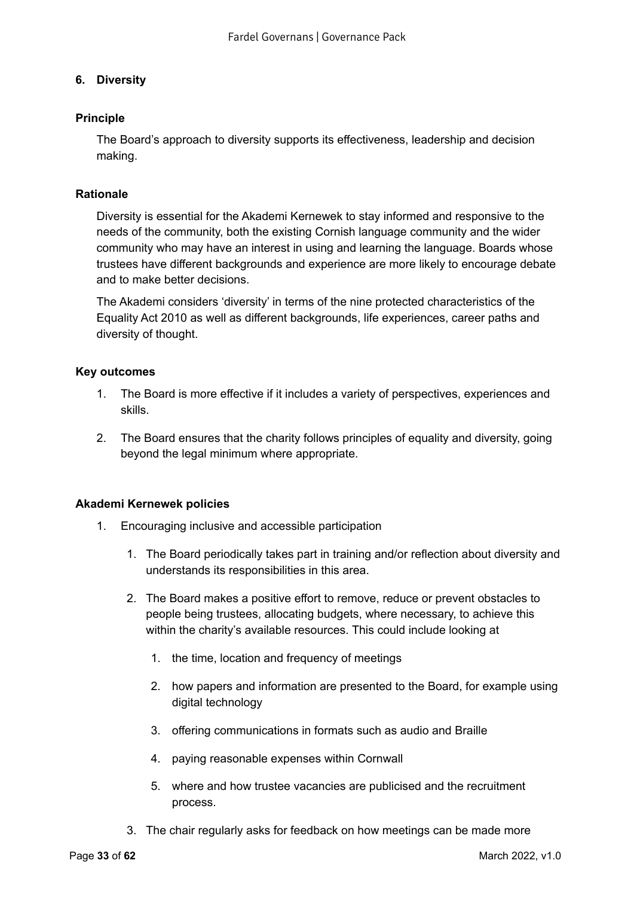## 6. Diversity

### Principle

The Board's approach to diversity supports its effectiveness, leadership and decision making.

### Rationale

Diversity is essential for the Akademi Kernewek to stay informed and responsive to the needs of the community, both the existing Cornish language community and the wider community who may have an interest in using and learning the language. Boards whose trustees have different backgrounds and experience are more likely to encourage debate and to make better decisions.

The Akademi considers 'diversity' in terms of the nine protected characteristics of the Equality Act 2010 as well as different backgrounds, life experiences, career paths and diversity of thought.

### Key outcomes

1. The Board is more effective if it includes a variety of perspectives, experiences and skills.
2. The Board ensures that the charity follows principles of equality and diversity, going beyond the legal minimum where appropriate.

### Akademi Kernewek policies

1. Encouraging inclusive and accessible participation
    1. The Board periodically takes part in training and/or reflection about diversity and understands its responsibilities in this area.
    2. The Board makes a positive effort to remove, reduce or prevent obstacles to people being trustees, allocating budgets, where necessary, to achieve this within the charity's available resources. This could include looking at
        1. the time, location and frequency of meetings
        2. how papers and information are presented to the Board, for example using digital technology
        3. offering communications in formats such as audio and Braille
        4. paying reasonable expenses within Cornwall
        5. where and how trustee vacancies are publicised and the recruitment process.
    3. The chair regularly asks for feedback on how meetings can be made more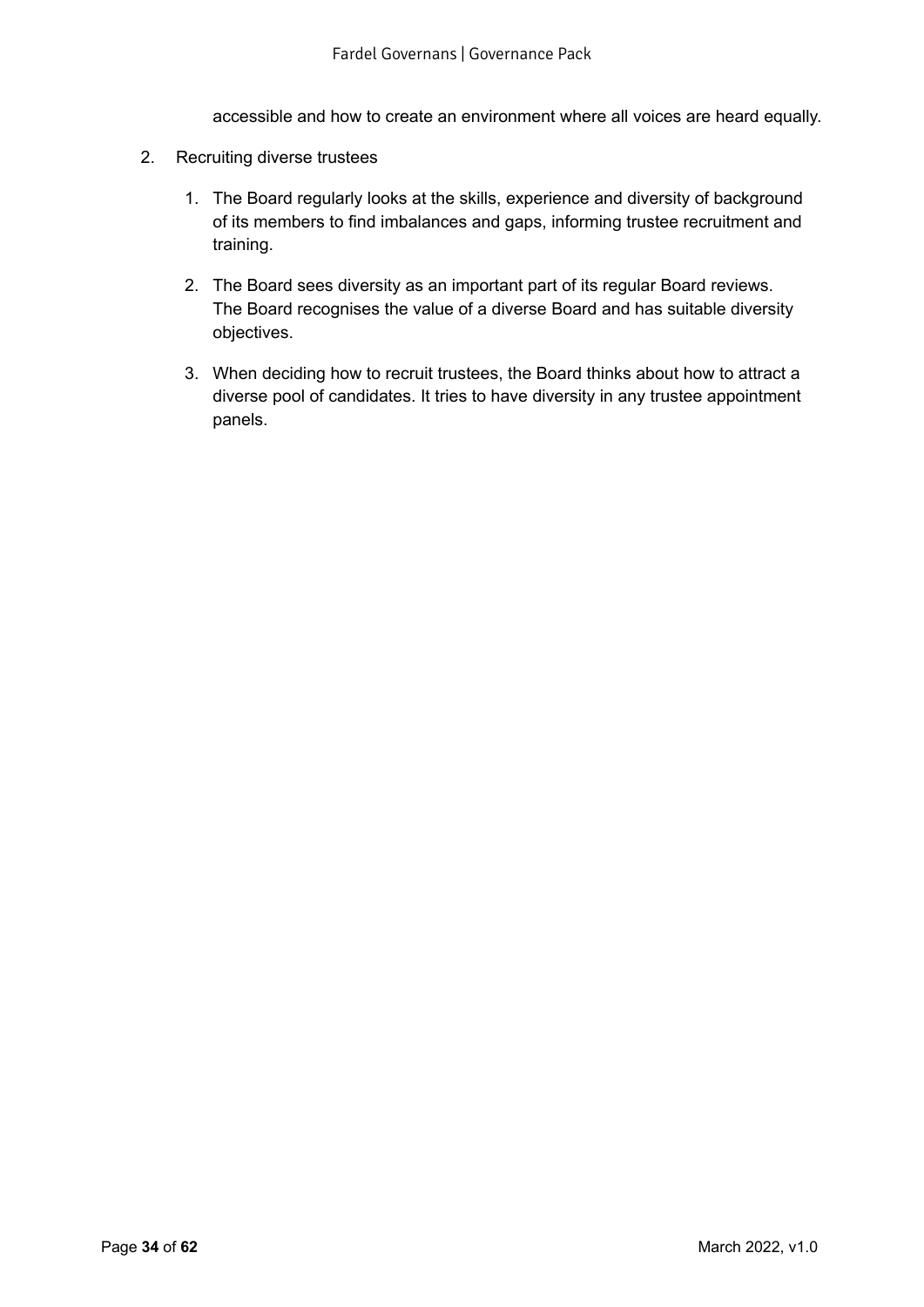accessible and how to create an environment where all voices are heard equally.

2. Recruiting diverse trustees

    1. The Board regularly looks at the skills, experience and diversity of background of its members to find imbalances and gaps, informing trustee recruitment and training.

    2. The Board sees diversity as an important part of its regular Board reviews. The Board recognises the value of a diverse Board and has suitable diversity objectives.

    3. When deciding how to recruit trustees, the Board thinks about how to attract a diverse pool of candidates. It tries to have diversity in any trustee appointment panels.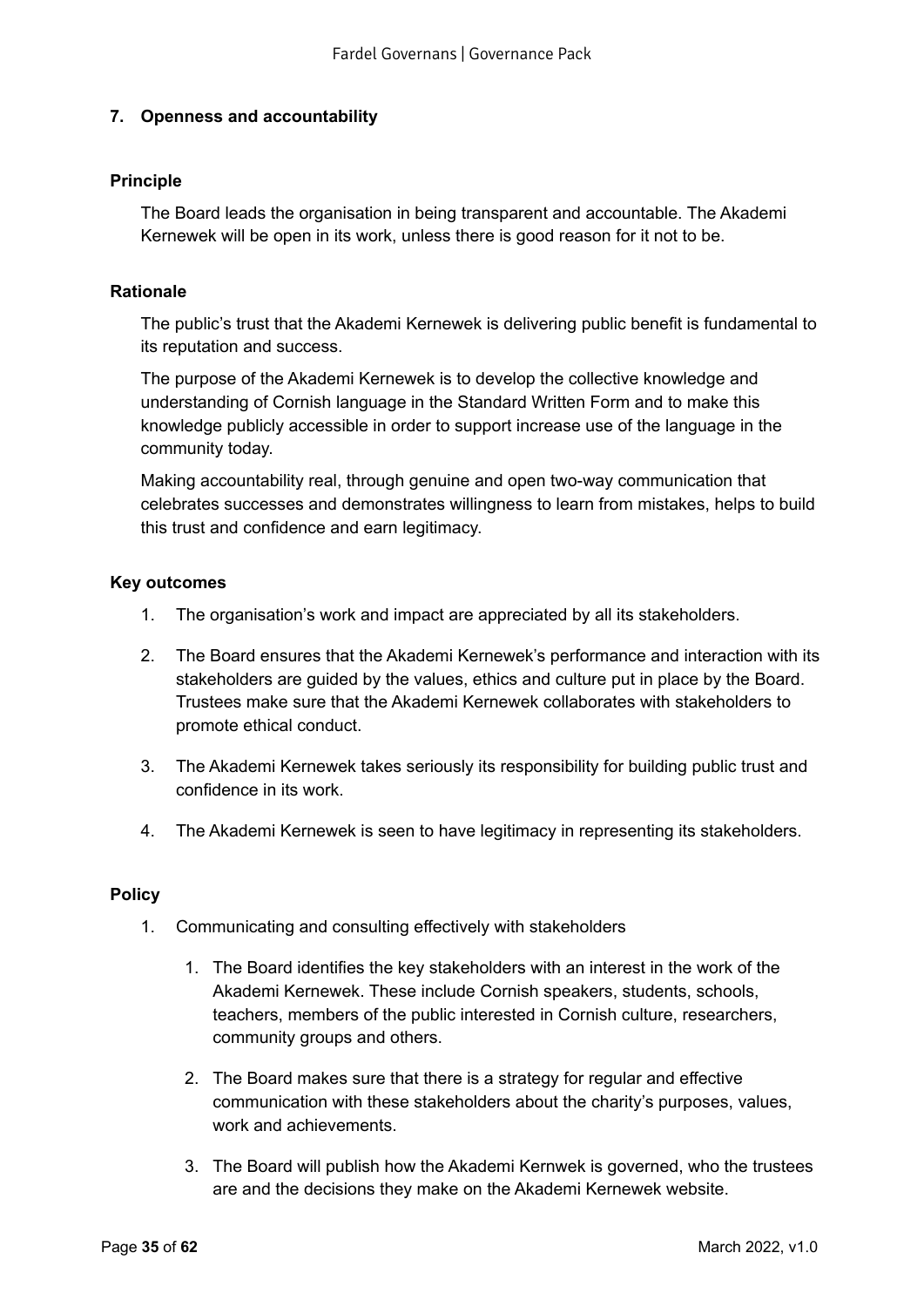### 7. Openness and accountability

#### Principle

The Board leads the organisation in being transparent and accountable. The Akademi Kernewek will be open in its work, unless there is good reason for it not to be.

#### Rationale

The public's trust that the Akademi Kernewek is delivering public benefit is fundamental to its reputation and success.

The purpose of the Akademi Kernewek is to develop the collective knowledge and understanding of Cornish language in the Standard Written Form and to make this knowledge publicly accessible in order to support increase use of the language in the community today.

Making accountability real, through genuine and open two-way communication that celebrates successes and demonstrates willingness to learn from mistakes, helps to build this trust and confidence and earn legitimacy.

#### Key outcomes

1. The organisation's work and impact are appreciated by all its stakeholders.
2. The Board ensures that the Akademi Kernewek's performance and interaction with its stakeholders are guided by the values, ethics and culture put in place by the Board. Trustees make sure that the Akademi Kernewek collaborates with stakeholders to promote ethical conduct.
3. The Akademi Kernewek takes seriously its responsibility for building public trust and confidence in its work.
4. The Akademi Kernewek is seen to have legitimacy in representing its stakeholders.

#### Policy

1. Communicating and consulting effectively with stakeholders
    1. The Board identifies the key stakeholders with an interest in the work of the Akademi Kernewek. These include Cornish speakers, students, schools, teachers, members of the public interested in Cornish culture, researchers, community groups and others.
    2. The Board makes sure that there is a strategy for regular and effective communication with these stakeholders about the charity's purposes, values, work and achievements.
    3. The Board will publish how the Akademi Kernwek is governed, who the trustees are and the decisions they make on the Akademi Kernewek website.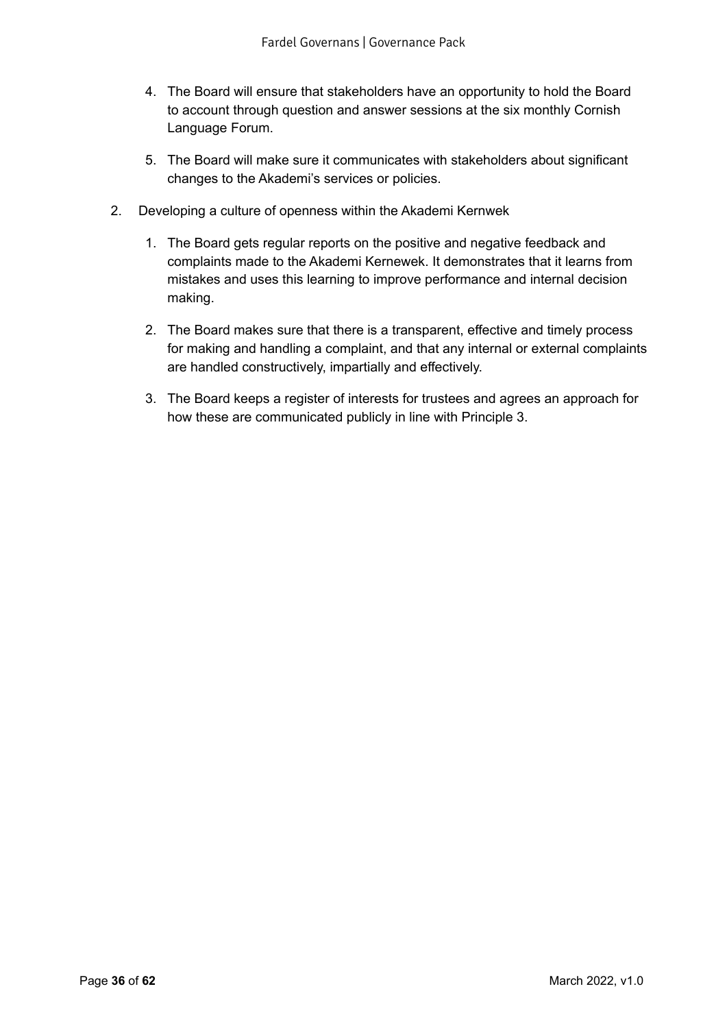4. The Board will ensure that stakeholders have an opportunity to hold the Board to account through question and answer sessions at the six monthly Cornish Language Forum.

5. The Board will make sure it communicates with stakeholders about significant changes to the Akademi's services or policies.

2. Developing a culture of openness within the Akademi Kernwek

    1. The Board gets regular reports on the positive and negative feedback and complaints made to the Akademi Kernewek. It demonstrates that it learns from mistakes and uses this learning to improve performance and internal decision making.

    2. The Board makes sure that there is a transparent, effective and timely process for making and handling a complaint, and that any internal or external complaints are handled constructively, impartially and effectively.

    3. The Board keeps a register of interests for trustees and agrees an approach for how these are communicated publicly in line with Principle 3.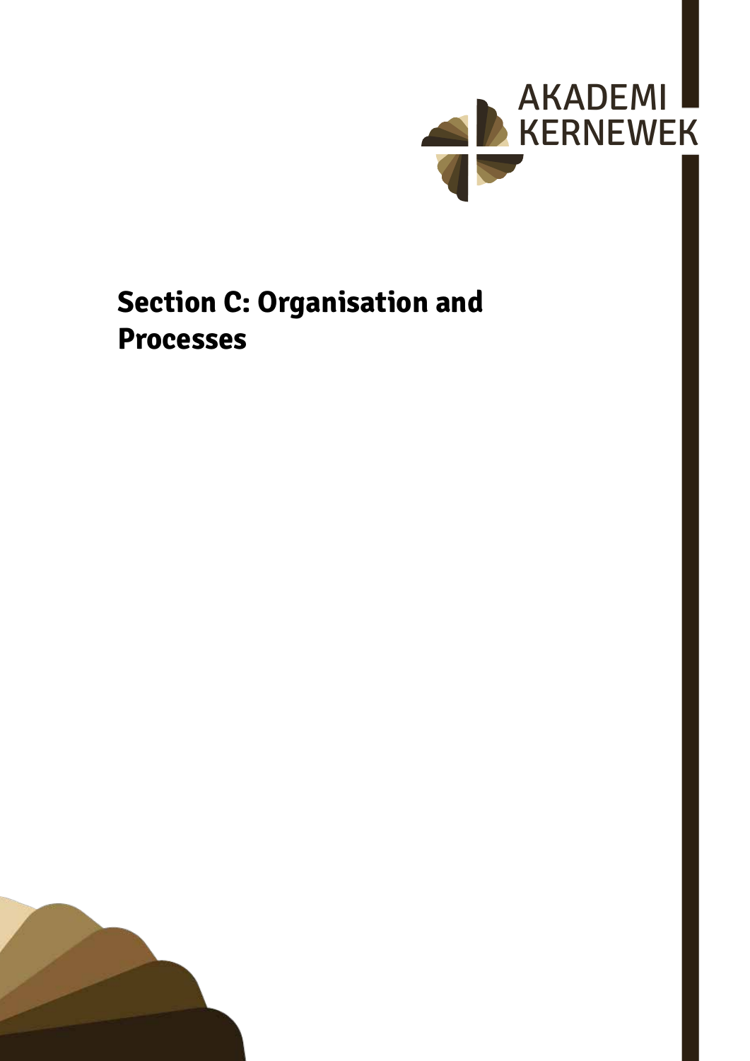# Section C: Organisation and Processes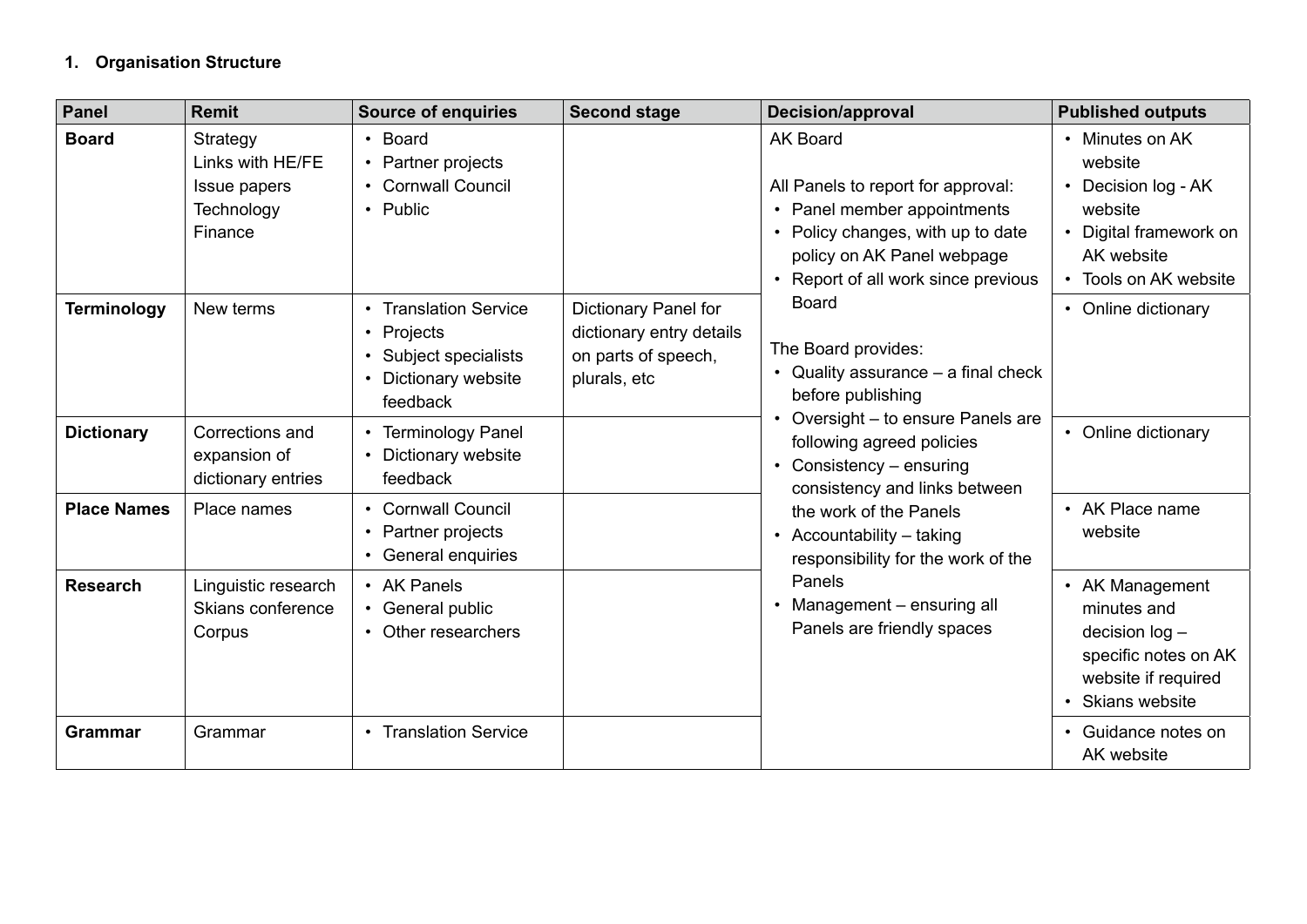## 1. Organisation Structure

| Panel | Remit | Source of enquiries | Second stage | Decision/approval | Published outputs |
|---|---|---|---|---|---|
| **Board** | Strategy<br>Links with HE/FE<br>Issue papers<br>Technology<br>Finance | • Board<br>• Partner projects<br>• Cornwall Council<br>• Public | | AK Board<br><br>All Panels to report for approval:<br>• Panel member appointments<br>• Policy changes, with up to date policy on AK Panel webpage<br>• Report of all work since previous Board<br><br>The Board provides:<br>• Quality assurance – a final check before publishing<br>• Oversight – to ensure Panels are following agreed policies<br>• Consistency – ensuring consistency and links between the work of the Panels<br>• Accountability – taking responsibility for the work of the Panels<br>• Management – ensuring all Panels are friendly spaces | • Minutes on AK website<br>• Decision log - AK website<br>• Digital framework on AK website<br>• Tools on AK website |
| **Terminology** | New terms | • Translation Service<br>• Projects<br>• Subject specialists<br>• Dictionary website feedback | Dictionary Panel for dictionary entry details on parts of speech, plurals, etc | | • Online dictionary |
| **Dictionary** | Corrections and expansion of dictionary entries | • Terminology Panel<br>• Dictionary website feedback | | | • Online dictionary |
| **Place Names** | Place names | • Cornwall Council<br>• Partner projects<br>• General enquiries | | | • AK Place name website |
| **Research** | Linguistic research<br>Skians conference<br>Corpus | • AK Panels<br>• General public<br>• Other researchers | | | • AK Management minutes and decision log – specific notes on AK website if required<br>• Skians website |
| **Grammar** | Grammar | • Translation Service | | | • Guidance notes on AK website |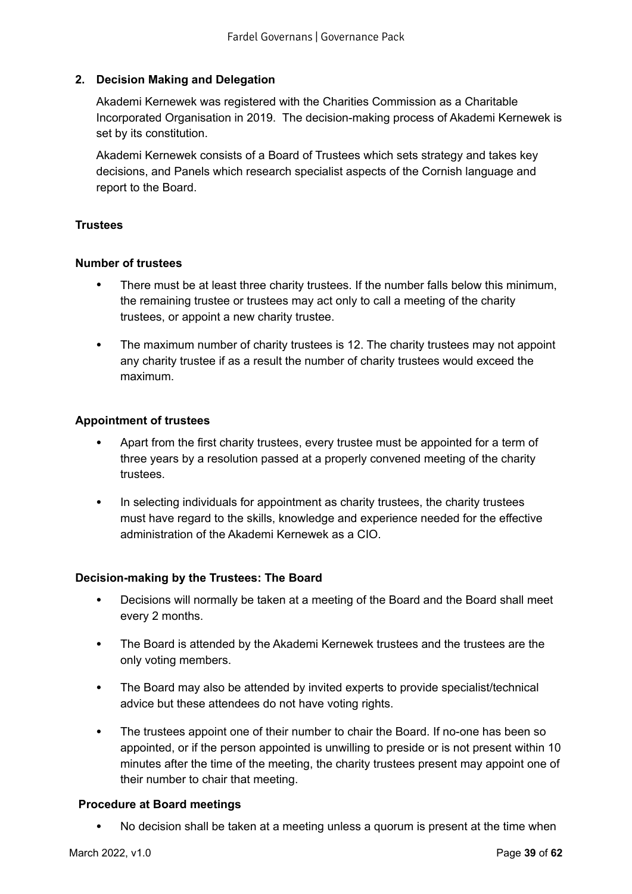## 2. Decision Making and Delegation

Akademi Kernewek was registered with the Charities Commission as a Charitable Incorporated Organisation in 2019. The decision-making process of Akademi Kernewek is set by its constitution.

Akademi Kernewek consists of a Board of Trustees which sets strategy and takes key decisions, and Panels which research specialist aspects of the Cornish language and report to the Board.

### Trustees

#### Number of trustees

- There must be at least three charity trustees. If the number falls below this minimum, the remaining trustee or trustees may act only to call a meeting of the charity trustees, or appoint a new charity trustee.
- The maximum number of charity trustees is 12. The charity trustees may not appoint any charity trustee if as a result the number of charity trustees would exceed the maximum.

#### Appointment of trustees

- Apart from the first charity trustees, every trustee must be appointed for a term of three years by a resolution passed at a properly convened meeting of the charity trustees.
- In selecting individuals for appointment as charity trustees, the charity trustees must have regard to the skills, knowledge and experience needed for the effective administration of the Akademi Kernewek as a CIO.

#### Decision-making by the Trustees: The Board

- Decisions will normally be taken at a meeting of the Board and the Board shall meet every 2 months.
- The Board is attended by the Akademi Kernewek trustees and the trustees are the only voting members.
- The Board may also be attended by invited experts to provide specialist/technical advice but these attendees do not have voting rights.
- The trustees appoint one of their number to chair the Board. If no-one has been so appointed, or if the person appointed is unwilling to preside or is not present within 10 minutes after the time of the meeting, the charity trustees present may appoint one of their number to chair that meeting.

#### Procedure at Board meetings

- No decision shall be taken at a meeting unless a quorum is present at the time when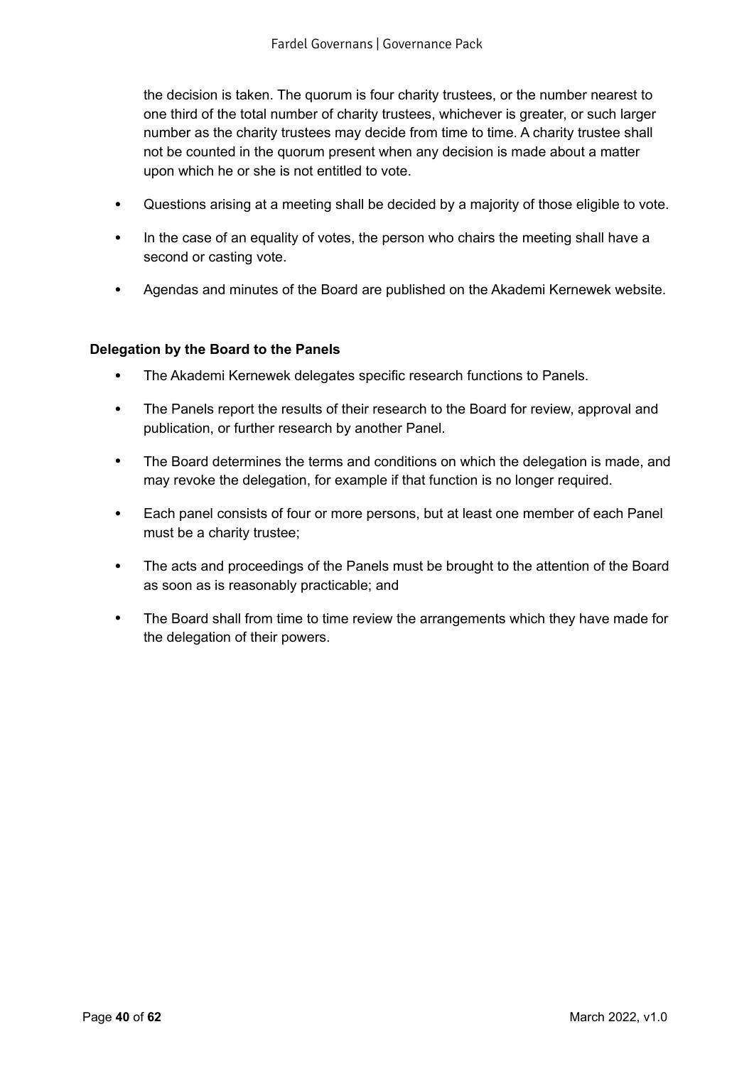the decision is taken. The quorum is four charity trustees, or the number nearest to one third of the total number of charity trustees, whichever is greater, or such larger number as the charity trustees may decide from time to time. A charity trustee shall not be counted in the quorum present when any decision is made about a matter upon which he or she is not entitled to vote.

- Questions arising at a meeting shall be decided by a majority of those eligible to vote.
- In the case of an equality of votes, the person who chairs the meeting shall have a second or casting vote.
- Agendas and minutes of the Board are published on the Akademi Kernewek website.

**Delegation by the Board to the Panels**

- The Akademi Kernewek delegates specific research functions to Panels.
- The Panels report the results of their research to the Board for review, approval and publication, or further research by another Panel.
- The Board determines the terms and conditions on which the delegation is made, and may revoke the delegation, for example if that function is no longer required.
- Each panel consists of four or more persons, but at least one member of each Panel must be a charity trustee;
- The acts and proceedings of the Panels must be brought to the attention of the Board as soon as is reasonably practicable; and
- The Board shall from time to time review the arrangements which they have made for the delegation of their powers.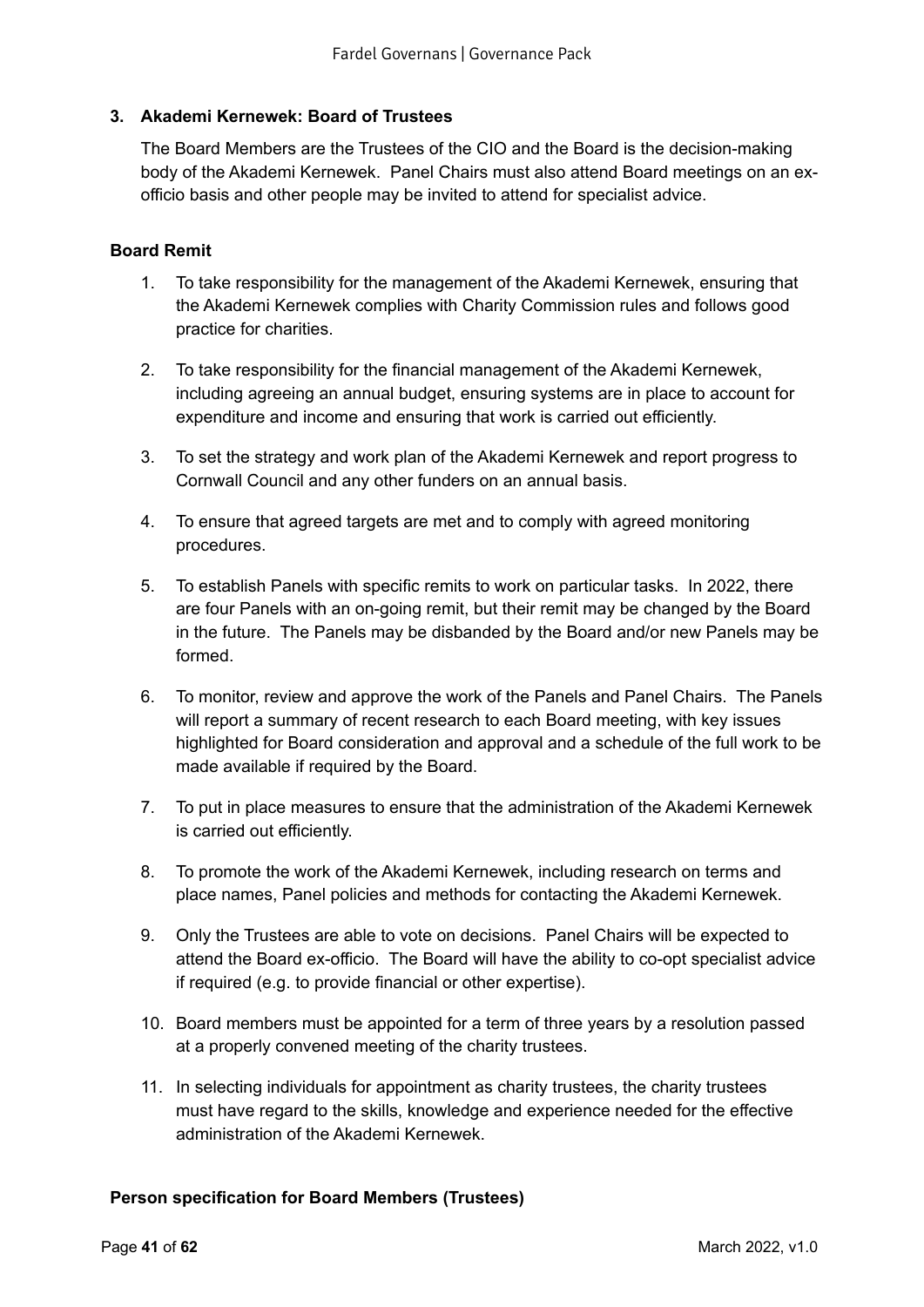### 3. Akademi Kernewek: Board of Trustees

The Board Members are the Trustees of the CIO and the Board is the decision-making body of the Akademi Kernewek. Panel Chairs must also attend Board meetings on an ex-officio basis and other people may be invited to attend for specialist advice.

**Board Remit**

1. To take responsibility for the management of the Akademi Kernewek, ensuring that the Akademi Kernewek complies with Charity Commission rules and follows good practice for charities.

2. To take responsibility for the financial management of the Akademi Kernewek, including agreeing an annual budget, ensuring systems are in place to account for expenditure and income and ensuring that work is carried out efficiently.

3. To set the strategy and work plan of the Akademi Kernewek and report progress to Cornwall Council and any other funders on an annual basis.

4. To ensure that agreed targets are met and to comply with agreed monitoring procedures.

5. To establish Panels with specific remits to work on particular tasks. In 2022, there are four Panels with an on-going remit, but their remit may be changed by the Board in the future. The Panels may be disbanded by the Board and/or new Panels may be formed.

6. To monitor, review and approve the work of the Panels and Panel Chairs. The Panels will report a summary of recent research to each Board meeting, with key issues highlighted for Board consideration and approval and a schedule of the full work to be made available if required by the Board.

7. To put in place measures to ensure that the administration of the Akademi Kernewek is carried out efficiently.

8. To promote the work of the Akademi Kernewek, including research on terms and place names, Panel policies and methods for contacting the Akademi Kernewek.

9. Only the Trustees are able to vote on decisions. Panel Chairs will be expected to attend the Board ex-officio. The Board will have the ability to co-opt specialist advice if required (e.g. to provide financial or other expertise).

10. Board members must be appointed for a term of three years by a resolution passed at a properly convened meeting of the charity trustees.

11. In selecting individuals for appointment as charity trustees, the charity trustees must have regard to the skills, knowledge and experience needed for the effective administration of the Akademi Kernewek.

**Person specification for Board Members (Trustees)**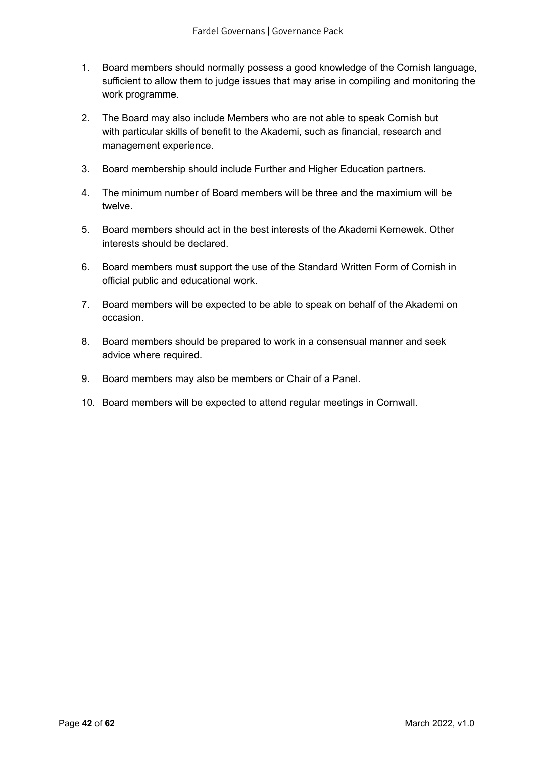1. Board members should normally possess a good knowledge of the Cornish language, sufficient to allow them to judge issues that may arise in compiling and monitoring the work programme.
2. The Board may also include Members who are not able to speak Cornish but with particular skills of benefit to the Akademi, such as financial, research and management experience.
3. Board membership should include Further and Higher Education partners.
4. The minimum number of Board members will be three and the maximium will be twelve.
5. Board members should act in the best interests of the Akademi Kernewek. Other interests should be declared.
6. Board members must support the use of the Standard Written Form of Cornish in official public and educational work.
7. Board members will be expected to be able to speak on behalf of the Akademi on occasion.
8. Board members should be prepared to work in a consensual manner and seek advice where required.
9. Board members may also be members or Chair of a Panel.
10. Board members will be expected to attend regular meetings in Cornwall.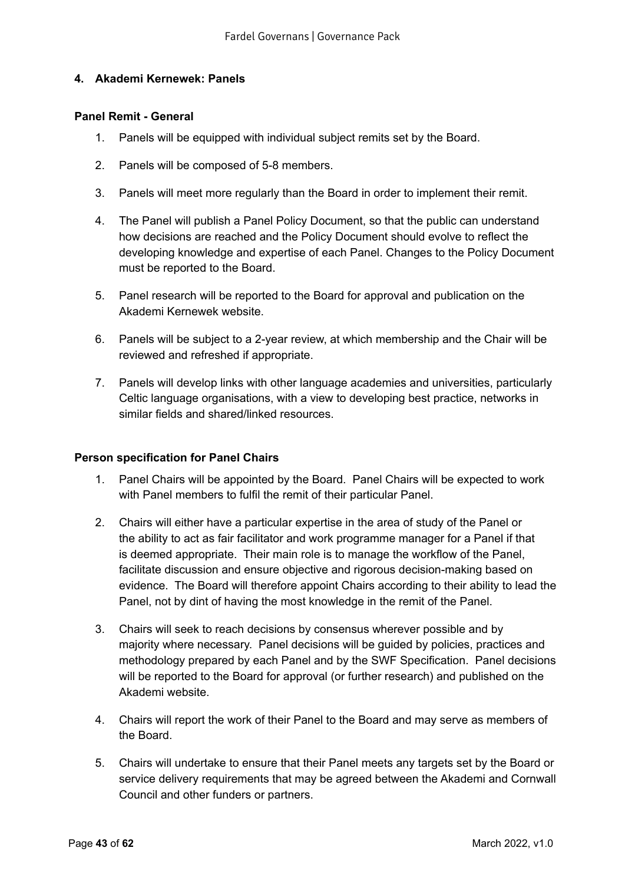## 4. Akademi Kernewek: Panels

### Panel Remit - General

1. Panels will be equipped with individual subject remits set by the Board.
2. Panels will be composed of 5-8 members.
3. Panels will meet more regularly than the Board in order to implement their remit.
4. The Panel will publish a Panel Policy Document, so that the public can understand how decisions are reached and the Policy Document should evolve to reflect the developing knowledge and expertise of each Panel. Changes to the Policy Document must be reported to the Board.
5. Panel research will be reported to the Board for approval and publication on the Akademi Kernewek website.
6. Panels will be subject to a 2-year review, at which membership and the Chair will be reviewed and refreshed if appropriate.
7. Panels will develop links with other language academies and universities, particularly Celtic language organisations, with a view to developing best practice, networks in similar fields and shared/linked resources.

### Person specification for Panel Chairs

1. Panel Chairs will be appointed by the Board. Panel Chairs will be expected to work with Panel members to fulfil the remit of their particular Panel.
2. Chairs will either have a particular expertise in the area of study of the Panel or the ability to act as fair facilitator and work programme manager for a Panel if that is deemed appropriate. Their main role is to manage the workflow of the Panel, facilitate discussion and ensure objective and rigorous decision-making based on evidence. The Board will therefore appoint Chairs according to their ability to lead the Panel, not by dint of having the most knowledge in the remit of the Panel.
3. Chairs will seek to reach decisions by consensus wherever possible and by majority where necessary. Panel decisions will be guided by policies, practices and methodology prepared by each Panel and by the SWF Specification. Panel decisions will be reported to the Board for approval (or further research) and published on the Akademi website.
4. Chairs will report the work of their Panel to the Board and may serve as members of the Board.
5. Chairs will undertake to ensure that their Panel meets any targets set by the Board or service delivery requirements that may be agreed between the Akademi and Cornwall Council and other funders or partners.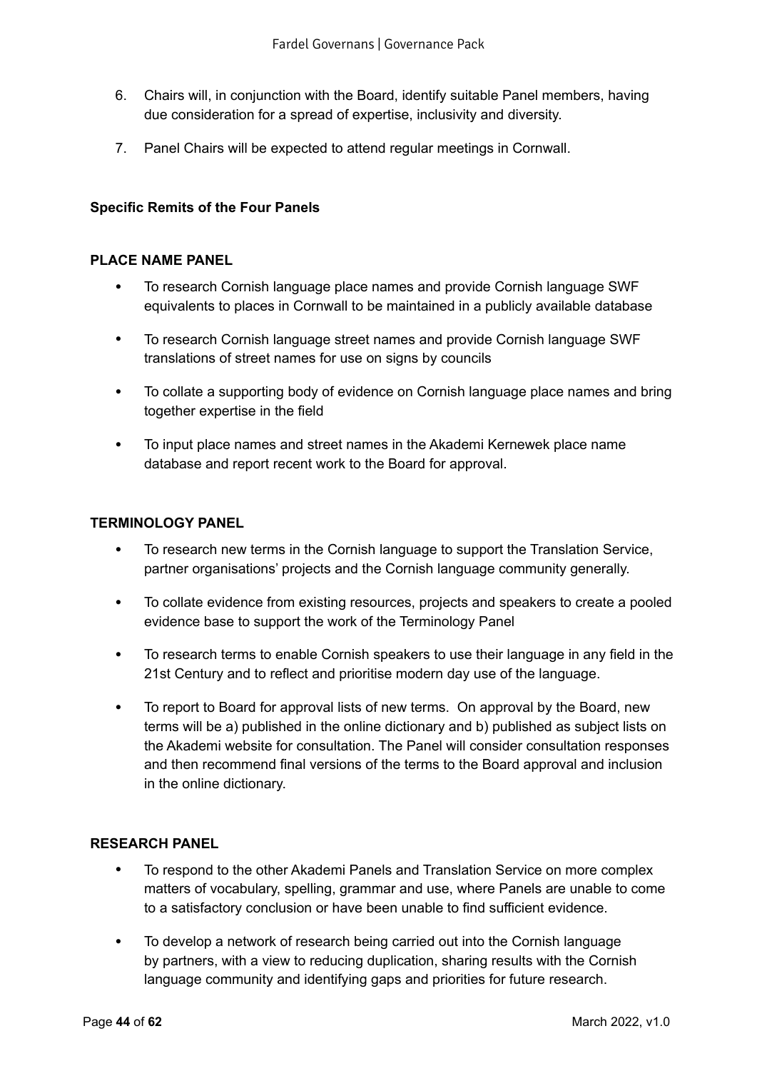6. Chairs will, in conjunction with the Board, identify suitable Panel members, having due consideration for a spread of expertise, inclusivity and diversity.

7. Panel Chairs will be expected to attend regular meetings in Cornwall.

**Specific Remits of the Four Panels**

**PLACE NAME PANEL**

- To research Cornish language place names and provide Cornish language SWF equivalents to places in Cornwall to be maintained in a publicly available database
- To research Cornish language street names and provide Cornish language SWF translations of street names for use on signs by councils
- To collate a supporting body of evidence on Cornish language place names and bring together expertise in the field
- To input place names and street names in the Akademi Kernewek place name database and report recent work to the Board for approval.

**TERMINOLOGY PANEL**

- To research new terms in the Cornish language to support the Translation Service, partner organisations' projects and the Cornish language community generally.
- To collate evidence from existing resources, projects and speakers to create a pooled evidence base to support the work of the Terminology Panel
- To research terms to enable Cornish speakers to use their language in any field in the 21st Century and to reflect and prioritise modern day use of the language.
- To report to Board for approval lists of new terms. On approval by the Board, new terms will be a) published in the online dictionary and b) published as subject lists on the Akademi website for consultation. The Panel will consider consultation responses and then recommend final versions of the terms to the Board approval and inclusion in the online dictionary.

**RESEARCH PANEL**

- To respond to the other Akademi Panels and Translation Service on more complex matters of vocabulary, spelling, grammar and use, where Panels are unable to come to a satisfactory conclusion or have been unable to find sufficient evidence.
- To develop a network of research being carried out into the Cornish language by partners, with a view to reducing duplication, sharing results with the Cornish language community and identifying gaps and priorities for future research.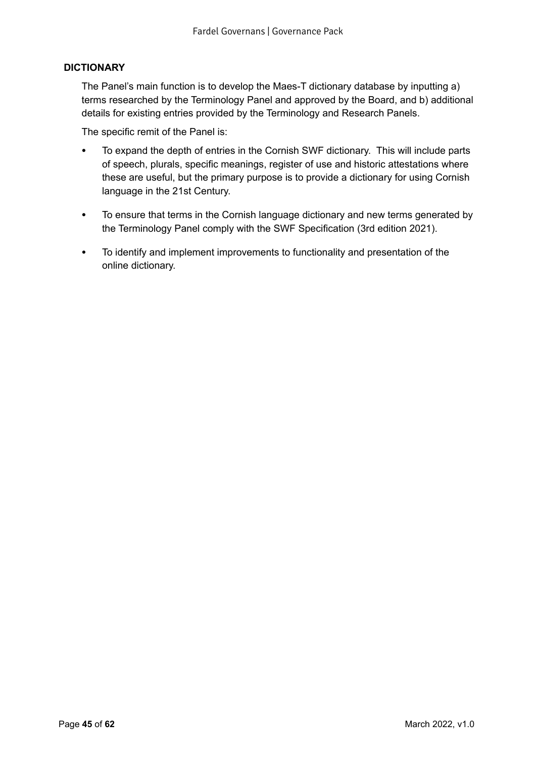### DICTIONARY

The Panel's main function is to develop the Maes-T dictionary database by inputting a) terms researched by the Terminology Panel and approved by the Board, and b) additional details for existing entries provided by the Terminology and Research Panels.

The specific remit of the Panel is:

- To expand the depth of entries in the Cornish SWF dictionary. This will include parts of speech, plurals, specific meanings, register of use and historic attestations where these are useful, but the primary purpose is to provide a dictionary for using Cornish language in the 21st Century.
- To ensure that terms in the Cornish language dictionary and new terms generated by the Terminology Panel comply with the SWF Specification (3rd edition 2021).
- To identify and implement improvements to functionality and presentation of the online dictionary.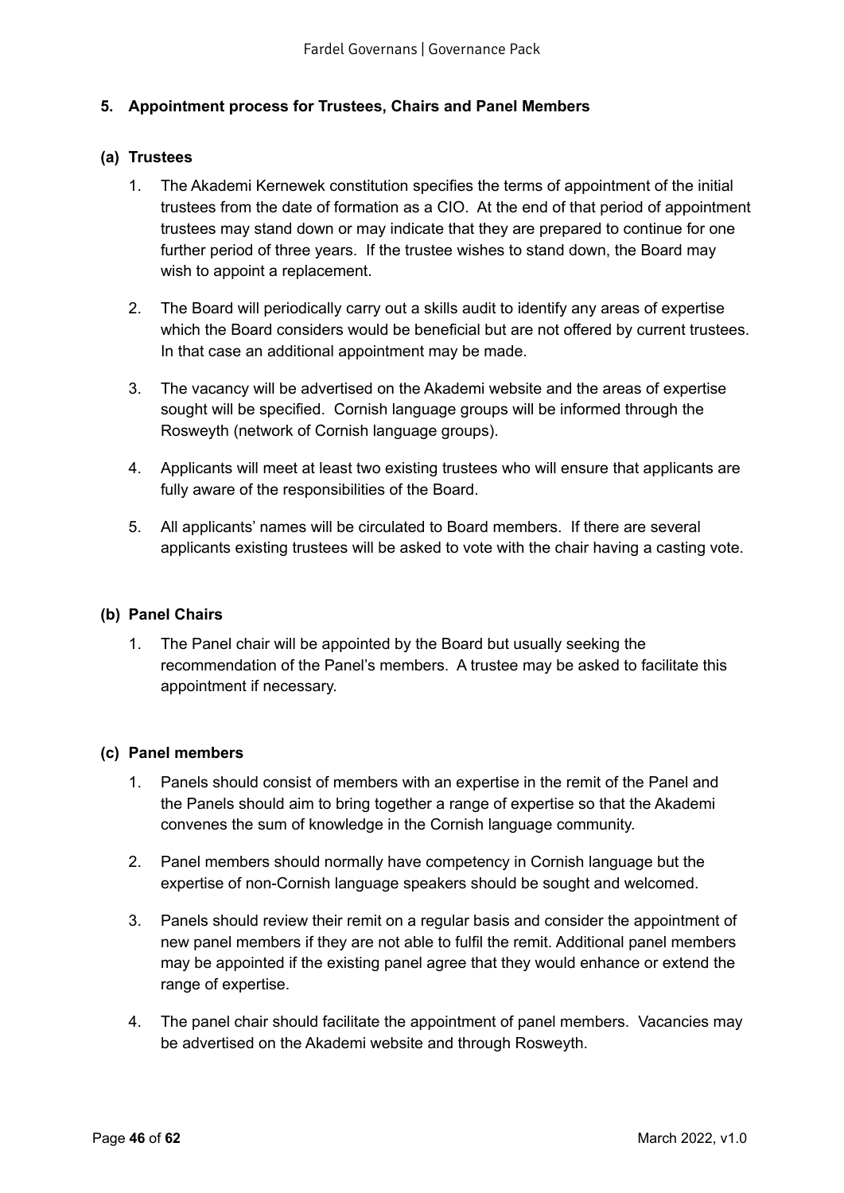## 5. Appointment process for Trustees, Chairs and Panel Members

### (a) Trustees

1. The Akademi Kernewek constitution specifies the terms of appointment of the initial trustees from the date of formation as a CIO. At the end of that period of appointment trustees may stand down or may indicate that they are prepared to continue for one further period of three years. If the trustee wishes to stand down, the Board may wish to appoint a replacement.

2. The Board will periodically carry out a skills audit to identify any areas of expertise which the Board considers would be beneficial but are not offered by current trustees. In that case an additional appointment may be made.

3. The vacancy will be advertised on the Akademi website and the areas of expertise sought will be specified. Cornish language groups will be informed through the Rosweyth (network of Cornish language groups).

4. Applicants will meet at least two existing trustees who will ensure that applicants are fully aware of the responsibilities of the Board.

5. All applicants' names will be circulated to Board members. If there are several applicants existing trustees will be asked to vote with the chair having a casting vote.

### (b) Panel Chairs

1. The Panel chair will be appointed by the Board but usually seeking the recommendation of the Panel's members. A trustee may be asked to facilitate this appointment if necessary.

### (c) Panel members

1. Panels should consist of members with an expertise in the remit of the Panel and the Panels should aim to bring together a range of expertise so that the Akademi convenes the sum of knowledge in the Cornish language community.

2. Panel members should normally have competency in Cornish language but the expertise of non-Cornish language speakers should be sought and welcomed.

3. Panels should review their remit on a regular basis and consider the appointment of new panel members if they are not able to fulfil the remit. Additional panel members may be appointed if the existing panel agree that they would enhance or extend the range of expertise.

4. The panel chair should facilitate the appointment of panel members. Vacancies may be advertised on the Akademi website and through Rosweyth.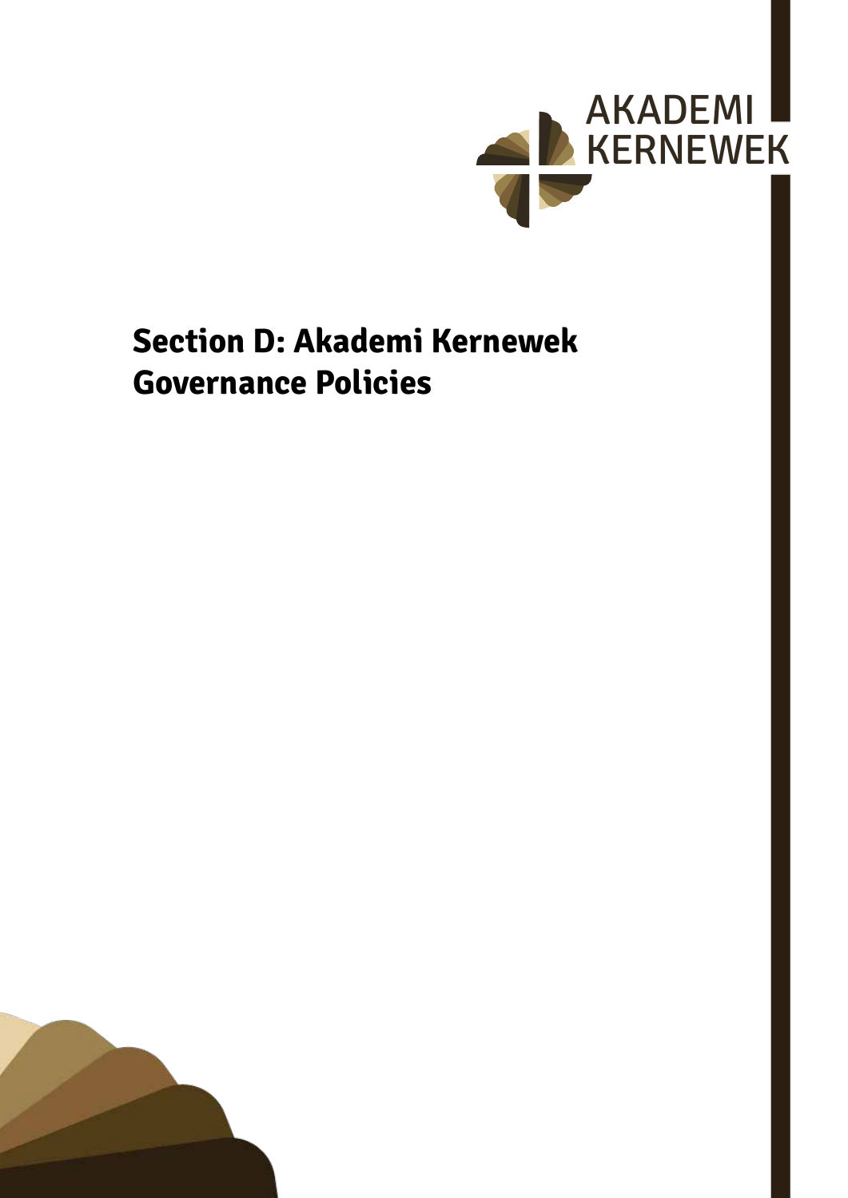AKADEMI KERNEWEK

# Section D: Akademi Kernewek Governance Policies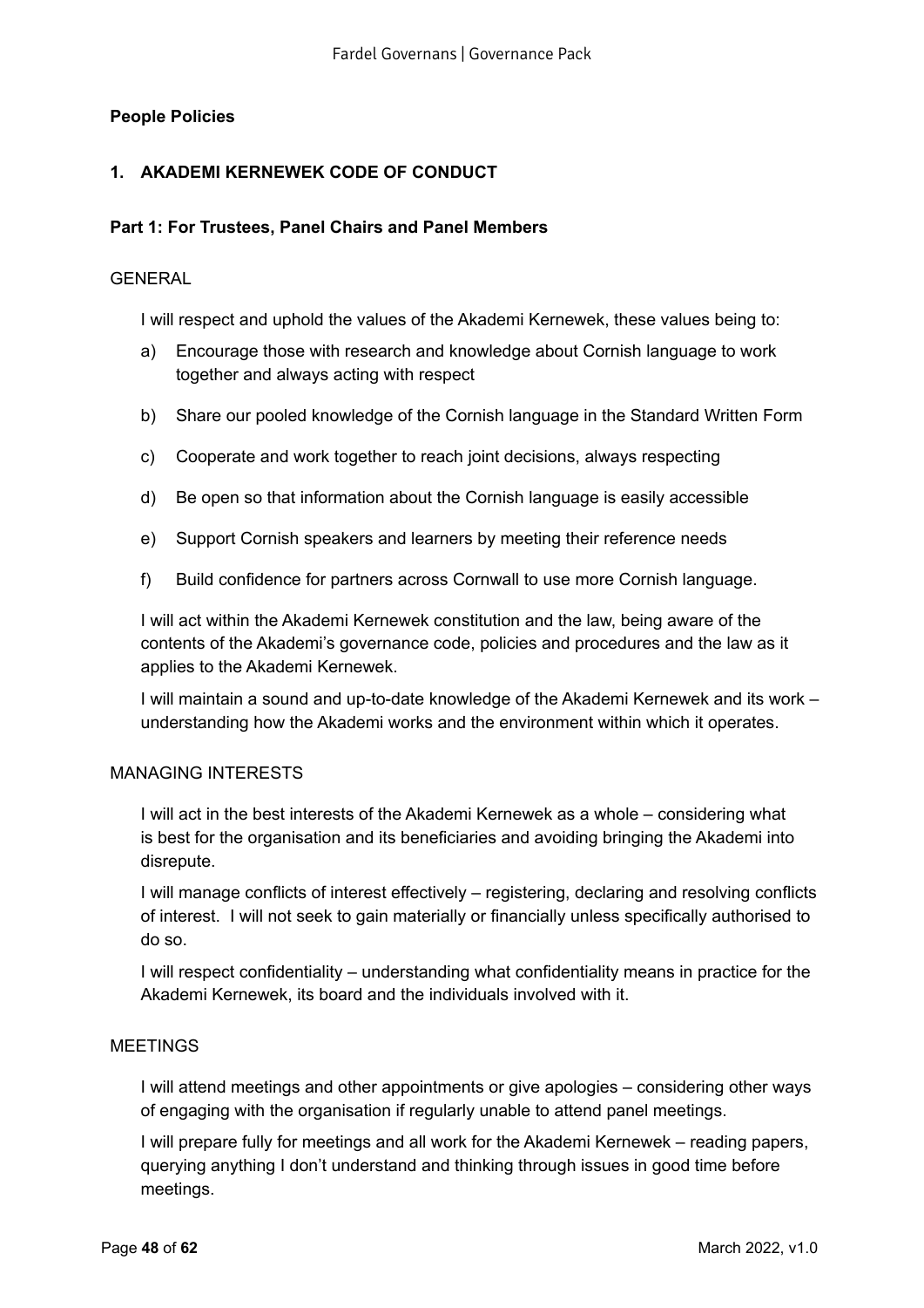**People Policies**

## 1. AKADEMI KERNEWEK CODE OF CONDUCT

### Part 1: For Trustees, Panel Chairs and Panel Members

GENERAL

I will respect and uphold the values of the Akademi Kernewek, these values being to:

a) Encourage those with research and knowledge about Cornish language to work together and always acting with respect

b) Share our pooled knowledge of the Cornish language in the Standard Written Form

c) Cooperate and work together to reach joint decisions, always respecting

d) Be open so that information about the Cornish language is easily accessible

e) Support Cornish speakers and learners by meeting their reference needs

f) Build confidence for partners across Cornwall to use more Cornish language.

I will act within the Akademi Kernewek constitution and the law, being aware of the contents of the Akademi's governance code, policies and procedures and the law as it applies to the Akademi Kernewek.

I will maintain a sound and up-to-date knowledge of the Akademi Kernewek and its work – understanding how the Akademi works and the environment within which it operates.

MANAGING INTERESTS

I will act in the best interests of the Akademi Kernewek as a whole – considering what is best for the organisation and its beneficiaries and avoiding bringing the Akademi into disrepute.

I will manage conflicts of interest effectively – registering, declaring and resolving conflicts of interest. I will not seek to gain materially or financially unless specifically authorised to do so.

I will respect confidentiality – understanding what confidentiality means in practice for the Akademi Kernewek, its board and the individuals involved with it.

MEETINGS

I will attend meetings and other appointments or give apologies – considering other ways of engaging with the organisation if regularly unable to attend panel meetings.

I will prepare fully for meetings and all work for the Akademi Kernewek – reading papers, querying anything I don't understand and thinking through issues in good time before meetings.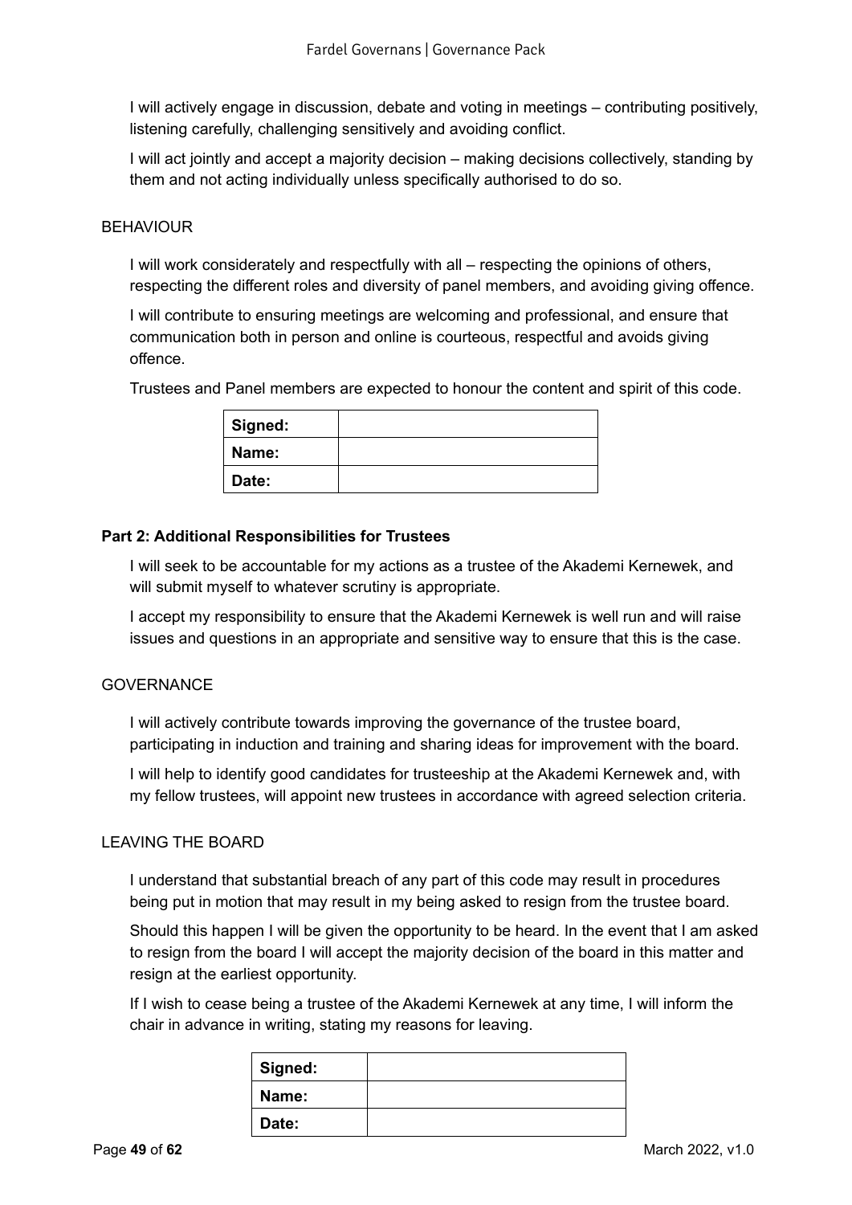I will actively engage in discussion, debate and voting in meetings – contributing positively, listening carefully, challenging sensitively and avoiding conflict.

I will act jointly and accept a majority decision – making decisions collectively, standing by them and not acting individually unless specifically authorised to do so.

BEHAVIOUR

I will work considerately and respectfully with all – respecting the opinions of others, respecting the different roles and diversity of panel members, and avoiding giving offence.

I will contribute to ensuring meetings are welcoming and professional, and ensure that communication both in person and online is courteous, respectful and avoids giving offence.

Trustees and Panel members are expected to honour the content and spirit of this code.

| **Signed:** | |
|---|---|
| **Name:** | |
| **Date:** | |

**Part 2: Additional Responsibilities for Trustees**

I will seek to be accountable for my actions as a trustee of the Akademi Kernewek, and will submit myself to whatever scrutiny is appropriate.

I accept my responsibility to ensure that the Akademi Kernewek is well run and will raise issues and questions in an appropriate and sensitive way to ensure that this is the case.

GOVERNANCE

I will actively contribute towards improving the governance of the trustee board, participating in induction and training and sharing ideas for improvement with the board.

I will help to identify good candidates for trusteeship at the Akademi Kernewek and, with my fellow trustees, will appoint new trustees in accordance with agreed selection criteria.

LEAVING THE BOARD

I understand that substantial breach of any part of this code may result in procedures being put in motion that may result in my being asked to resign from the trustee board.

Should this happen I will be given the opportunity to be heard. In the event that I am asked to resign from the board I will accept the majority decision of the board in this matter and resign at the earliest opportunity.

If I wish to cease being a trustee of the Akademi Kernewek at any time, I will inform the chair in advance in writing, stating my reasons for leaving.

| **Signed:** | |
|---|---|
| **Name:** | |
| **Date:** | |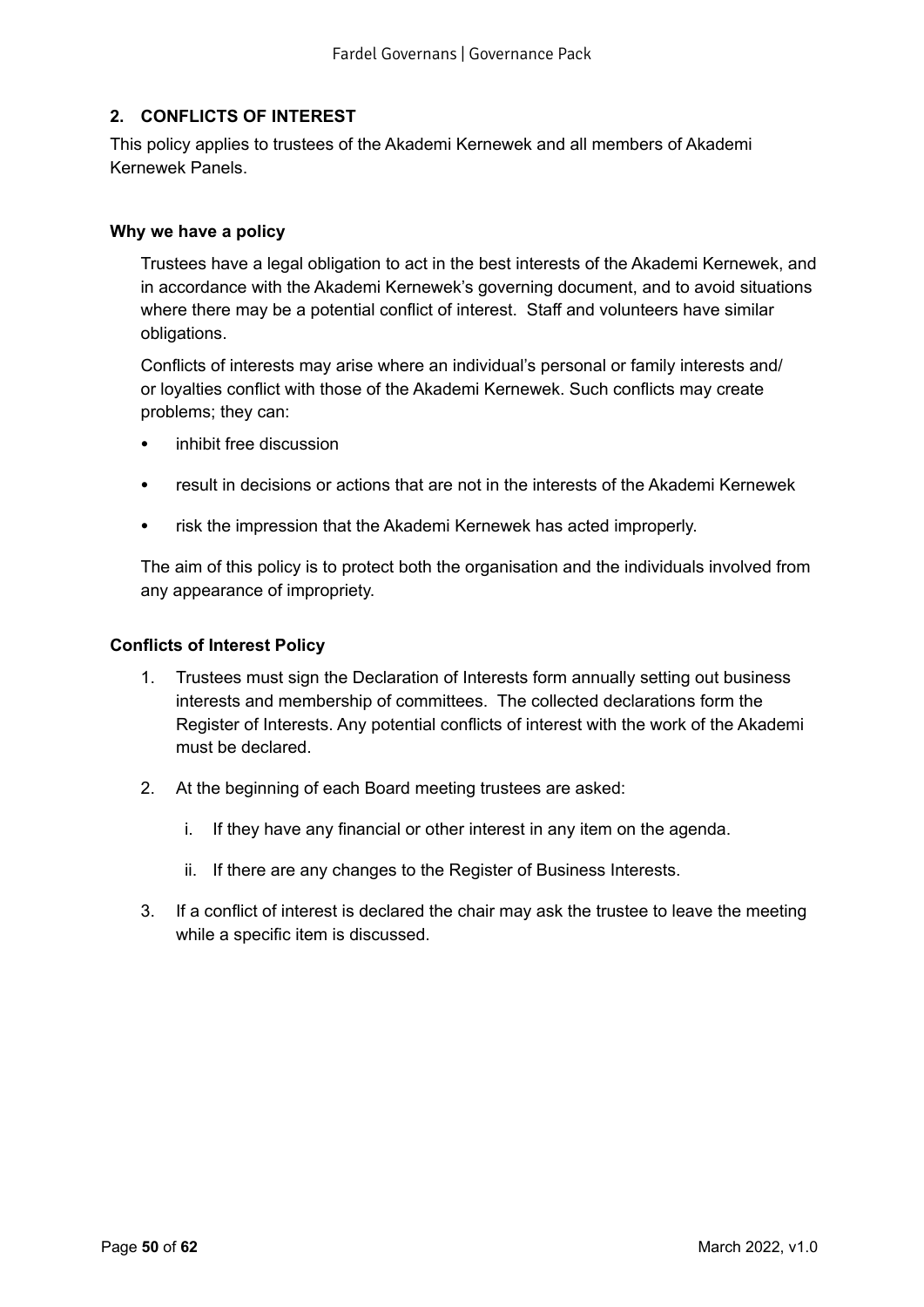## 2. CONFLICTS OF INTEREST

This policy applies to trustees of the Akademi Kernewek and all members of Akademi Kernewek Panels.

### Why we have a policy

Trustees have a legal obligation to act in the best interests of the Akademi Kernewek, and in accordance with the Akademi Kernewek's governing document, and to avoid situations where there may be a potential conflict of interest. Staff and volunteers have similar obligations.

Conflicts of interests may arise where an individual's personal or family interests and/ or loyalties conflict with those of the Akademi Kernewek. Such conflicts may create problems; they can:

- inhibit free discussion
- result in decisions or actions that are not in the interests of the Akademi Kernewek
- risk the impression that the Akademi Kernewek has acted improperly.

The aim of this policy is to protect both the organisation and the individuals involved from any appearance of impropriety.

### Conflicts of Interest Policy

1. Trustees must sign the Declaration of Interests form annually setting out business interests and membership of committees. The collected declarations form the Register of Interests. Any potential conflicts of interest with the work of the Akademi must be declared.
2. At the beginning of each Board meeting trustees are asked:
   1. If they have any financial or other interest in any item on the agenda.
   2. If there are any changes to the Register of Business Interests.
3. If a conflict of interest is declared the chair may ask the trustee to leave the meeting while a specific item is discussed.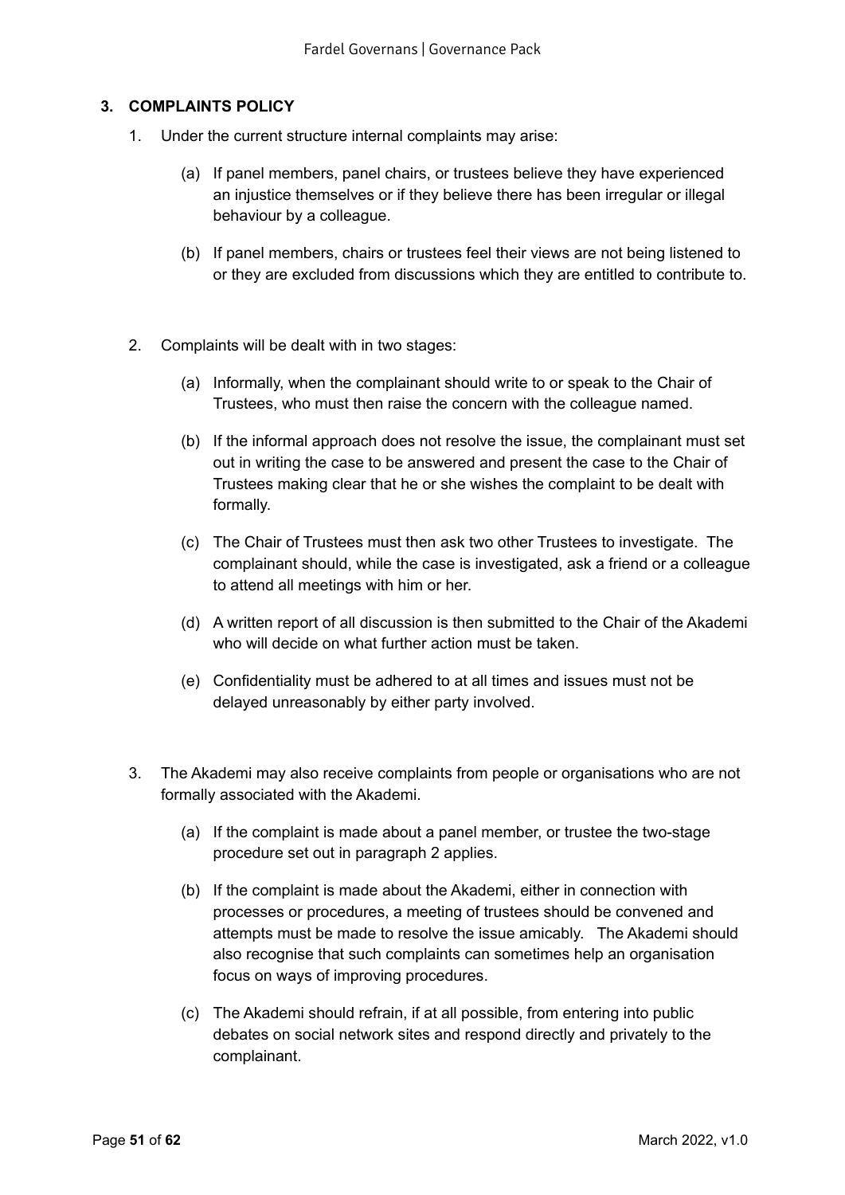## 3. COMPLAINTS POLICY

1. Under the current structure internal complaints may arise:

   (a) If panel members, panel chairs, or trustees believe they have experienced an injustice themselves or if they believe there has been irregular or illegal behaviour by a colleague.

   (b) If panel members, chairs or trustees feel their views are not being listened to or they are excluded from discussions which they are entitled to contribute to.

2. Complaints will be dealt with in two stages:

   (a) Informally, when the complainant should write to or speak to the Chair of Trustees, who must then raise the concern with the colleague named.

   (b) If the informal approach does not resolve the issue, the complainant must set out in writing the case to be answered and present the case to the Chair of Trustees making clear that he or she wishes the complaint to be dealt with formally.

   (c) The Chair of Trustees must then ask two other Trustees to investigate. The complainant should, while the case is investigated, ask a friend or a colleague to attend all meetings with him or her.

   (d) A written report of all discussion is then submitted to the Chair of the Akademi who will decide on what further action must be taken.

   (e) Confidentiality must be adhered to at all times and issues must not be delayed unreasonably by either party involved.

3. The Akademi may also receive complaints from people or organisations who are not formally associated with the Akademi.

   (a) If the complaint is made about a panel member, or trustee the two-stage procedure set out in paragraph 2 applies.

   (b) If the complaint is made about the Akademi, either in connection with processes or procedures, a meeting of trustees should be convened and attempts must be made to resolve the issue amicably. The Akademi should also recognise that such complaints can sometimes help an organisation focus on ways of improving procedures.

   (c) The Akademi should refrain, if at all possible, from entering into public debates on social network sites and respond directly and privately to the complainant.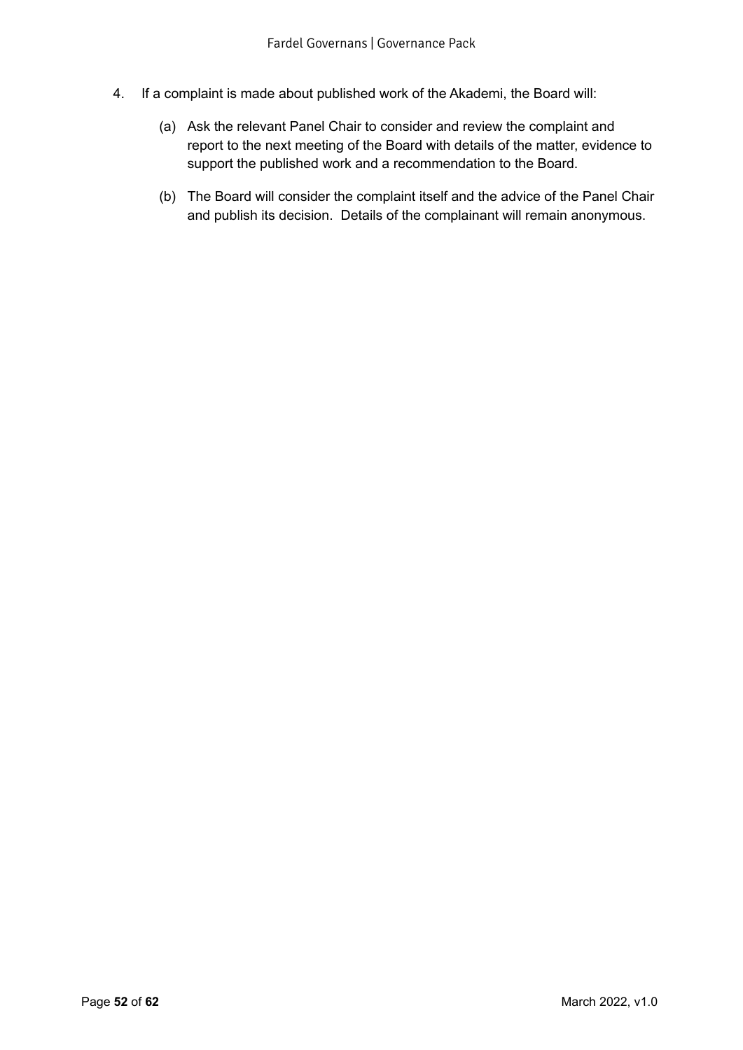4. If a complaint is made about published work of the Akademi, the Board will:

   (a) Ask the relevant Panel Chair to consider and review the complaint and report to the next meeting of the Board with details of the matter, evidence to support the published work and a recommendation to the Board.

   (b) The Board will consider the complaint itself and the advice of the Panel Chair and publish its decision. Details of the complainant will remain anonymous.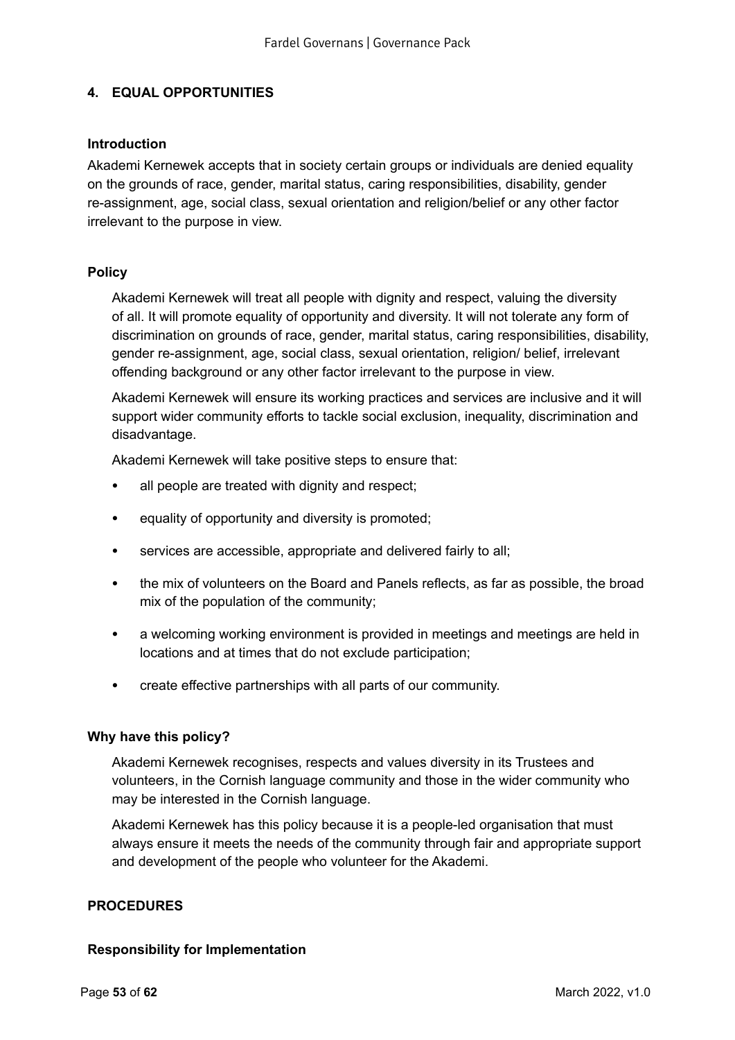## 4. EQUAL OPPORTUNITIES

### Introduction

Akademi Kernewek accepts that in society certain groups or individuals are denied equality on the grounds of race, gender, marital status, caring responsibilities, disability, gender re-assignment, age, social class, sexual orientation and religion/belief or any other factor irrelevant to the purpose in view.

### Policy

Akademi Kernewek will treat all people with dignity and respect, valuing the diversity of all. It will promote equality of opportunity and diversity. It will not tolerate any form of discrimination on grounds of race, gender, marital status, caring responsibilities, disability, gender re-assignment, age, social class, sexual orientation, religion/ belief, irrelevant offending background or any other factor irrelevant to the purpose in view.

Akademi Kernewek will ensure its working practices and services are inclusive and it will support wider community efforts to tackle social exclusion, inequality, discrimination and disadvantage.

Akademi Kernewek will take positive steps to ensure that:

- all people are treated with dignity and respect;
- equality of opportunity and diversity is promoted;
- services are accessible, appropriate and delivered fairly to all;
- the mix of volunteers on the Board and Panels reflects, as far as possible, the broad mix of the population of the community;
- a welcoming working environment is provided in meetings and meetings are held in locations and at times that do not exclude participation;
- create effective partnerships with all parts of our community.

### Why have this policy?

Akademi Kernewek recognises, respects and values diversity in its Trustees and volunteers, in the Cornish language community and those in the wider community who may be interested in the Cornish language.

Akademi Kernewek has this policy because it is a people-led organisation that must always ensure it meets the needs of the community through fair and appropriate support and development of the people who volunteer for the Akademi.

### PROCEDURES

### Responsibility for Implementation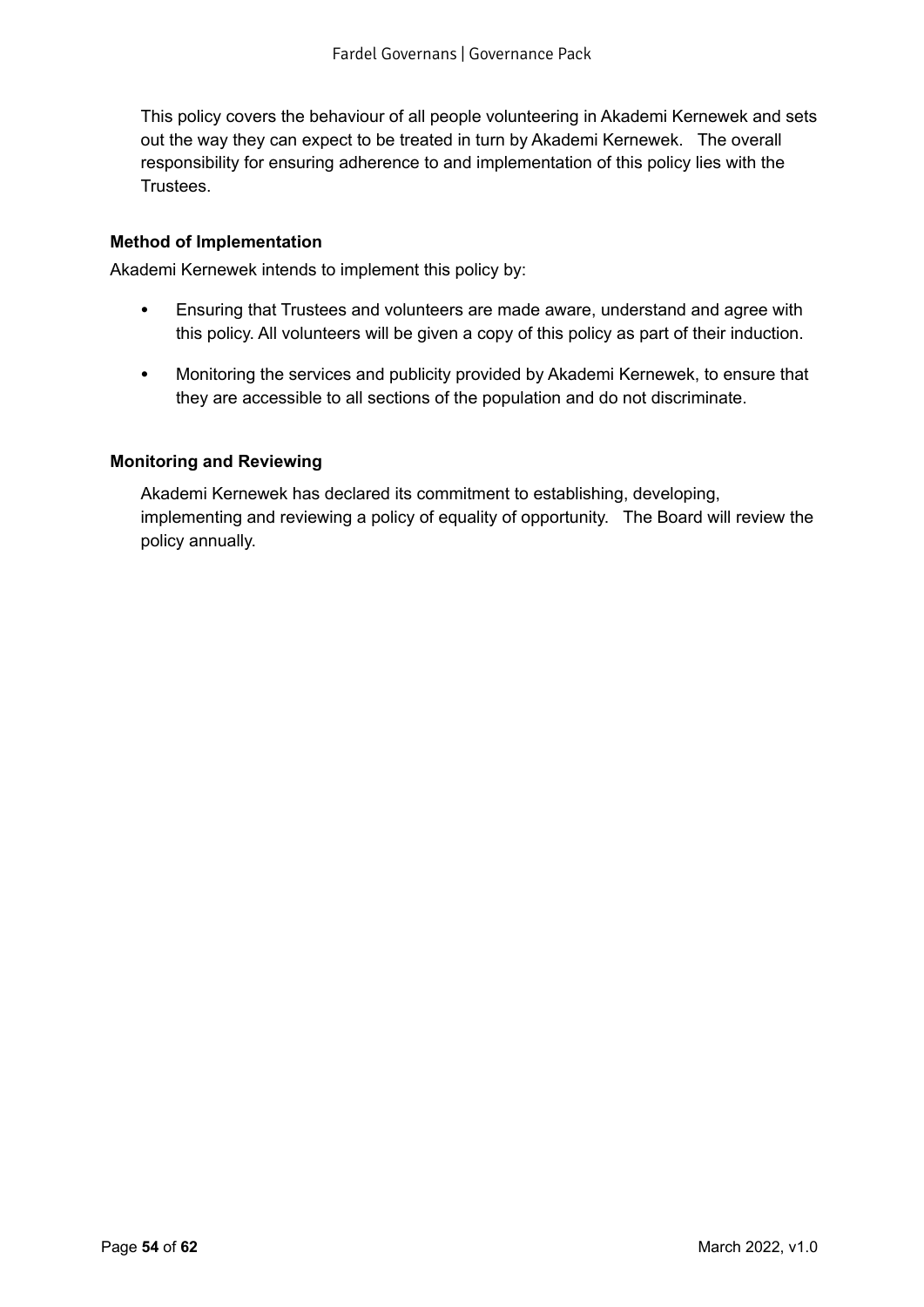This policy covers the behaviour of all people volunteering in Akademi Kernewek and sets out the way they can expect to be treated in turn by Akademi Kernewek. The overall responsibility for ensuring adherence to and implementation of this policy lies with the Trustees.

**Method of Implementation**

Akademi Kernewek intends to implement this policy by:

- Ensuring that Trustees and volunteers are made aware, understand and agree with this policy. All volunteers will be given a copy of this policy as part of their induction.
- Monitoring the services and publicity provided by Akademi Kernewek, to ensure that they are accessible to all sections of the population and do not discriminate.

**Monitoring and Reviewing**

Akademi Kernewek has declared its commitment to establishing, developing, implementing and reviewing a policy of equality of opportunity. The Board will review the policy annually.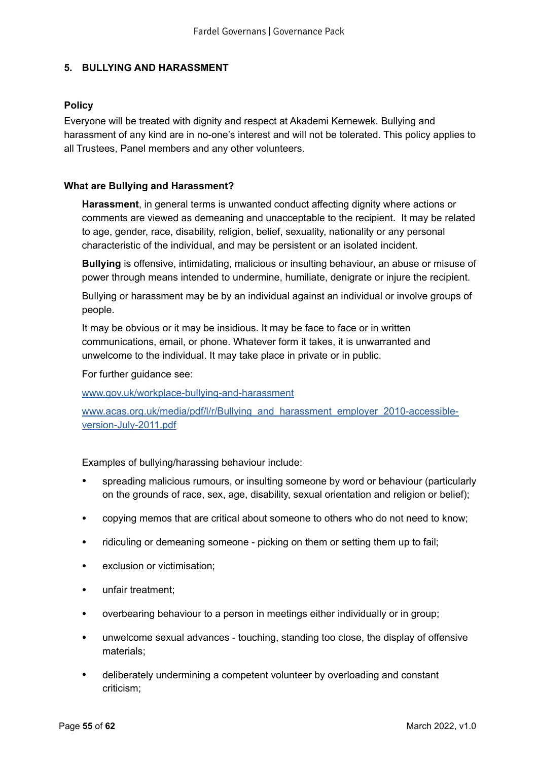## 5. BULLYING AND HARASSMENT

### Policy

Everyone will be treated with dignity and respect at Akademi Kernewek. Bullying and harassment of any kind are in no-one's interest and will not be tolerated. This policy applies to all Trustees, Panel members and any other volunteers.

### What are Bullying and Harassment?

**Harassment**, in general terms is unwanted conduct affecting dignity where actions or comments are viewed as demeaning and unacceptable to the recipient. It may be related to age, gender, race, disability, religion, belief, sexuality, nationality or any personal characteristic of the individual, and may be persistent or an isolated incident.

**Bullying** is offensive, intimidating, malicious or insulting behaviour, an abuse or misuse of power through means intended to undermine, humiliate, denigrate or injure the recipient.

Bullying or harassment may be by an individual against an individual or involve groups of people.

It may be obvious or it may be insidious. It may be face to face or in written communications, email, or phone. Whatever form it takes, it is unwarranted and unwelcome to the individual. It may take place in private or in public.

For further guidance see:

www.gov.uk/workplace-bullying-and-harassment

www.acas.org.uk/media/pdf/l/r/Bullying_and_harassment_employer_2010-accessible-version-July-2011.pdf

Examples of bullying/harassing behaviour include:

- spreading malicious rumours, or insulting someone by word or behaviour (particularly on the grounds of race, sex, age, disability, sexual orientation and religion or belief);
- copying memos that are critical about someone to others who do not need to know;
- ridiculing or demeaning someone - picking on them or setting them up to fail;
- exclusion or victimisation;
- unfair treatment;
- overbearing behaviour to a person in meetings either individually or in group;
- unwelcome sexual advances - touching, standing too close, the display of offensive materials;
- deliberately undermining a competent volunteer by overloading and constant criticism;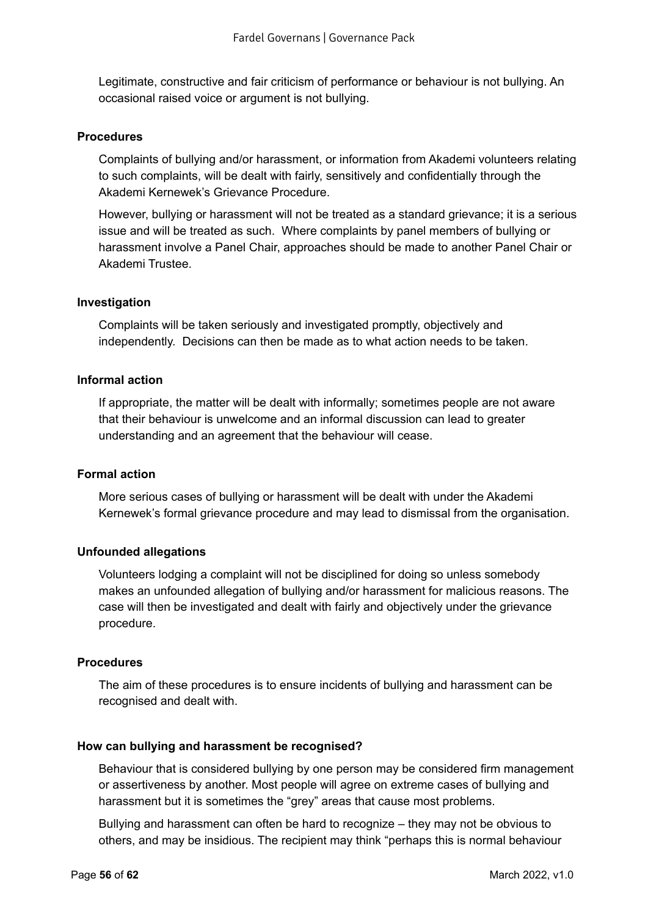Legitimate, constructive and fair criticism of performance or behaviour is not bullying. An occasional raised voice or argument is not bullying.

**Procedures**

Complaints of bullying and/or harassment, or information from Akademi volunteers relating to such complaints, will be dealt with fairly, sensitively and confidentially through the Akademi Kernewek's Grievance Procedure.

However, bullying or harassment will not be treated as a standard grievance; it is a serious issue and will be treated as such. Where complaints by panel members of bullying or harassment involve a Panel Chair, approaches should be made to another Panel Chair or Akademi Trustee.

**Investigation**

Complaints will be taken seriously and investigated promptly, objectively and independently. Decisions can then be made as to what action needs to be taken.

**Informal action**

If appropriate, the matter will be dealt with informally; sometimes people are not aware that their behaviour is unwelcome and an informal discussion can lead to greater understanding and an agreement that the behaviour will cease.

**Formal action**

More serious cases of bullying or harassment will be dealt with under the Akademi Kernewek's formal grievance procedure and may lead to dismissal from the organisation.

**Unfounded allegations**

Volunteers lodging a complaint will not be disciplined for doing so unless somebody makes an unfounded allegation of bullying and/or harassment for malicious reasons. The case will then be investigated and dealt with fairly and objectively under the grievance procedure.

**Procedures**

The aim of these procedures is to ensure incidents of bullying and harassment can be recognised and dealt with.

**How can bullying and harassment be recognised?**

Behaviour that is considered bullying by one person may be considered firm management or assertiveness by another. Most people will agree on extreme cases of bullying and harassment but it is sometimes the "grey" areas that cause most problems.

Bullying and harassment can often be hard to recognize – they may not be obvious to others, and may be insidious. The recipient may think "perhaps this is normal behaviour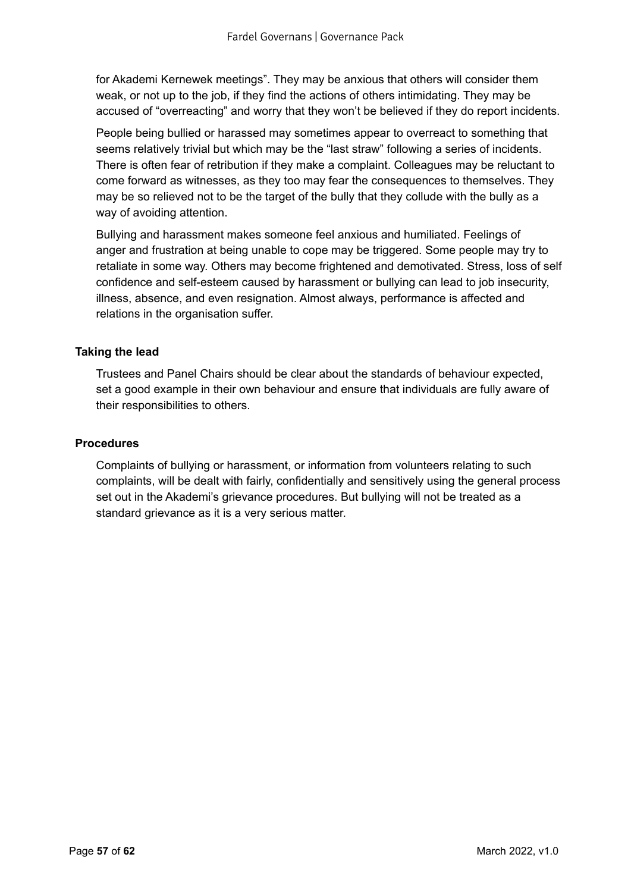for Akademi Kernewek meetings”. They may be anxious that others will consider them weak, or not up to the job, if they find the actions of others intimidating. They may be accused of “overreacting” and worry that they won’t be believed if they do report incidents.

People being bullied or harassed may sometimes appear to overreact to something that seems relatively trivial but which may be the “last straw” following a series of incidents. There is often fear of retribution if they make a complaint. Colleagues may be reluctant to come forward as witnesses, as they too may fear the consequences to themselves. They may be so relieved not to be the target of the bully that they collude with the bully as a way of avoiding attention.

Bullying and harassment makes someone feel anxious and humiliated. Feelings of anger and frustration at being unable to cope may be triggered. Some people may try to retaliate in some way. Others may become frightened and demotivated. Stress, loss of self confidence and self-esteem caused by harassment or bullying can lead to job insecurity, illness, absence, and even resignation. Almost always, performance is affected and relations in the organisation suffer.

**Taking the lead**

Trustees and Panel Chairs should be clear about the standards of behaviour expected, set a good example in their own behaviour and ensure that individuals are fully aware of their responsibilities to others.

**Procedures**

Complaints of bullying or harassment, or information from volunteers relating to such complaints, will be dealt with fairly, confidentially and sensitively using the general process set out in the Akademi’s grievance procedures. But bullying will not be treated as a standard grievance as it is a very serious matter.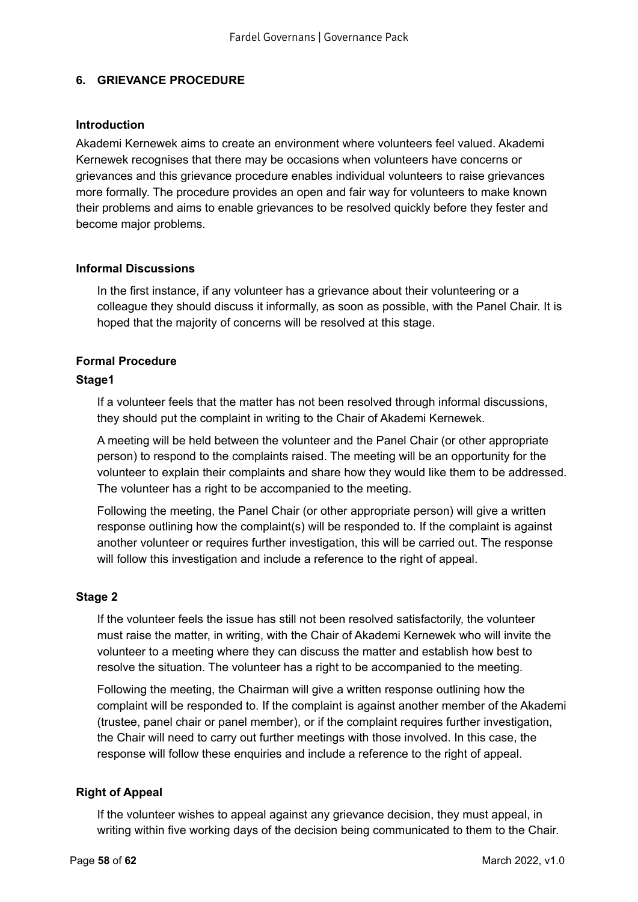## 6. GRIEVANCE PROCEDURE

### Introduction

Akademi Kernewek aims to create an environment where volunteers feel valued. Akademi Kernewek recognises that there may be occasions when volunteers have concerns or grievances and this grievance procedure enables individual volunteers to raise grievances more formally. The procedure provides an open and fair way for volunteers to make known their problems and aims to enable grievances to be resolved quickly before they fester and become major problems.

### Informal Discussions

In the first instance, if any volunteer has a grievance about their volunteering or a colleague they should discuss it informally, as soon as possible, with the Panel Chair. It is hoped that the majority of concerns will be resolved at this stage.

### Formal Procedure

#### Stage1

If a volunteer feels that the matter has not been resolved through informal discussions, they should put the complaint in writing to the Chair of Akademi Kernewek.

A meeting will be held between the volunteer and the Panel Chair (or other appropriate person) to respond to the complaints raised. The meeting will be an opportunity for the volunteer to explain their complaints and share how they would like them to be addressed. The volunteer has a right to be accompanied to the meeting.

Following the meeting, the Panel Chair (or other appropriate person) will give a written response outlining how the complaint(s) will be responded to. If the complaint is against another volunteer or requires further investigation, this will be carried out. The response will follow this investigation and include a reference to the right of appeal.

#### Stage 2

If the volunteer feels the issue has still not been resolved satisfactorily, the volunteer must raise the matter, in writing, with the Chair of Akademi Kernewek who will invite the volunteer to a meeting where they can discuss the matter and establish how best to resolve the situation. The volunteer has a right to be accompanied to the meeting.

Following the meeting, the Chairman will give a written response outlining how the complaint will be responded to. If the complaint is against another member of the Akademi (trustee, panel chair or panel member), or if the complaint requires further investigation, the Chair will need to carry out further meetings with those involved. In this case, the response will follow these enquiries and include a reference to the right of appeal.

### Right of Appeal

If the volunteer wishes to appeal against any grievance decision, they must appeal, in writing within five working days of the decision being communicated to them to the Chair.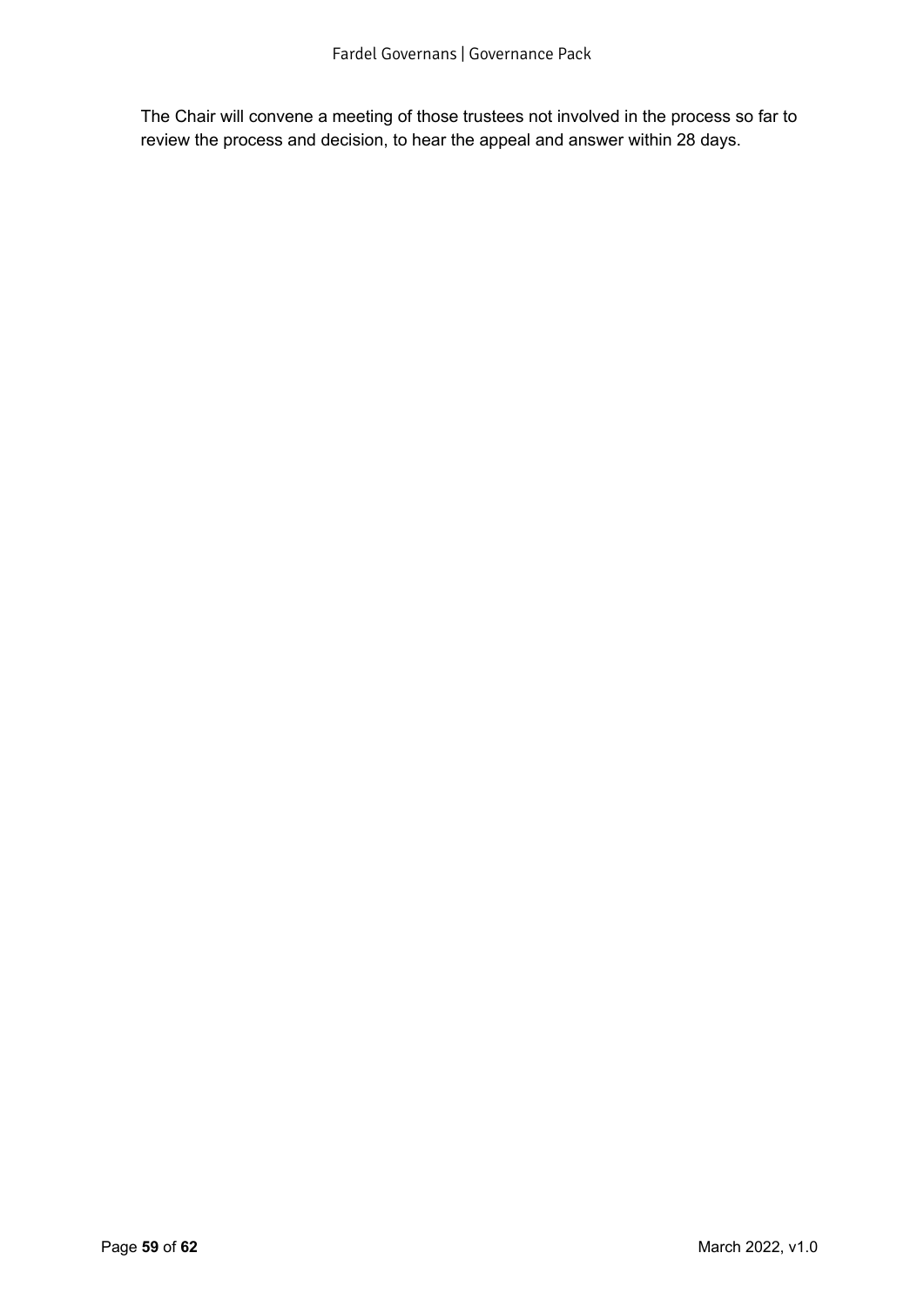The Chair will convene a meeting of those trustees not involved in the process so far to review the process and decision, to hear the appeal and answer within 28 days.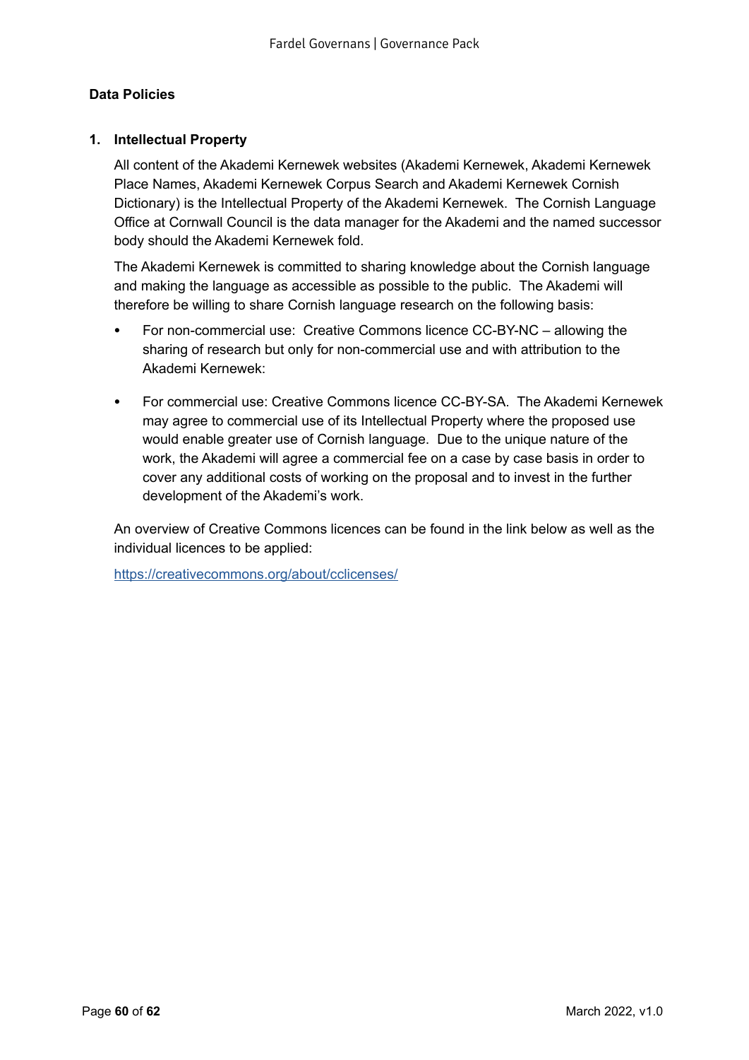**Data Policies**

1. **Intellectual Property**

   All content of the Akademi Kernewek websites (Akademi Kernewek, Akademi Kernewek Place Names, Akademi Kernewek Corpus Search and Akademi Kernewek Cornish Dictionary) is the Intellectual Property of the Akademi Kernewek. The Cornish Language Office at Cornwall Council is the data manager for the Akademi and the named successor body should the Akademi Kernewek fold.

   The Akademi Kernewek is committed to sharing knowledge about the Cornish language and making the language as accessible as possible to the public. The Akademi will therefore be willing to share Cornish language research on the following basis:

   - For non-commercial use: Creative Commons licence CC-BY-NC – allowing the sharing of research but only for non-commercial use and with attribution to the Akademi Kernewek:

   - For commercial use: Creative Commons licence CC-BY-SA. The Akademi Kernewek may agree to commercial use of its Intellectual Property where the proposed use would enable greater use of Cornish language. Due to the unique nature of the work, the Akademi will agree a commercial fee on a case by case basis in order to cover any additional costs of working on the proposal and to invest in the further development of the Akademi's work.

   An overview of Creative Commons licences can be found in the link below as well as the individual licences to be applied:

   https://creativecommons.org/about/cclicenses/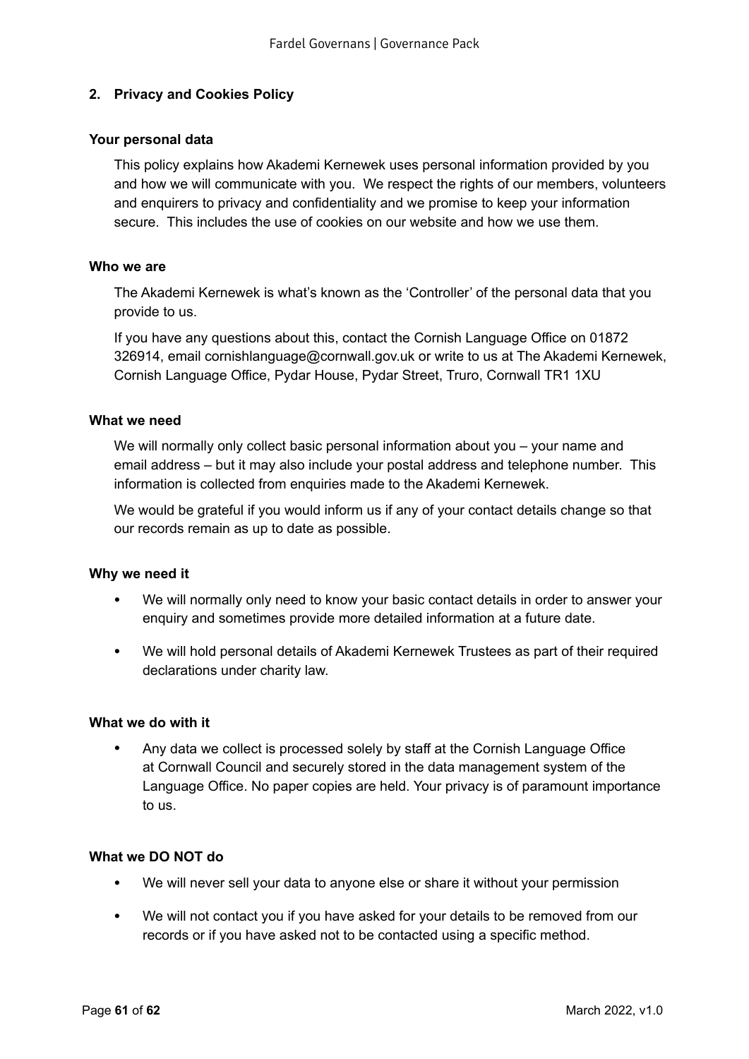## 2. Privacy and Cookies Policy

### Your personal data

This policy explains how Akademi Kernewek uses personal information provided by you and how we will communicate with you. We respect the rights of our members, volunteers and enquirers to privacy and confidentiality and we promise to keep your information secure. This includes the use of cookies on our website and how we use them.

### Who we are

The Akademi Kernewek is what's known as the 'Controller' of the personal data that you provide to us.

If you have any questions about this, contact the Cornish Language Office on 01872 326914, email cornishlanguage@cornwall.gov.uk or write to us at The Akademi Kernewek, Cornish Language Office, Pydar House, Pydar Street, Truro, Cornwall TR1 1XU

### What we need

We will normally only collect basic personal information about you – your name and email address – but it may also include your postal address and telephone number. This information is collected from enquiries made to the Akademi Kernewek.

We would be grateful if you would inform us if any of your contact details change so that our records remain as up to date as possible.

### Why we need it

- We will normally only need to know your basic contact details in order to answer your enquiry and sometimes provide more detailed information at a future date.
- We will hold personal details of Akademi Kernewek Trustees as part of their required declarations under charity law.

### What we do with it

- Any data we collect is processed solely by staff at the Cornish Language Office at Cornwall Council and securely stored in the data management system of the Language Office. No paper copies are held. Your privacy is of paramount importance to us.

### What we DO NOT do

- We will never sell your data to anyone else or share it without your permission
- We will not contact you if you have asked for your details to be removed from our records or if you have asked not to be contacted using a specific method.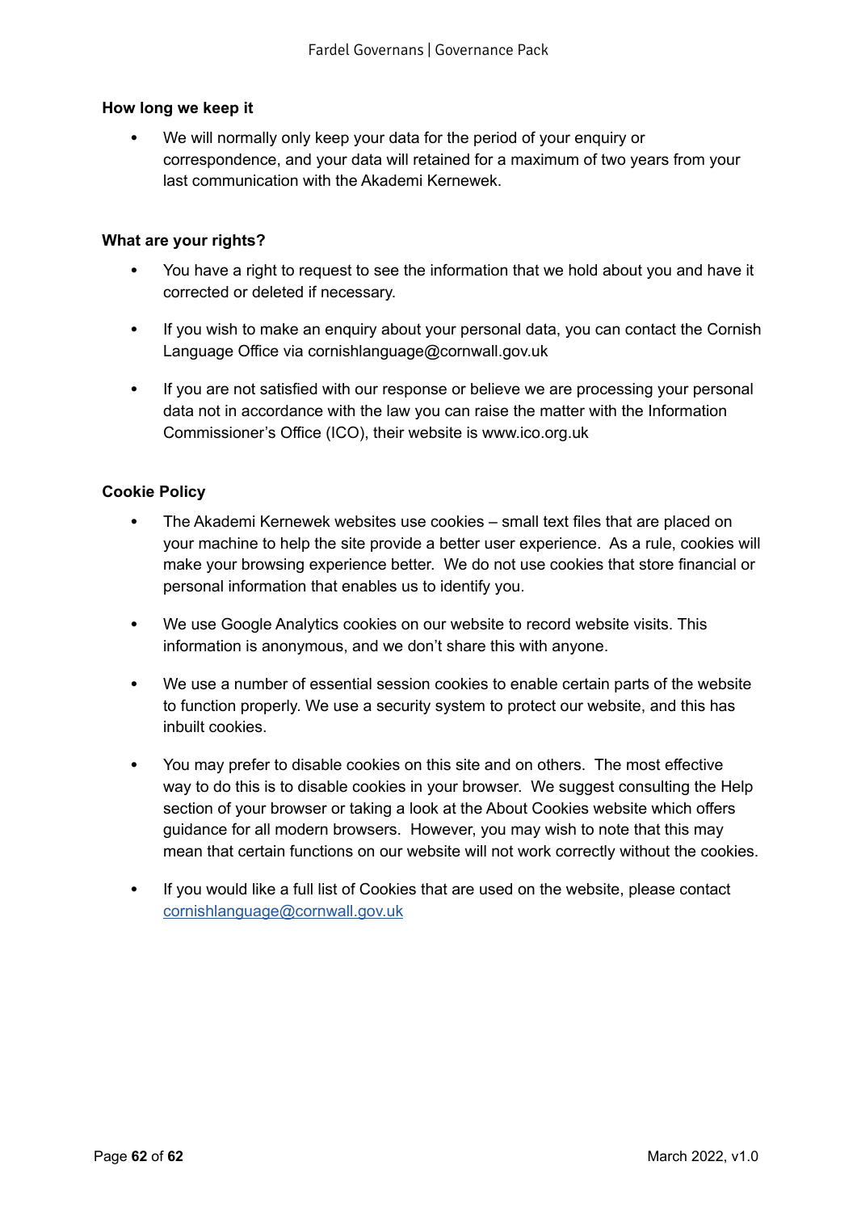**How long we keep it**

- We will normally only keep your data for the period of your enquiry or correspondence, and your data will retained for a maximum of two years from your last communication with the Akademi Kernewek.

**What are your rights?**

- You have a right to request to see the information that we hold about you and have it corrected or deleted if necessary.
- If you wish to make an enquiry about your personal data, you can contact the Cornish Language Office via cornishlanguage@cornwall.gov.uk
- If you are not satisfied with our response or believe we are processing your personal data not in accordance with the law you can raise the matter with the Information Commissioner's Office (ICO), their website is www.ico.org.uk

**Cookie Policy**

- The Akademi Kernewek websites use cookies – small text files that are placed on your machine to help the site provide a better user experience. As a rule, cookies will make your browsing experience better. We do not use cookies that store financial or personal information that enables us to identify you.
- We use Google Analytics cookies on our website to record website visits. This information is anonymous, and we don't share this with anyone.
- We use a number of essential session cookies to enable certain parts of the website to function properly. We use a security system to protect our website, and this has inbuilt cookies.
- You may prefer to disable cookies on this site and on others. The most effective way to do this is to disable cookies in your browser. We suggest consulting the Help section of your browser or taking a look at the About Cookies website which offers guidance for all modern browsers. However, you may wish to note that this may mean that certain functions on our website will not work correctly without the cookies.
- If you would like a full list of Cookies that are used on the website, please contact cornishlanguage@cornwall.gov.uk